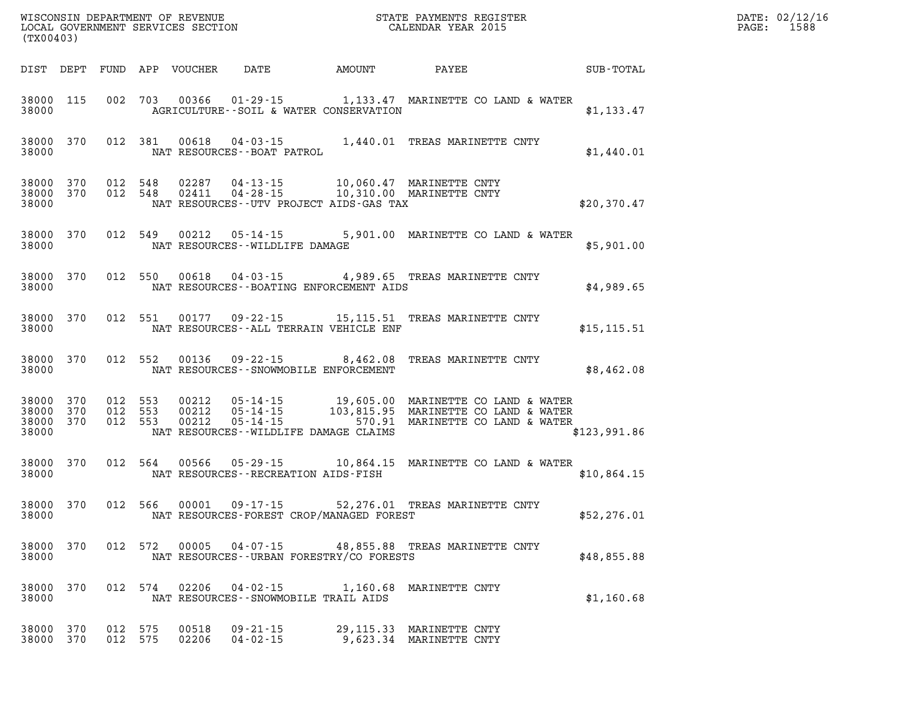WISCONSIN DEPARTMENT OF REVENUE
LOCAL GOVERNMENT SERVICES SECTION
(TX00403)

STATE PAYMENTS REGISTER
CALENDAR YEAR 2015

DATE: 02/12/16
PAGE: 1588

| DIST | DEPT | FUND | APP | VOUCHER | DATE | AMOUNT | PAYEE | SUB-TOTAL |
|---|---|---|---|---|---|---|---|---|
| 38000 | 115 | 002 | 703 | 00366 | 01-29-15 | 1,133.47 | MARINETTE CO LAND & WATER | |
| 38000 | | | | AGRICULTURE--SOIL & WATER CONSERVATION | | | | $1,133.47 |
| 38000 | 370 | 012 | 381 | 00618 | 04-03-15 | 1,440.01 | TREAS MARINETTE CNTY | |
| 38000 | | | | NAT RESOURCES--BOAT PATROL | | | | $1,440.01 |
| 38000 | 370 | 012 | 548 | 02287 | 04-13-15 | 10,060.47 | MARINETTE CNTY | |
| 38000 | 370 | 012 | 548 | 02411 | 04-28-15 | 10,310.00 | MARINETTE CNTY | |
| 38000 | | | | NAT RESOURCES--UTV PROJECT AIDS-GAS TAX | | | | $20,370.47 |
| 38000 | 370 | 012 | 549 | 00212 | 05-14-15 | 5,901.00 | MARINETTE CO LAND & WATER | |
| 38000 | | | | NAT RESOURCES--WILDLIFE DAMAGE | | | | $5,901.00 |
| 38000 | 370 | 012 | 550 | 00618 | 04-03-15 | 4,989.65 | TREAS MARINETTE CNTY | |
| 38000 | | | | NAT RESOURCES--BOATING ENFORCEMENT AIDS | | | | $4,989.65 |
| 38000 | 370 | 012 | 551 | 00177 | 09-22-15 | 15,115.51 | TREAS MARINETTE CNTY | |
| 38000 | | | | NAT RESOURCES--ALL TERRAIN VEHICLE ENF | | | | $15,115.51 |
| 38000 | 370 | 012 | 552 | 00136 | 09-22-15 | 8,462.08 | TREAS MARINETTE CNTY | |
| 38000 | | | | NAT RESOURCES--SNOWMOBILE ENFORCEMENT | | | | $8,462.08 |
| 38000 | 370 | 012 | 553 | 00212 | 05-14-15 | 19,605.00 | MARINETTE CO LAND & WATER | |
| 38000 | 370 | 012 | 553 | 00212 | 05-14-15 | 103,815.95 | MARINETTE CO LAND & WATER | |
| 38000 | 370 | 012 | 553 | 00212 | 05-14-15 | 570.91 | MARINETTE CO LAND & WATER | |
| 38000 | | | | NAT RESOURCES--WILDLIFE DAMAGE CLAIMS | | | | $123,991.86 |
| 38000 | 370 | 012 | 564 | 00566 | 05-29-15 | 10,864.15 | MARINETTE CO LAND & WATER | |
| 38000 | | | | NAT RESOURCES--RECREATION AIDS-FISH | | | | $10,864.15 |
| 38000 | 370 | 012 | 566 | 00001 | 09-17-15 | 52,276.01 | TREAS MARINETTE CNTY | |
| 38000 | | | | NAT RESOURCES-FOREST CROP/MANAGED FOREST | | | | $52,276.01 |
| 38000 | 370 | 012 | 572 | 00005 | 04-07-15 | 48,855.88 | TREAS MARINETTE CNTY | |
| 38000 | | | | NAT RESOURCES--URBAN FORESTRY/CO FORESTS | | | | $48,855.88 |
| 38000 | 370 | 012 | 574 | 02206 | 04-02-15 | 1,160.68 | MARINETTE CNTY | |
| 38000 | | | | NAT RESOURCES--SNOWMOBILE TRAIL AIDS | | | | $1,160.68 |
| 38000 | 370 | 012 | 575 | 00518 | 09-21-15 | 29,115.33 | MARINETTE CNTY | |
| 38000 | 370 | 012 | 575 | 02206 | 04-02-15 | 9,623.34 | MARINETTE CNTY | |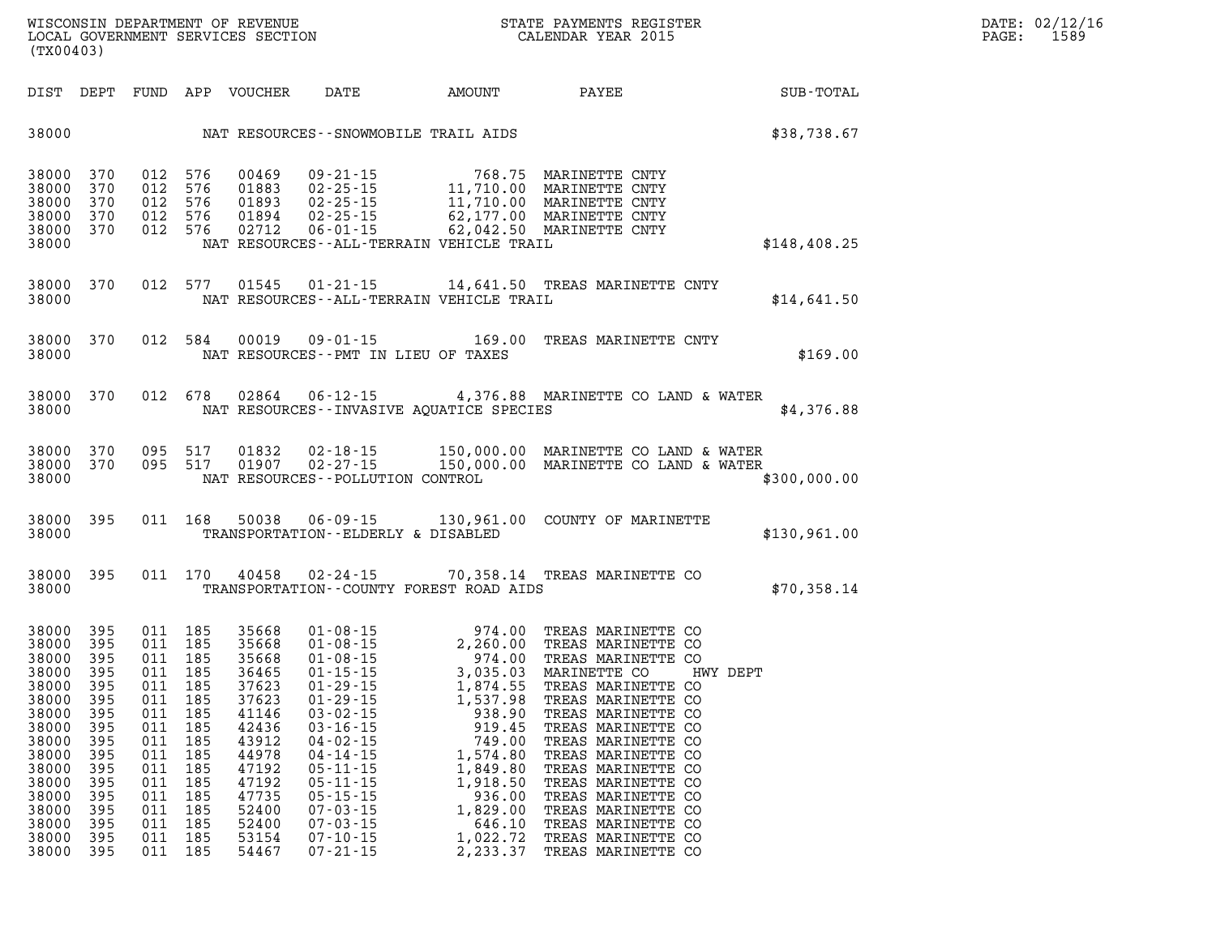WISCONSIN DEPARTMENT OF REVENUE
LOCAL GOVERNMENT SERVICES SECTION
(TX00403)

STATE PAYMENTS REGISTER
CALENDAR YEAR 2015

DATE: 02/12/16
PAGE: 1589

| DIST | DEPT | FUND | APP | VOUCHER | DATE | AMOUNT | PAYEE | SUB-TOTAL |
|---|---|---|---|---|---|---|---|---|
| 38000 | | | | | NAT RESOURCES--SNOWMOBILE TRAIL AIDS | | | $38,738.67 |
| 38000 | 370 | 012 | 576 | 00469 | 09-21-15 | 768.75 | MARINETTE CNTY | |
| 38000 | 370 | 012 | 576 | 01883 | 02-25-15 | 11,710.00 | MARINETTE CNTY | |
| 38000 | 370 | 012 | 576 | 01893 | 02-25-15 | 11,710.00 | MARINETTE CNTY | |
| 38000 | 370 | 012 | 576 | 01894 | 02-25-15 | 62,177.00 | MARINETTE CNTY | |
| 38000 | 370 | 012 | 576 | 02712 | 06-01-15 | 62,042.50 | MARINETTE CNTY | |
| 38000 | | | | | NAT RESOURCES--ALL-TERRAIN VEHICLE TRAIL | | | $148,408.25 |
| 38000 | 370 | 012 | 577 | 01545 | 01-21-15 | 14,641.50 | TREAS MARINETTE CNTY | |
| 38000 | | | | | NAT RESOURCES--ALL-TERRAIN VEHICLE TRAIL | | | $14,641.50 |
| 38000 | 370 | 012 | 584 | 00019 | 09-01-15 | 169.00 | TREAS MARINETTE CNTY | |
| 38000 | | | | | NAT RESOURCES--PMT IN LIEU OF TAXES | | | $169.00 |
| 38000 | 370 | 012 | 678 | 02864 | 06-12-15 | 4,376.88 | MARINETTE CO LAND & WATER | |
| 38000 | | | | | NAT RESOURCES--INVASIVE AQUATICE SPECIES | | | $4,376.88 |
| 38000 | 370 | 095 | 517 | 01832 | 02-18-15 | 150,000.00 | MARINETTE CO LAND & WATER | |
| 38000 | 370 | 095 | 517 | 01907 | 02-27-15 | 150,000.00 | MARINETTE CO LAND & WATER | |
| 38000 | | | | | NAT RESOURCES--POLLUTION CONTROL | | | $300,000.00 |
| 38000 | 395 | 011 | 168 | 50038 | 06-09-15 | 130,961.00 | COUNTY OF MARINETTE | |
| 38000 | | | | | TRANSPORTATION--ELDERLY & DISABLED | | | $130,961.00 |
| 38000 | 395 | 011 | 170 | 40458 | 02-24-15 | 70,358.14 | TREAS MARINETTE CO | |
| 38000 | | | | | TRANSPORTATION--COUNTY FOREST ROAD AIDS | | | $70,358.14 |
| 38000 | 395 | 011 | 185 | 35668 | 01-08-15 | 974.00 | TREAS MARINETTE CO | |
| 38000 | 395 | 011 | 185 | 35668 | 01-08-15 | 2,260.00 | TREAS MARINETTE CO | |
| 38000 | 395 | 011 | 185 | 35668 | 01-08-15 | 974.00 | TREAS MARINETTE CO | |
| 38000 | 395 | 011 | 185 | 36465 | 01-15-15 | 3,035.03 | MARINETTE CO HWY DEPT | |
| 38000 | 395 | 011 | 185 | 37623 | 01-29-15 | 1,874.55 | TREAS MARINETTE CO | |
| 38000 | 395 | 011 | 185 | 37623 | 01-29-15 | 1,537.98 | TREAS MARINETTE CO | |
| 38000 | 395 | 011 | 185 | 41146 | 03-02-15 | 938.90 | TREAS MARINETTE CO | |
| 38000 | 395 | 011 | 185 | 42436 | 03-16-15 | 919.45 | TREAS MARINETTE CO | |
| 38000 | 395 | 011 | 185 | 43912 | 04-02-15 | 749.00 | TREAS MARINETTE CO | |
| 38000 | 395 | 011 | 185 | 44978 | 04-14-15 | 1,574.80 | TREAS MARINETTE CO | |
| 38000 | 395 | 011 | 185 | 47192 | 05-11-15 | 1,849.80 | TREAS MARINETTE CO | |
| 38000 | 395 | 011 | 185 | 47192 | 05-11-15 | 1,918.50 | TREAS MARINETTE CO | |
| 38000 | 395 | 011 | 185 | 47735 | 05-15-15 | 936.00 | TREAS MARINETTE CO | |
| 38000 | 395 | 011 | 185 | 52400 | 07-03-15 | 1,829.00 | TREAS MARINETTE CO | |
| 38000 | 395 | 011 | 185 | 52400 | 07-03-15 | 646.10 | TREAS MARINETTE CO | |
| 38000 | 395 | 011 | 185 | 53154 | 07-10-15 | 1,022.72 | TREAS MARINETTE CO | |
| 38000 | 395 | 011 | 185 | 54467 | 07-21-15 | 2,233.37 | TREAS MARINETTE CO | |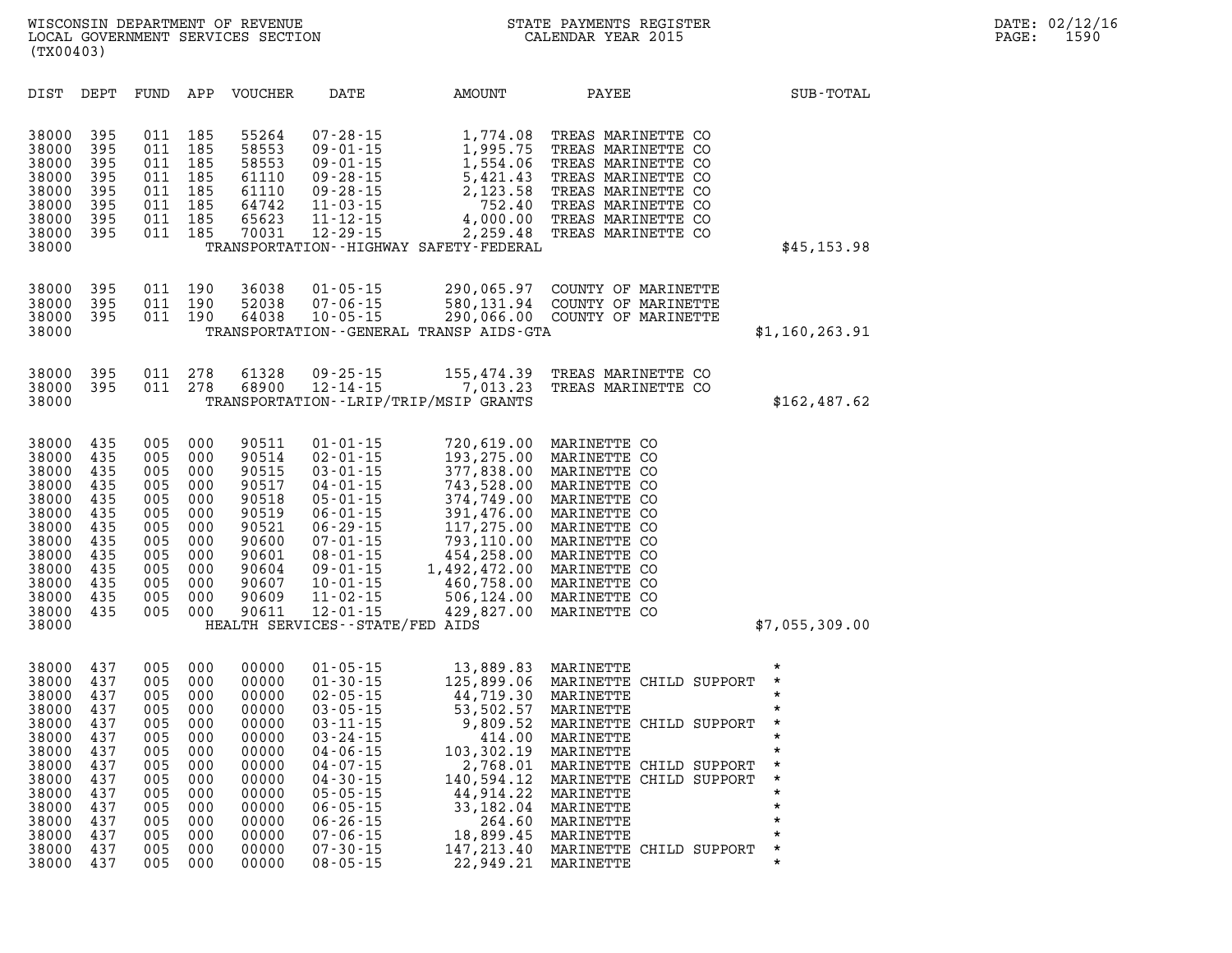| DIST | DEPT | FUND | APP | VOUCHER | DATE | AMOUNT | PAYEE | SUB-TOTAL |
|---|---|---|---|---|---|---|---|---|
| 38000 | 395 | 011 | 185 | 55264 | 07-28-15 | 1,774.08 | TREAS MARINETTE CO | |
| 38000 | 395 | 011 | 185 | 58553 | 09-01-15 | 1,995.75 | TREAS MARINETTE CO | |
| 38000 | 395 | 011 | 185 | 58553 | 09-01-15 | 1,554.06 | TREAS MARINETTE CO | |
| 38000 | 395 | 011 | 185 | 61110 | 09-28-15 | 5,421.43 | TREAS MARINETTE CO | |
| 38000 | 395 | 011 | 185 | 61110 | 09-28-15 | 2,123.58 | TREAS MARINETTE CO | |
| 38000 | 395 | 011 | 185 | 64742 | 11-03-15 | 752.40 | TREAS MARINETTE CO | |
| 38000 | 395 | 011 | 185 | 65623 | 11-12-15 | 4,000.00 | TREAS MARINETTE CO | |
| 38000 | 395 | 011 | 185 | 70031 | 12-29-15 | 2,259.48 | TREAS MARINETTE CO | |
| 38000 | | | | | TRANSPORTATION--HIGHWAY SAFETY-FEDERAL | | | $45,153.98 |
| 38000 | 395 | 011 | 190 | 36038 | 01-05-15 | 290,065.97 | COUNTY OF MARINETTE | |
| 38000 | 395 | 011 | 190 | 52038 | 07-06-15 | 580,131.94 | COUNTY OF MARINETTE | |
| 38000 | 395 | 011 | 190 | 64038 | 10-05-15 | 290,066.00 | COUNTY OF MARINETTE | |
| 38000 | | | | | TRANSPORTATION--GENERAL TRANSP AIDS-GTA | | | $1,160,263.91 |
| 38000 | 395 | 011 | 278 | 61328 | 09-25-15 | 155,474.39 | TREAS MARINETTE CO | |
| 38000 | 395 | 011 | 278 | 68900 | 12-14-15 | 7,013.23 | TREAS MARINETTE CO | |
| 38000 | | | | | TRANSPORTATION--LRIP/TRIP/MSIP GRANTS | | | $162,487.62 |
| 38000 | 435 | 005 | 000 | 90511 | 01-01-15 | 720,619.00 | MARINETTE CO | |
| 38000 | 435 | 005 | 000 | 90514 | 02-01-15 | 193,275.00 | MARINETTE CO | |
| 38000 | 435 | 005 | 000 | 90515 | 03-01-15 | 377,838.00 | MARINETTE CO | |
| 38000 | 435 | 005 | 000 | 90517 | 04-01-15 | 743,528.00 | MARINETTE CO | |
| 38000 | 435 | 005 | 000 | 90518 | 05-01-15 | 374,749.00 | MARINETTE CO | |
| 38000 | 435 | 005 | 000 | 90519 | 06-01-15 | 391,476.00 | MARINETTE CO | |
| 38000 | 435 | 005 | 000 | 90521 | 06-29-15 | 117,275.00 | MARINETTE CO | |
| 38000 | 435 | 005 | 000 | 90600 | 07-01-15 | 793,110.00 | MARINETTE CO | |
| 38000 | 435 | 005 | 000 | 90601 | 08-01-15 | 454,258.00 | MARINETTE CO | |
| 38000 | 435 | 005 | 000 | 90604 | 09-01-15 | 1,492,472.00 | MARINETTE CO | |
| 38000 | 435 | 005 | 000 | 90607 | 10-01-15 | 460,758.00 | MARINETTE CO | |
| 38000 | 435 | 005 | 000 | 90609 | 11-02-15 | 506,124.00 | MARINETTE CO | |
| 38000 | 435 | 005 | 000 | 90611 | 12-01-15 | 429,827.00 | MARINETTE CO | |
| 38000 | | | | | HEALTH SERVICES--STATE/FED AIDS | | | $7,055,309.00 |
| 38000 | 437 | 005 | 000 | 00000 | 01-05-15 | 13,889.83 | MARINETTE | * |
| 38000 | 437 | 005 | 000 | 00000 | 01-30-15 | 125,899.06 | MARINETTE CHILD SUPPORT | * |
| 38000 | 437 | 005 | 000 | 00000 | 02-05-15 | 44,719.30 | MARINETTE | * |
| 38000 | 437 | 005 | 000 | 00000 | 03-05-15 | 53,502.57 | MARINETTE | * |
| 38000 | 437 | 005 | 000 | 00000 | 03-11-15 | 9,809.52 | MARINETTE CHILD SUPPORT | * |
| 38000 | 437 | 005 | 000 | 00000 | 03-24-15 | 414.00 | MARINETTE | * |
| 38000 | 437 | 005 | 000 | 00000 | 04-06-15 | 103,302.19 | MARINETTE | * |
| 38000 | 437 | 005 | 000 | 00000 | 04-07-15 | 2,768.01 | MARINETTE CHILD SUPPORT | * |
| 38000 | 437 | 005 | 000 | 00000 | 04-30-15 | 140,594.12 | MARINETTE CHILD SUPPORT | * |
| 38000 | 437 | 005 | 000 | 00000 | 05-05-15 | 44,914.22 | MARINETTE | * |
| 38000 | 437 | 005 | 000 | 00000 | 06-05-15 | 33,182.04 | MARINETTE | * |
| 38000 | 437 | 005 | 000 | 00000 | 06-26-15 | 264.60 | MARINETTE | * |
| 38000 | 437 | 005 | 000 | 00000 | 07-06-15 | 18,899.45 | MARINETTE | * |
| 38000 | 437 | 005 | 000 | 00000 | 07-30-15 | 147,213.40 | MARINETTE CHILD SUPPORT | * |
| 38000 | 437 | 005 | 000 | 00000 | 08-05-15 | 22,949.21 | MARINETTE | * |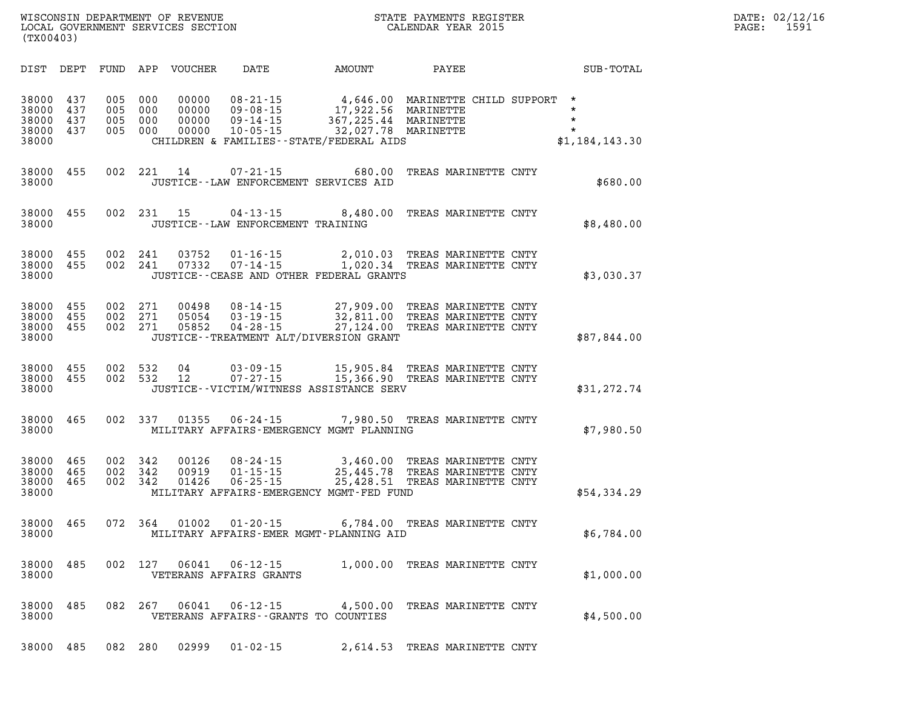| DIST | DEPT | FUND | APP | VOUCHER | DATE | AMOUNT | PAYEE | SUB-TOTAL |
|---|---|---|---|---|---|---|---|---|
| 38000 | 437 | 005 | 000 | 00000 | 08-21-15 | 4,646.00 | MARINETTE CHILD SUPPORT | * |
| 38000 | 437 | 005 | 000 | 00000 | 09-08-15 | 17,922.56 | MARINETTE | * |
| 38000 | 437 | 005 | 000 | 00000 | 09-14-15 | 367,225.44 | MARINETTE | * |
| 38000 | 437 | 005 | 000 | 00000 | 10-05-15 | 32,027.78 | MARINETTE | * |
| 38000 | | | | | CHILDREN & FAMILIES--STATE/FEDERAL AIDS | | | $1,184,143.30 |
| 38000 | 455 | 002 | 221 | 14 | 07-21-15 | 680.00 | TREAS MARINETTE CNTY | |
| 38000 | | | | | JUSTICE--LAW ENFORCEMENT SERVICES AID | | | $680.00 |
| 38000 | 455 | 002 | 231 | 15 | 04-13-15 | 8,480.00 | TREAS MARINETTE CNTY | |
| 38000 | | | | | JUSTICE--LAW ENFORCEMENT TRAINING | | | $8,480.00 |
| 38000 | 455 | 002 | 241 | 03752 | 01-16-15 | 2,010.03 | TREAS MARINETTE CNTY | |
| 38000 | 455 | 002 | 241 | 07332 | 07-14-15 | 1,020.34 | TREAS MARINETTE CNTY | |
| 38000 | | | | | JUSTICE--CEASE AND OTHER FEDERAL GRANTS | | | $3,030.37 |
| 38000 | 455 | 002 | 271 | 00498 | 08-14-15 | 27,909.00 | TREAS MARINETTE CNTY | |
| 38000 | 455 | 002 | 271 | 05054 | 03-19-15 | 32,811.00 | TREAS MARINETTE CNTY | |
| 38000 | 455 | 002 | 271 | 05852 | 04-28-15 | 27,124.00 | TREAS MARINETTE CNTY | |
| 38000 | | | | | JUSTICE--TREATMENT ALT/DIVERSION GRANT | | | $87,844.00 |
| 38000 | 455 | 002 | 532 | 04 | 03-09-15 | 15,905.84 | TREAS MARINETTE CNTY | |
| 38000 | 455 | 002 | 532 | 12 | 07-27-15 | 15,366.90 | TREAS MARINETTE CNTY | |
| 38000 | | | | | JUSTICE--VICTIM/WITNESS ASSISTANCE SERV | | | $31,272.74 |
| 38000 | 465 | 002 | 337 | 01355 | 06-24-15 | 7,980.50 | TREAS MARINETTE CNTY | |
| 38000 | | | | | MILITARY AFFAIRS-EMERGENCY MGMT PLANNING | | | $7,980.50 |
| 38000 | 465 | 002 | 342 | 00126 | 08-24-15 | 3,460.00 | TREAS MARINETTE CNTY | |
| 38000 | 465 | 002 | 342 | 00919 | 01-15-15 | 25,445.78 | TREAS MARINETTE CNTY | |
| 38000 | 465 | 002 | 342 | 01426 | 06-25-15 | 25,428.51 | TREAS MARINETTE CNTY | |
| 38000 | | | | | MILITARY AFFAIRS-EMERGENCY MGMT-FED FUND | | | $54,334.29 |
| 38000 | 465 | 072 | 364 | 01002 | 01-20-15 | 6,784.00 | TREAS MARINETTE CNTY | |
| 38000 | | | | | MILITARY AFFAIRS-EMER MGMT-PLANNING AID | | | $6,784.00 |
| 38000 | 485 | 002 | 127 | 06041 | 06-12-15 | 1,000.00 | TREAS MARINETTE CNTY | |
| 38000 | | | | | VETERANS AFFAIRS GRANTS | | | $1,000.00 |
| 38000 | 485 | 082 | 267 | 06041 | 06-12-15 | 4,500.00 | TREAS MARINETTE CNTY | |
| 38000 | | | | | VETERANS AFFAIRS--GRANTS TO COUNTIES | | | $4,500.00 |
| 38000 | 485 | 082 | 280 | 02999 | 01-02-15 | 2,614.53 | TREAS MARINETTE CNTY | |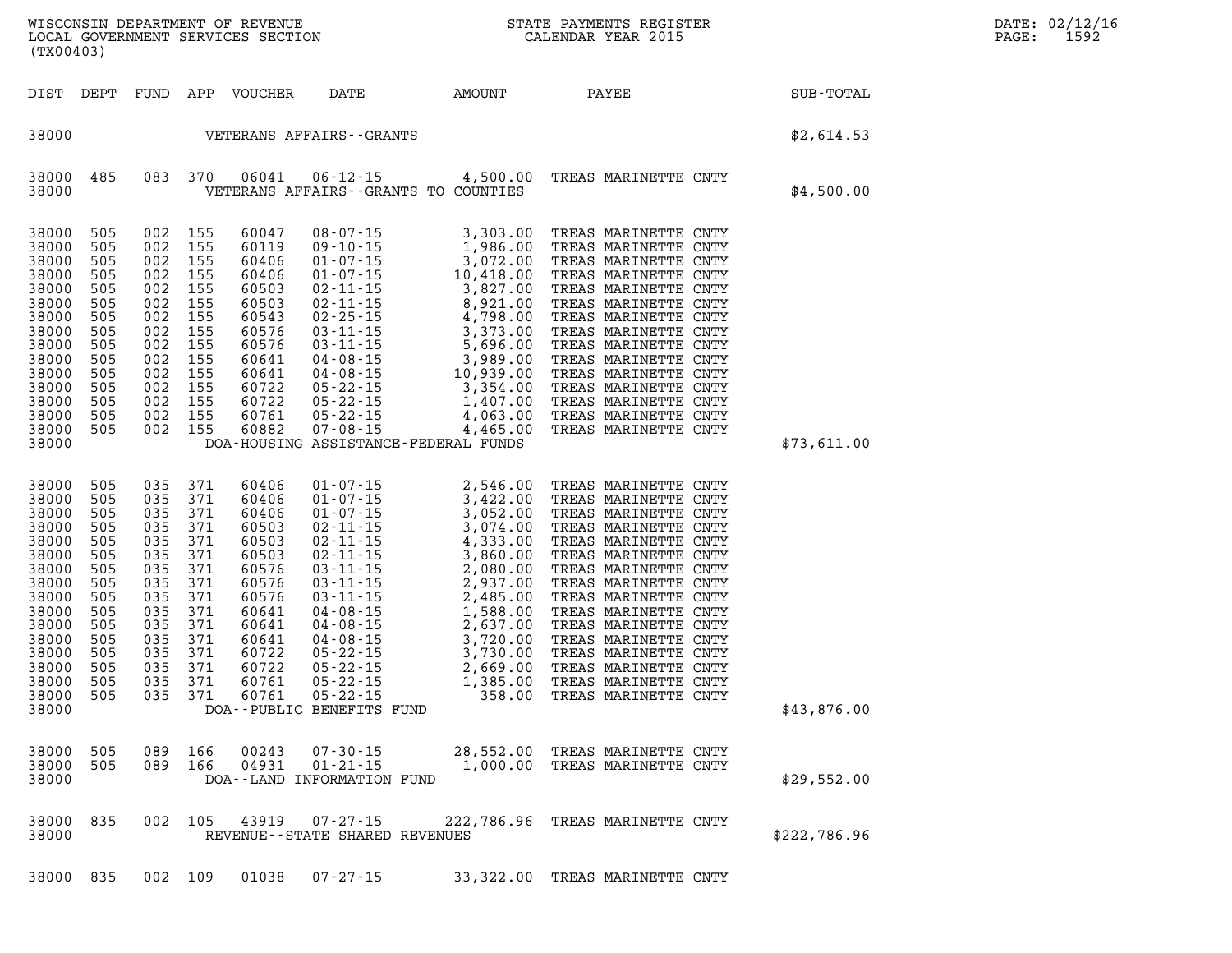WISCONSIN DEPARTMENT OF REVENUE
LOCAL GOVERNMENT SERVICES SECTION
(TX00403)

STATE PAYMENTS REGISTER
CALENDAR YEAR 2015

DATE: 02/12/16

| DIST | DEPT | FUND | APP | VOUCHER | DATE | AMOUNT | PAYEE | SUB-TOTAL |
|---|---|---|---|---|---|---|---|---|
| 38000 | | | | VETERANS AFFAIRS--GRANTS | | | | $2,614.53 |
| 38000 | 485 | 083 | 370 | 06041 | 06-12-15 | 4,500.00 | TREAS MARINETTE CNTY | |
| 38000 | | | | VETERANS AFFAIRS--GRANTS TO COUNTIES | | | | $4,500.00 |
| 38000 | 505 | 002 | 155 | 60047 | 08-07-15 | 3,303.00 | TREAS MARINETTE CNTY | |
| 38000 | 505 | 002 | 155 | 60119 | 09-10-15 | 1,986.00 | TREAS MARINETTE CNTY | |
| 38000 | 505 | 002 | 155 | 60406 | 01-07-15 | 3,072.00 | TREAS MARINETTE CNTY | |
| 38000 | 505 | 002 | 155 | 60406 | 01-07-15 | 10,418.00 | TREAS MARINETTE CNTY | |
| 38000 | 505 | 002 | 155 | 60503 | 02-11-15 | 3,827.00 | TREAS MARINETTE CNTY | |
| 38000 | 505 | 002 | 155 | 60503 | 02-11-15 | 8,921.00 | TREAS MARINETTE CNTY | |
| 38000 | 505 | 002 | 155 | 60543 | 02-25-15 | 4,798.00 | TREAS MARINETTE CNTY | |
| 38000 | 505 | 002 | 155 | 60576 | 03-11-15 | 3,373.00 | TREAS MARINETTE CNTY | |
| 38000 | 505 | 002 | 155 | 60576 | 03-11-15 | 5,696.00 | TREAS MARINETTE CNTY | |
| 38000 | 505 | 002 | 155 | 60641 | 04-08-15 | 3,989.00 | TREAS MARINETTE CNTY | |
| 38000 | 505 | 002 | 155 | 60641 | 04-08-15 | 10,939.00 | TREAS MARINETTE CNTY | |
| 38000 | 505 | 002 | 155 | 60722 | 05-22-15 | 3,354.00 | TREAS MARINETTE CNTY | |
| 38000 | 505 | 002 | 155 | 60722 | 05-22-15 | 1,407.00 | TREAS MARINETTE CNTY | |
| 38000 | 505 | 002 | 155 | 60761 | 05-22-15 | 4,063.00 | TREAS MARINETTE CNTY | |
| 38000 | 505 | 002 | 155 | 60882 | 07-08-15 | 4,465.00 | TREAS MARINETTE CNTY | |
| 38000 | | | | DOA-HOUSING ASSISTANCE-FEDERAL FUNDS | | | | $73,611.00 |
| 38000 | 505 | 035 | 371 | 60406 | 01-07-15 | 2,546.00 | TREAS MARINETTE CNTY | |
| 38000 | 505 | 035 | 371 | 60406 | 01-07-15 | 3,422.00 | TREAS MARINETTE CNTY | |
| 38000 | 505 | 035 | 371 | 60406 | 01-07-15 | 3,052.00 | TREAS MARINETTE CNTY | |
| 38000 | 505 | 035 | 371 | 60503 | 02-11-15 | 3,074.00 | TREAS MARINETTE CNTY | |
| 38000 | 505 | 035 | 371 | 60503 | 02-11-15 | 4,333.00 | TREAS MARINETTE CNTY | |
| 38000 | 505 | 035 | 371 | 60503 | 02-11-15 | 3,860.00 | TREAS MARINETTE CNTY | |
| 38000 | 505 | 035 | 371 | 60576 | 03-11-15 | 2,080.00 | TREAS MARINETTE CNTY | |
| 38000 | 505 | 035 | 371 | 60576 | 03-11-15 | 2,937.00 | TREAS MARINETTE CNTY | |
| 38000 | 505 | 035 | 371 | 60576 | 03-11-15 | 2,485.00 | TREAS MARINETTE CNTY | |
| 38000 | 505 | 035 | 371 | 60641 | 04-08-15 | 1,588.00 | TREAS MARINETTE CNTY | |
| 38000 | 505 | 035 | 371 | 60641 | 04-08-15 | 2,637.00 | TREAS MARINETTE CNTY | |
| 38000 | 505 | 035 | 371 | 60641 | 04-08-15 | 3,720.00 | TREAS MARINETTE CNTY | |
| 38000 | 505 | 035 | 371 | 60722 | 05-22-15 | 3,730.00 | TREAS MARINETTE CNTY | |
| 38000 | 505 | 035 | 371 | 60722 | 05-22-15 | 2,669.00 | TREAS MARINETTE CNTY | |
| 38000 | 505 | 035 | 371 | 60761 | 05-22-15 | 1,385.00 | TREAS MARINETTE CNTY | |
| 38000 | 505 | 035 | 371 | 60761 | 05-22-15 | 358.00 | TREAS MARINETTE CNTY | |
| 38000 | | | | DOA--PUBLIC BENEFITS FUND | | | | $43,876.00 |
| 38000 | 505 | 089 | 166 | 00243 | 07-30-15 | 28,552.00 | TREAS MARINETTE CNTY | |
| 38000 | 505 | 089 | 166 | 04931 | 01-21-15 | 1,000.00 | TREAS MARINETTE CNTY | |
| 38000 | | | | DOA--LAND INFORMATION FUND | | | | $29,552.00 |
| 38000 | 835 | 002 | 105 | 43919 | 07-27-15 | 222,786.96 | TREAS MARINETTE CNTY | |
| 38000 | | | | REVENUE--STATE SHARED REVENUES | | | | $222,786.96 |
| 38000 | 835 | 002 | 109 | 01038 | 07-27-15 | 33,322.00 | TREAS MARINETTE CNTY | |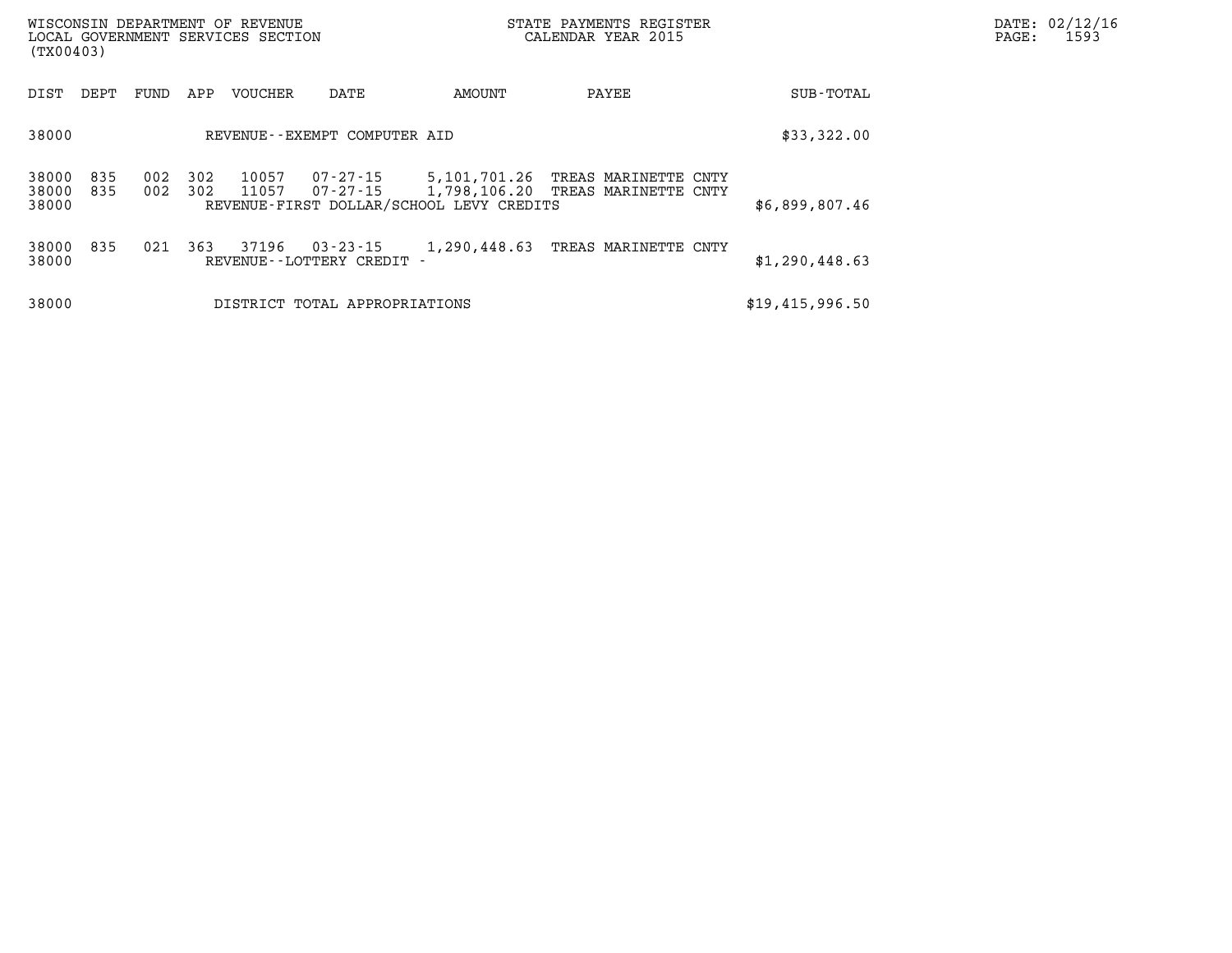| DIST | DEPT | FUND | APP | VOUCHER | DATE | AMOUNT | PAYEE | SUB-TOTAL |
|---|---|---|---|---|---|---|---|---|
| 38000 | | | | REVENUE--EXEMPT COMPUTER AID | | | | $33,322.00 |
| 38000 | 835 | 002 | 302 | 10057 | 07-27-15 | 5,101,701.26 | TREAS MARINETTE CNTY | |
| 38000 | 835 | 002 | 302 | 11057 | 07-27-15 | 1,798,106.20 | TREAS MARINETTE CNTY | |
| 38000 | | | | REVENUE-FIRST DOLLAR/SCHOOL LEVY CREDITS | | | | $6,899,807.46 |
| 38000 | 835 | 021 | 363 | 37196 | 03-23-15 | 1,290,448.63 | TREAS MARINETTE CNTY | |
| 38000 | | | | REVENUE--LOTTERY CREDIT - | | | | $1,290,448.63 |
| 38000 | | | | DISTRICT TOTAL APPROPRIATIONS | | | | $19,415,996.50 |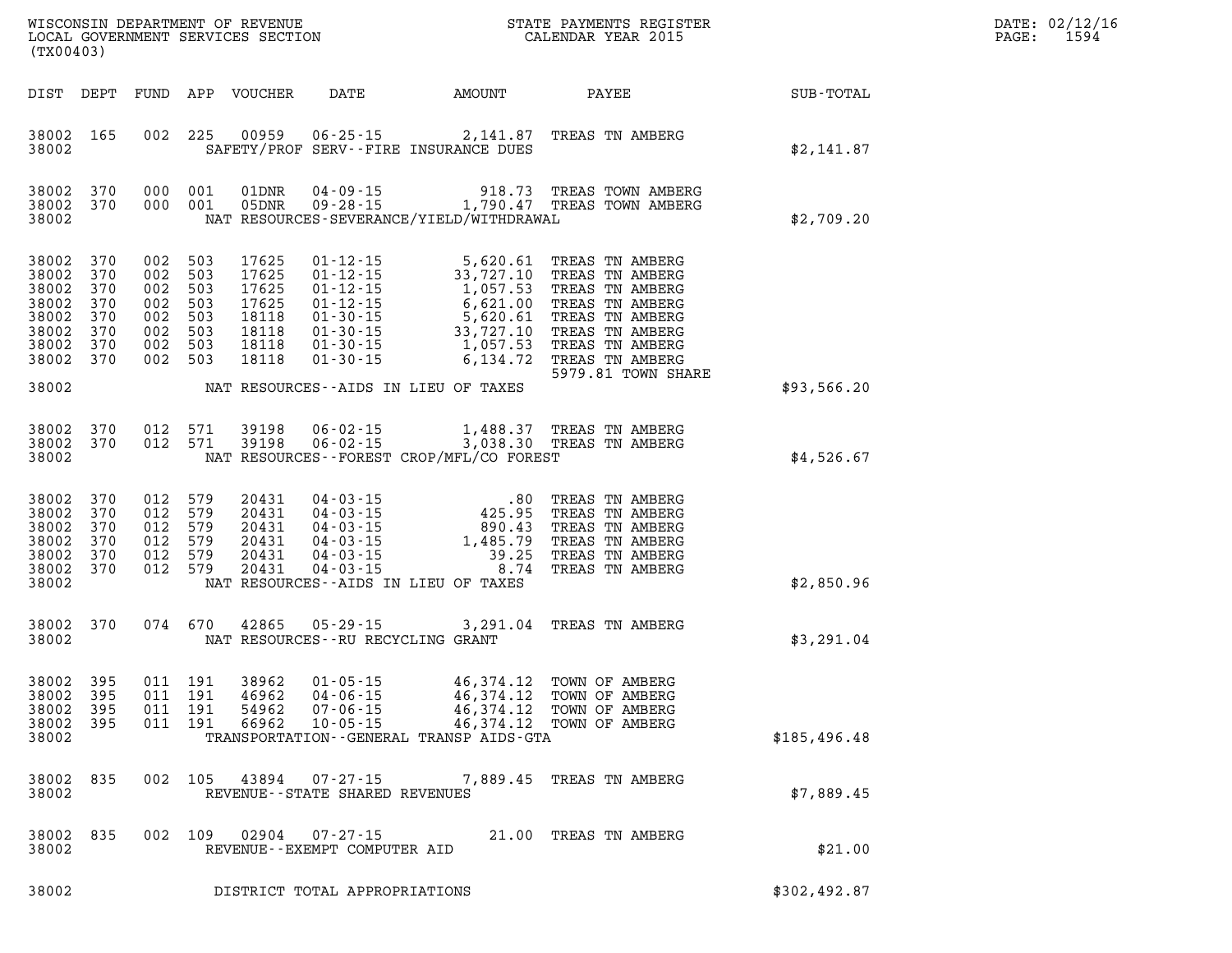WISCONSIN DEPARTMENT OF REVENUE
LOCAL GOVERNMENT SERVICES SECTION
(TX00403)

STATE PAYMENTS REGISTER
CALENDAR YEAR 2015

DATE: 02/12/16
PAGE: 1594

| DIST | DEPT | FUND | APP | VOUCHER | DATE | AMOUNT | PAYEE | SUB-TOTAL |
|---|---|---|---|---|---|---|---|---|
| 38002 | 165 | 002 | 225 | 00959 | 06-25-15 | 2,141.87 | TREAS TN AMBERG | |
| 38002 | | | | | SAFETY/PROF SERV--FIRE INSURANCE DUES | | | $2,141.87 |
| 38002 | 370 | 000 | 001 | 01DNR | 04-09-15 | 918.73 | TREAS TOWN AMBERG | |
| 38002 | 370 | 000 | 001 | 05DNR | 09-28-15 | 1,790.47 | TREAS TOWN AMBERG | |
| 38002 | | | | | NAT RESOURCES-SEVERANCE/YIELD/WITHDRAWAL | | | $2,709.20 |
| 38002 | 370 | 002 | 503 | 17625 | 01-12-15 | 5,620.61 | TREAS TN AMBERG | |
| 38002 | 370 | 002 | 503 | 17625 | 01-12-15 | 33,727.10 | TREAS TN AMBERG | |
| 38002 | 370 | 002 | 503 | 17625 | 01-12-15 | 1,057.53 | TREAS TN AMBERG | |
| 38002 | 370 | 002 | 503 | 17625 | 01-12-15 | 6,621.00 | TREAS TN AMBERG | |
| 38002 | 370 | 002 | 503 | 18118 | 01-30-15 | 5,620.61 | TREAS TN AMBERG | |
| 38002 | 370 | 002 | 503 | 18118 | 01-30-15 | 33,727.10 | TREAS TN AMBERG | |
| 38002 | 370 | 002 | 503 | 18118 | 01-30-15 | 1,057.53 | TREAS TN AMBERG | |
| 38002 | 370 | 002 | 503 | 18118 | 01-30-15 | 6,134.72 | TREAS TN AMBERG 5979.81 TOWN SHARE | |
| 38002 | | | | | NAT RESOURCES--AIDS IN LIEU OF TAXES | | | $93,566.20 |
| 38002 | 370 | 012 | 571 | 39198 | 06-02-15 | 1,488.37 | TREAS TN AMBERG | |
| 38002 | 370 | 012 | 571 | 39198 | 06-02-15 | 3,038.30 | TREAS TN AMBERG | |
| 38002 | | | | | NAT RESOURCES--FOREST CROP/MFL/CO FOREST | | | $4,526.67 |
| 38002 | 370 | 012 | 579 | 20431 | 04-03-15 | .80 | TREAS TN AMBERG | |
| 38002 | 370 | 012 | 579 | 20431 | 04-03-15 | 425.95 | TREAS TN AMBERG | |
| 38002 | 370 | 012 | 579 | 20431 | 04-03-15 | 890.43 | TREAS TN AMBERG | |
| 38002 | 370 | 012 | 579 | 20431 | 04-03-15 | 1,485.79 | TREAS TN AMBERG | |
| 38002 | 370 | 012 | 579 | 20431 | 04-03-15 | 39.25 | TREAS TN AMBERG | |
| 38002 | 370 | 012 | 579 | 20431 | 04-03-15 | 8.74 | TREAS TN AMBERG | |
| 38002 | | | | | NAT RESOURCES--AIDS IN LIEU OF TAXES | | | $2,850.96 |
| 38002 | 370 | 074 | 670 | 42865 | 05-29-15 | 3,291.04 | TREAS TN AMBERG | |
| 38002 | | | | | NAT RESOURCES--RU RECYCLING GRANT | | | $3,291.04 |
| 38002 | 395 | 011 | 191 | 38962 | 01-05-15 | 46,374.12 | TOWN OF AMBERG | |
| 38002 | 395 | 011 | 191 | 46962 | 04-06-15 | 46,374.12 | TOWN OF AMBERG | |
| 38002 | 395 | 011 | 191 | 54962 | 07-06-15 | 46,374.12 | TOWN OF AMBERG | |
| 38002 | 395 | 011 | 191 | 66962 | 10-05-15 | 46,374.12 | TOWN OF AMBERG | |
| 38002 | | | | | TRANSPORTATION--GENERAL TRANSP AIDS-GTA | | | $185,496.48 |
| 38002 | 835 | 002 | 105 | 43894 | 07-27-15 | 7,889.45 | TREAS TN AMBERG | |
| 38002 | | | | | REVENUE--STATE SHARED REVENUES | | | $7,889.45 |
| 38002 | 835 | 002 | 109 | 02904 | 07-27-15 | 21.00 | TREAS TN AMBERG | |
| 38002 | | | | | REVENUE--EXEMPT COMPUTER AID | | | $21.00 |
| 38002 | | | | | DISTRICT TOTAL APPROPRIATIONS | | | $302,492.87 |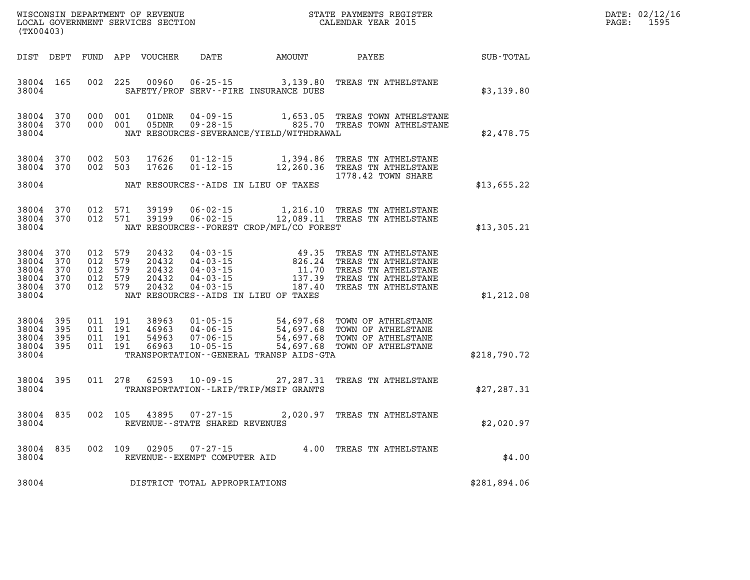WISCONSIN DEPARTMENT OF REVENUE
LOCAL GOVERNMENT SERVICES SECTION
(TX00403)

STATE PAYMENTS REGISTER
CALENDAR YEAR 2015

DATE: 02/12/16
PAGE: 1595

| DIST | DEPT | FUND | APP | VOUCHER | DATE | AMOUNT | PAYEE | SUB-TOTAL |
|---|---|---|---|---|---|---|---|---|
| 38004 | 165 | 002 | 225 | 00960 | 06-25-15 | 3,139.80 | TREAS TN ATHELSTANE | |
| 38004 | | | | | SAFETY/PROF SERV--FIRE INSURANCE DUES | | | $3,139.80 |
| 38004 | 370 | 000 | 001 | 01DNR | 04-09-15 | 1,653.05 | TREAS TOWN ATHELSTANE | |
| 38004 | 370 | 000 | 001 | 05DNR | 09-28-15 | 825.70 | TREAS TOWN ATHELSTANE | |
| 38004 | | | | | NAT RESOURCES-SEVERANCE/YIELD/WITHDRAWAL | | | $2,478.75 |
| 38004 | 370 | 002 | 503 | 17626 | 01-12-15 | 1,394.86 | TREAS TN ATHELSTANE | |
| 38004 | 370 | 002 | 503 | 17626 | 01-12-15 | 12,260.36 | TREAS TN ATHELSTANE 1778.42 TOWN SHARE | |
| 38004 | | | | | NAT RESOURCES--AIDS IN LIEU OF TAXES | | | $13,655.22 |
| 38004 | 370 | 012 | 571 | 39199 | 06-02-15 | 1,216.10 | TREAS TN ATHELSTANE | |
| 38004 | 370 | 012 | 571 | 39199 | 06-02-15 | 12,089.11 | TREAS TN ATHELSTANE | |
| 38004 | | | | | NAT RESOURCES--FOREST CROP/MFL/CO FOREST | | | $13,305.21 |
| 38004 | 370 | 012 | 579 | 20432 | 04-03-15 | 49.35 | TREAS TN ATHELSTANE | |
| 38004 | 370 | 012 | 579 | 20432 | 04-03-15 | 826.24 | TREAS TN ATHELSTANE | |
| 38004 | 370 | 012 | 579 | 20432 | 04-03-15 | 11.70 | TREAS TN ATHELSTANE | |
| 38004 | 370 | 012 | 579 | 20432 | 04-03-15 | 137.39 | TREAS TN ATHELSTANE | |
| 38004 | 370 | 012 | 579 | 20432 | 04-03-15 | 187.40 | TREAS TN ATHELSTANE | |
| 38004 | | | | | NAT RESOURCES--AIDS IN LIEU OF TAXES | | | $1,212.08 |
| 38004 | 395 | 011 | 191 | 38963 | 01-05-15 | 54,697.68 | TOWN OF ATHELSTANE | |
| 38004 | 395 | 011 | 191 | 46963 | 04-06-15 | 54,697.68 | TOWN OF ATHELSTANE | |
| 38004 | 395 | 011 | 191 | 54963 | 07-06-15 | 54,697.68 | TOWN OF ATHELSTANE | |
| 38004 | 395 | 011 | 191 | 66963 | 10-05-15 | 54,697.68 | TOWN OF ATHELSTANE | |
| 38004 | | | | | TRANSPORTATION--GENERAL TRANSP AIDS-GTA | | | $218,790.72 |
| 38004 | 395 | 011 | 278 | 62593 | 10-09-15 | 27,287.31 | TREAS TN ATHELSTANE | |
| 38004 | | | | | TRANSPORTATION--LRIP/TRIP/MSIP GRANTS | | | $27,287.31 |
| 38004 | 835 | 002 | 105 | 43895 | 07-27-15 | 2,020.97 | TREAS TN ATHELSTANE | |
| 38004 | | | | | REVENUE--STATE SHARED REVENUES | | | $2,020.97 |
| 38004 | 835 | 002 | 109 | 02905 | 07-27-15 | 4.00 | TREAS TN ATHELSTANE | |
| 38004 | | | | | REVENUE--EXEMPT COMPUTER AID | | | $4.00 |
| 38004 | | | | | DISTRICT TOTAL APPROPRIATIONS | | | $281,894.06 |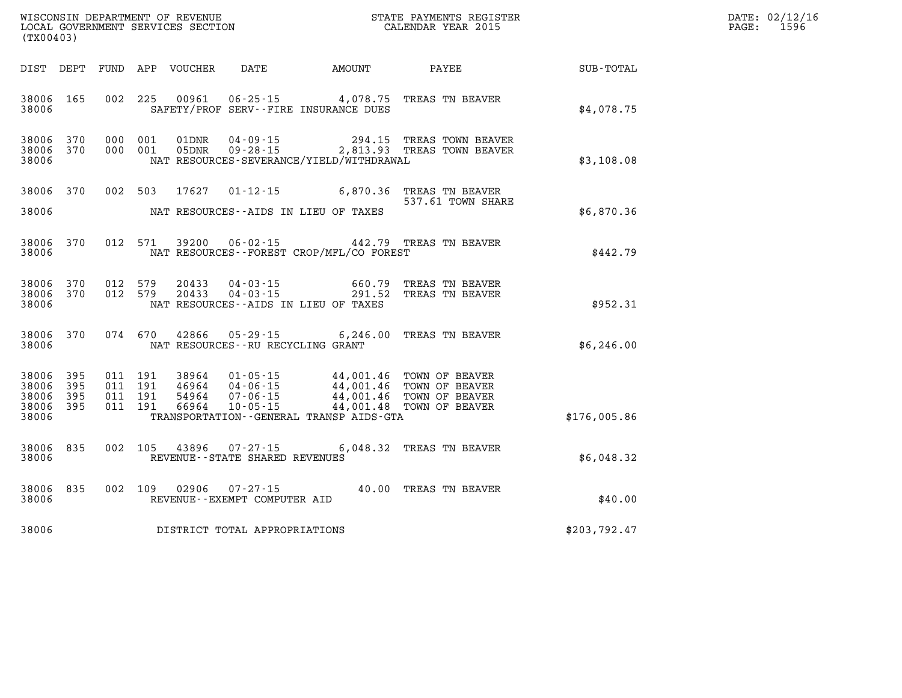WISCONSIN DEPARTMENT OF REVENUE
LOCAL GOVERNMENT SERVICES SECTION
(TX00403)

STATE PAYMENTS REGISTER
CALENDAR YEAR 2015

DATE: 02/12/16
PAGE: 1596

| DIST | DEPT | FUND | APP | VOUCHER | DATE | AMOUNT | PAYEE | SUB-TOTAL |
|---|---|---|---|---|---|---|---|---|
| 38006 | 165 | 002 | 225 | 00961 | 06-25-15 | 4,078.75 | TREAS TN BEAVER | |
| 38006 | | | | | SAFETY/PROF SERV--FIRE INSURANCE DUES | | | $4,078.75 |
| 38006 | 370 | 000 | 001 | 01DNR | 04-09-15 | 294.15 | TREAS TOWN BEAVER | |
| 38006 | 370 | 000 | 001 | 05DNR | 09-28-15 | 2,813.93 | TREAS TOWN BEAVER | |
| 38006 | | | | | NAT RESOURCES-SEVERANCE/YIELD/WITHDRAWAL | | | $3,108.08 |
| 38006 | 370 | 002 | 503 | 17627 | 01-12-15 | 6,870.36 | TREAS TN BEAVER 537.61 TOWN SHARE | |
| 38006 | | | | | NAT RESOURCES--AIDS IN LIEU OF TAXES | | | $6,870.36 |
| 38006 | 370 | 012 | 571 | 39200 | 06-02-15 | 442.79 | TREAS TN BEAVER | |
| 38006 | | | | | NAT RESOURCES--FOREST CROP/MFL/CO FOREST | | | $442.79 |
| 38006 | 370 | 012 | 579 | 20433 | 04-03-15 | 660.79 | TREAS TN BEAVER | |
| 38006 | 370 | 012 | 579 | 20433 | 04-03-15 | 291.52 | TREAS TN BEAVER | |
| 38006 | | | | | NAT RESOURCES--AIDS IN LIEU OF TAXES | | | $952.31 |
| 38006 | 370 | 074 | 670 | 42866 | 05-29-15 | 6,246.00 | TREAS TN BEAVER | |
| 38006 | | | | | NAT RESOURCES--RU RECYCLING GRANT | | | $6,246.00 |
| 38006 | 395 | 011 | 191 | 38964 | 01-05-15 | 44,001.46 | TOWN OF BEAVER | |
| 38006 | 395 | 011 | 191 | 46964 | 04-06-15 | 44,001.46 | TOWN OF BEAVER | |
| 38006 | 395 | 011 | 191 | 54964 | 07-06-15 | 44,001.46 | TOWN OF BEAVER | |
| 38006 | 395 | 011 | 191 | 66964 | 10-05-15 | 44,001.48 | TOWN OF BEAVER | |
| 38006 | | | | | TRANSPORTATION--GENERAL TRANSP AIDS-GTA | | | $176,005.86 |
| 38006 | 835 | 002 | 105 | 43896 | 07-27-15 | 6,048.32 | TREAS TN BEAVER | |
| 38006 | | | | | REVENUE--STATE SHARED REVENUES | | | $6,048.32 |
| 38006 | 835 | 002 | 109 | 02906 | 07-27-15 | 40.00 | TREAS TN BEAVER | |
| 38006 | | | | | REVENUE--EXEMPT COMPUTER AID | | | $40.00 |
| 38006 | | | | | DISTRICT TOTAL APPROPRIATIONS | | | $203,792.47 |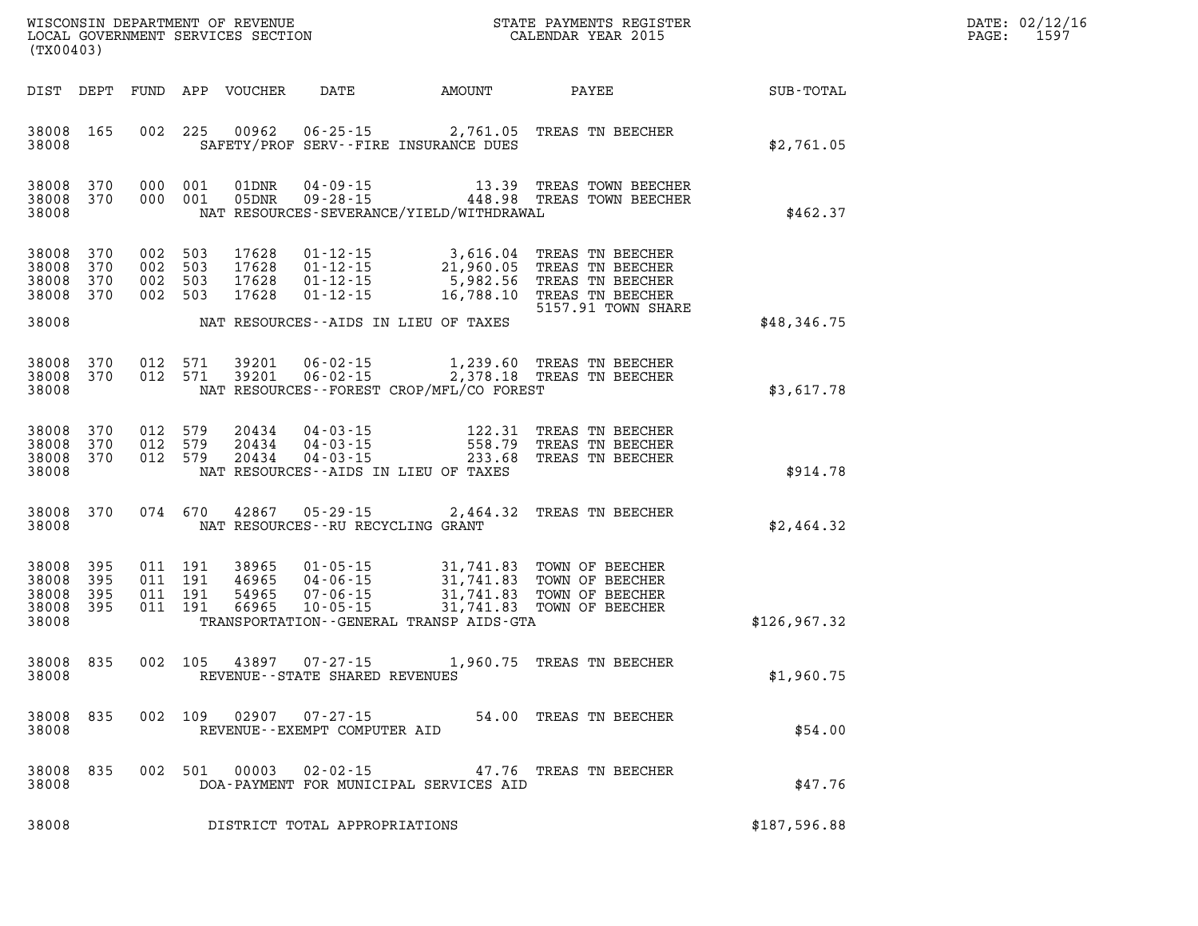WISCONSIN DEPARTMENT OF REVENUE
LOCAL GOVERNMENT SERVICES SECTION
(TX00403)

STATE PAYMENTS REGISTER
CALENDAR YEAR 2015

DATE: 02/12/16

| DIST | DEPT | FUND | APP | VOUCHER | DATE | AMOUNT | PAYEE | SUB-TOTAL |
|---|---|---|---|---|---|---|---|---|
| 38008 | 165 | 002 | 225 | 00962 | 06-25-15 | 2,761.05 | TREAS TN BEECHER | |
| 38008 | | | | SAFETY/PROF SERV--FIRE INSURANCE DUES | | | | $2,761.05 |
| 38008 | 370 | 000 | 001 | 01DNR | 04-09-15 | 13.39 | TREAS TOWN BEECHER | |
| 38008 | 370 | 000 | 001 | 05DNR | 09-28-15 | 448.98 | TREAS TOWN BEECHER | |
| 38008 | | | | NAT RESOURCES-SEVERANCE/YIELD/WITHDRAWAL | | | | $462.37 |
| 38008 | 370 | 002 | 503 | 17628 | 01-12-15 | 3,616.04 | TREAS TN BEECHER | |
| 38008 | 370 | 002 | 503 | 17628 | 01-12-15 | 21,960.05 | TREAS TN BEECHER | |
| 38008 | 370 | 002 | 503 | 17628 | 01-12-15 | 5,982.56 | TREAS TN BEECHER | |
| 38008 | 370 | 002 | 503 | 17628 | 01-12-15 | 16,788.10 | TREAS TN BEECHER 5157.91 TOWN SHARE | |
| 38008 | | | | NAT RESOURCES--AIDS IN LIEU OF TAXES | | | | $48,346.75 |
| 38008 | 370 | 012 | 571 | 39201 | 06-02-15 | 1,239.60 | TREAS TN BEECHER | |
| 38008 | 370 | 012 | 571 | 39201 | 06-02-15 | 2,378.18 | TREAS TN BEECHER | |
| 38008 | | | | NAT RESOURCES--FOREST CROP/MFL/CO FOREST | | | | $3,617.78 |
| 38008 | 370 | 012 | 579 | 20434 | 04-03-15 | 122.31 | TREAS TN BEECHER | |
| 38008 | 370 | 012 | 579 | 20434 | 04-03-15 | 558.79 | TREAS TN BEECHER | |
| 38008 | 370 | 012 | 579 | 20434 | 04-03-15 | 233.68 | TREAS TN BEECHER | |
| 38008 | | | | NAT RESOURCES--AIDS IN LIEU OF TAXES | | | | $914.78 |
| 38008 | 370 | 074 | 670 | 42867 | 05-29-15 | 2,464.32 | TREAS TN BEECHER | |
| 38008 | | | | NAT RESOURCES--RU RECYCLING GRANT | | | | $2,464.32 |
| 38008 | 395 | 011 | 191 | 38965 | 01-05-15 | 31,741.83 | TOWN OF BEECHER | |
| 38008 | 395 | 011 | 191 | 46965 | 04-06-15 | 31,741.83 | TOWN OF BEECHER | |
| 38008 | 395 | 011 | 191 | 54965 | 07-06-15 | 31,741.83 | TOWN OF BEECHER | |
| 38008 | 395 | 011 | 191 | 66965 | 10-05-15 | 31,741.83 | TOWN OF BEECHER | |
| 38008 | | | | TRANSPORTATION--GENERAL TRANSP AIDS-GTA | | | | $126,967.32 |
| 38008 | 835 | 002 | 105 | 43897 | 07-27-15 | 1,960.75 | TREAS TN BEECHER | |
| 38008 | | | | REVENUE--STATE SHARED REVENUES | | | | $1,960.75 |
| 38008 | 835 | 002 | 109 | 02907 | 07-27-15 | 54.00 | TREAS TN BEECHER | |
| 38008 | | | | REVENUE--EXEMPT COMPUTER AID | | | | $54.00 |
| 38008 | 835 | 002 | 501 | 00003 | 02-02-15 | 47.76 | TREAS TN BEECHER | |
| 38008 | | | | DOA-PAYMENT FOR MUNICIPAL SERVICES AID | | | | $47.76 |
| 38008 | | | | DISTRICT TOTAL APPROPRIATIONS | | | | $187,596.88 |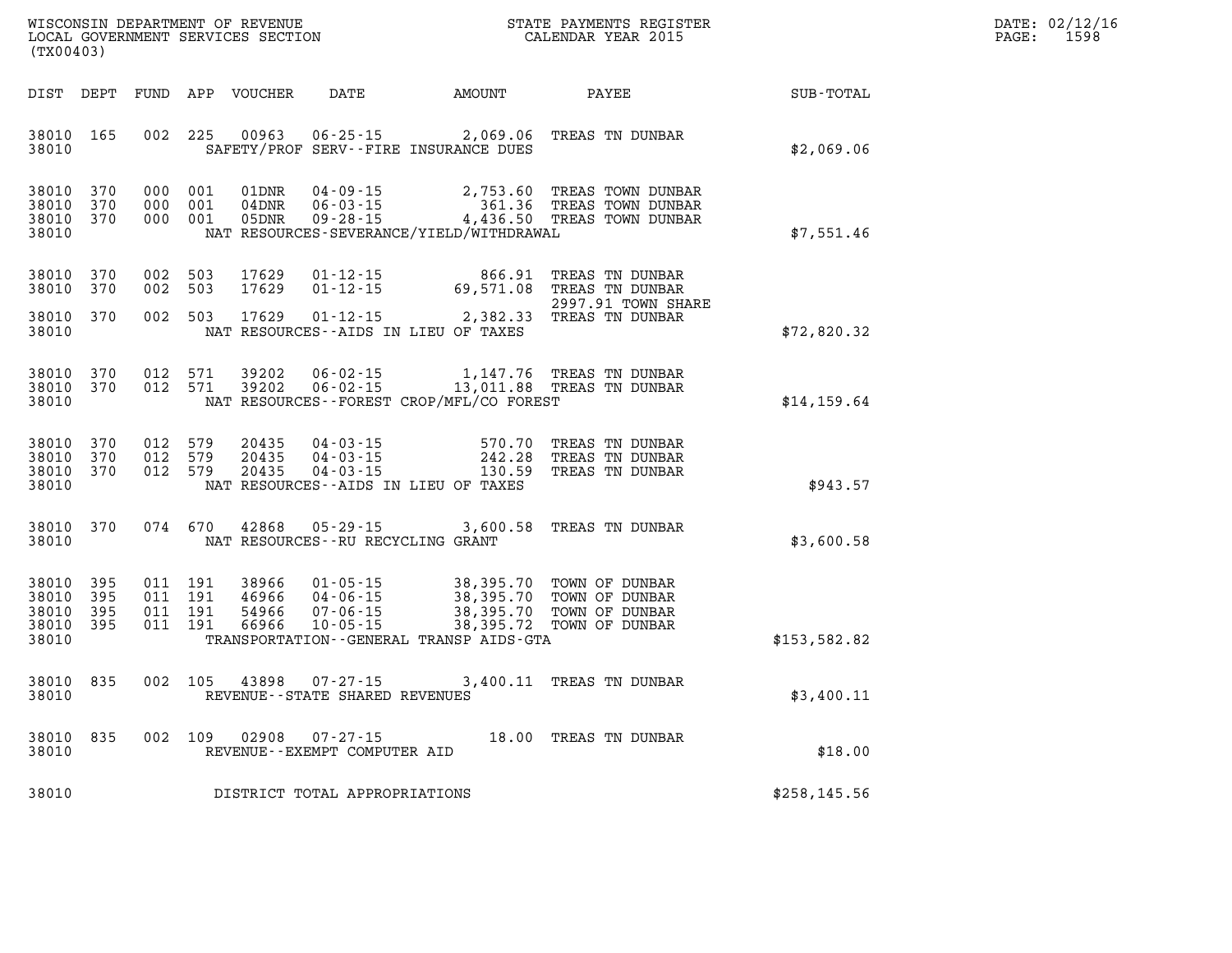WISCONSIN DEPARTMENT OF REVENUE
LOCAL GOVERNMENT SERVICES SECTION
(TX00403)

STATE PAYMENTS REGISTER
CALENDAR YEAR 2015

| DIST | DEPT | FUND | APP | VOUCHER | DATE | AMOUNT | PAYEE | SUB-TOTAL |
|---|---|---|---|---|---|---|---|---|
| 38010 | 165 | 002 | 225 | 00963 | 06-25-15 | 2,069.06 | TREAS TN DUNBAR | |
| 38010 | | | | | SAFETY/PROF SERV--FIRE INSURANCE DUES | | | $2,069.06 |
| 38010 | 370 | 000 | 001 | 01DNR | 04-09-15 | 2,753.60 | TREAS TOWN DUNBAR | |
| 38010 | 370 | 000 | 001 | 04DNR | 06-03-15 | 361.36 | TREAS TOWN DUNBAR | |
| 38010 | 370 | 000 | 001 | 05DNR | 09-28-15 | 4,436.50 | TREAS TOWN DUNBAR | |
| 38010 | | | | | NAT RESOURCES-SEVERANCE/YIELD/WITHDRAWAL | | | $7,551.46 |
| 38010 | 370 | 002 | 503 | 17629 | 01-12-15 | 866.91 | TREAS TN DUNBAR | |
| 38010 | 370 | 002 | 503 | 17629 | 01-12-15 | 69,571.08 | TREAS TN DUNBAR 2997.91 TOWN SHARE | |
| 38010 | 370 | 002 | 503 | 17629 | 01-12-15 | 2,382.33 | TREAS TN DUNBAR | |
| 38010 | | | | | NAT RESOURCES--AIDS IN LIEU OF TAXES | | | $72,820.32 |
| 38010 | 370 | 012 | 571 | 39202 | 06-02-15 | 1,147.76 | TREAS TN DUNBAR | |
| 38010 | 370 | 012 | 571 | 39202 | 06-02-15 | 13,011.88 | TREAS TN DUNBAR | |
| 38010 | | | | | NAT RESOURCES--FOREST CROP/MFL/CO FOREST | | | $14,159.64 |
| 38010 | 370 | 012 | 579 | 20435 | 04-03-15 | 570.70 | TREAS TN DUNBAR | |
| 38010 | 370 | 012 | 579 | 20435 | 04-03-15 | 242.28 | TREAS TN DUNBAR | |
| 38010 | 370 | 012 | 579 | 20435 | 04-03-15 | 130.59 | TREAS TN DUNBAR | |
| 38010 | | | | | NAT RESOURCES--AIDS IN LIEU OF TAXES | | | $943.57 |
| 38010 | 370 | 074 | 670 | 42868 | 05-29-15 | 3,600.58 | TREAS TN DUNBAR | |
| 38010 | | | | | NAT RESOURCES--RU RECYCLING GRANT | | | $3,600.58 |
| 38010 | 395 | 011 | 191 | 38966 | 01-05-15 | 38,395.70 | TOWN OF DUNBAR | |
| 38010 | 395 | 011 | 191 | 46966 | 04-06-15 | 38,395.70 | TOWN OF DUNBAR | |
| 38010 | 395 | 011 | 191 | 54966 | 07-06-15 | 38,395.70 | TOWN OF DUNBAR | |
| 38010 | 395 | 011 | 191 | 66966 | 10-05-15 | 38,395.72 | TOWN OF DUNBAR | |
| 38010 | | | | | TRANSPORTATION--GENERAL TRANSP AIDS-GTA | | | $153,582.82 |
| 38010 | 835 | 002 | 105 | 43898 | 07-27-15 | 3,400.11 | TREAS TN DUNBAR | |
| 38010 | | | | | REVENUE--STATE SHARED REVENUES | | | $3,400.11 |
| 38010 | 835 | 002 | 109 | 02908 | 07-27-15 | 18.00 | TREAS TN DUNBAR | |
| 38010 | | | | | REVENUE--EXEMPT COMPUTER AID | | | $18.00 |
| 38010 | | | | | DISTRICT TOTAL APPROPRIATIONS | | | $258,145.56 |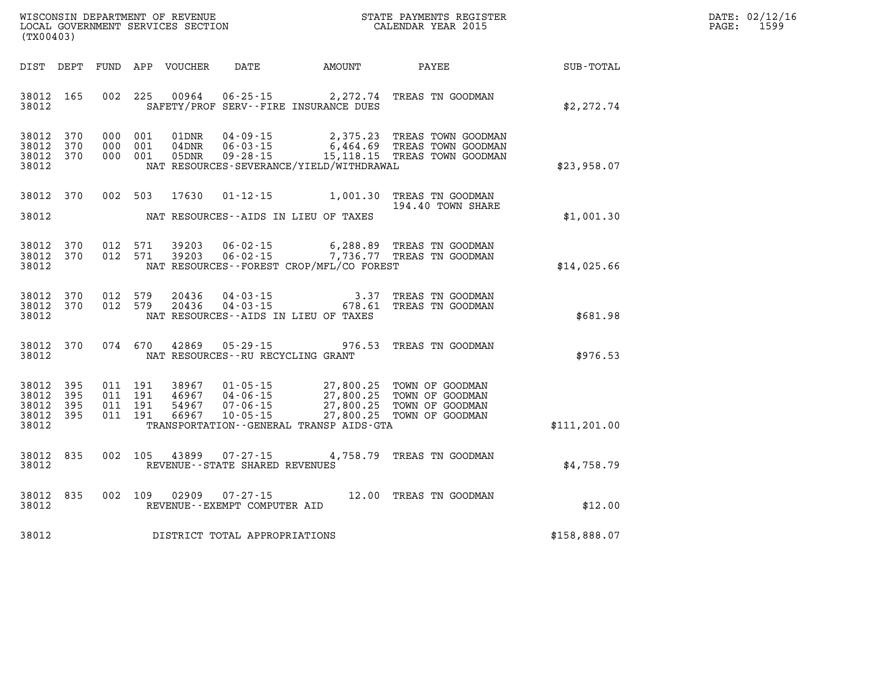WISCONSIN DEPARTMENT OF REVENUE
LOCAL GOVERNMENT SERVICES SECTION
(TX00403)

STATE PAYMENTS REGISTER
CALENDAR YEAR 2015

| DIST | DEPT | FUND | APP | VOUCHER | DATE | AMOUNT | PAYEE | SUB-TOTAL |
|---|---|---|---|---|---|---|---|---|
| 38012 | 165 | 002 | 225 | 00964 | 06-25-15 | 2,272.74 | TREAS TN GOODMAN | |
| 38012 | | | | | SAFETY/PROF SERV--FIRE INSURANCE DUES | | | $2,272.74 |
| 38012 | 370 | 000 | 001 | 01DNR | 04-09-15 | 2,375.23 | TREAS TOWN GOODMAN | |
| 38012 | 370 | 000 | 001 | 04DNR | 06-03-15 | 6,464.69 | TREAS TOWN GOODMAN | |
| 38012 | 370 | 000 | 001 | 05DNR | 09-28-15 | 15,118.15 | TREAS TOWN GOODMAN | |
| 38012 | | | | | NAT RESOURCES-SEVERANCE/YIELD/WITHDRAWAL | | | $23,958.07 |
| 38012 | 370 | 002 | 503 | 17630 | 01-12-15 | 1,001.30 | TREAS TN GOODMAN 194.40 TOWN SHARE | |
| 38012 | | | | | NAT RESOURCES--AIDS IN LIEU OF TAXES | | | $1,001.30 |
| 38012 | 370 | 012 | 571 | 39203 | 06-02-15 | 6,288.89 | TREAS TN GOODMAN | |
| 38012 | 370 | 012 | 571 | 39203 | 06-02-15 | 7,736.77 | TREAS TN GOODMAN | |
| 38012 | | | | | NAT RESOURCES--FOREST CROP/MFL/CO FOREST | | | $14,025.66 |
| 38012 | 370 | 012 | 579 | 20436 | 04-03-15 | 3.37 | TREAS TN GOODMAN | |
| 38012 | 370 | 012 | 579 | 20436 | 04-03-15 | 678.61 | TREAS TN GOODMAN | |
| 38012 | | | | | NAT RESOURCES--AIDS IN LIEU OF TAXES | | | $681.98 |
| 38012 | 370 | 074 | 670 | 42869 | 05-29-15 | 976.53 | TREAS TN GOODMAN | |
| 38012 | | | | | NAT RESOURCES--RU RECYCLING GRANT | | | $976.53 |
| 38012 | 395 | 011 | 191 | 38967 | 01-05-15 | 27,800.25 | TOWN OF GOODMAN | |
| 38012 | 395 | 011 | 191 | 46967 | 04-06-15 | 27,800.25 | TOWN OF GOODMAN | |
| 38012 | 395 | 011 | 191 | 54967 | 07-06-15 | 27,800.25 | TOWN OF GOODMAN | |
| 38012 | 395 | 011 | 191 | 66967 | 10-05-15 | 27,800.25 | TOWN OF GOODMAN | |
| 38012 | | | | | TRANSPORTATION--GENERAL TRANSP AIDS-GTA | | | $111,201.00 |
| 38012 | 835 | 002 | 105 | 43899 | 07-27-15 | 4,758.79 | TREAS TN GOODMAN | |
| 38012 | | | | | REVENUE--STATE SHARED REVENUES | | | $4,758.79 |
| 38012 | 835 | 002 | 109 | 02909 | 07-27-15 | 12.00 | TREAS TN GOODMAN | |
| 38012 | | | | | REVENUE--EXEMPT COMPUTER AID | | | $12.00 |
| 38012 | | | | | DISTRICT TOTAL APPROPRIATIONS | | | $158,888.07 |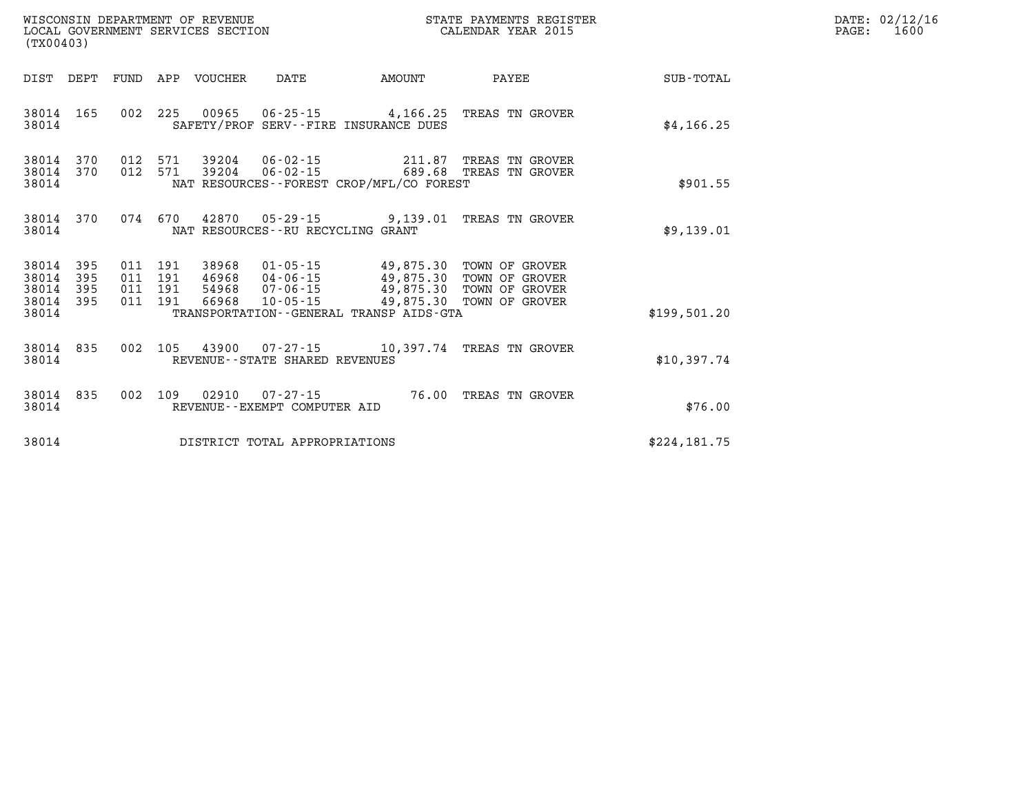WISCONSIN DEPARTMENT OF REVENUE
LOCAL GOVERNMENT SERVICES SECTION
(TX00403)

STATE PAYMENTS REGISTER
CALENDAR YEAR 2015

DATE: 02/12/16
PAGE: 1600

| DIST | DEPT | FUND | APP | VOUCHER | DATE | AMOUNT | PAYEE | SUB-TOTAL |
|---|---|---|---|---|---|---|---|---|
| 38014 | 165 | 002 | 225 | 00965 | 06-25-15 | 4,166.25 | TREAS TN GROVER | |
| 38014 | | | | SAFETY/PROF SERV--FIRE INSURANCE DUES | | | | $4,166.25 |
| 38014 | 370 | 012 | 571 | 39204 | 06-02-15 | 211.87 | TREAS TN GROVER | |
| 38014 | 370 | 012 | 571 | 39204 | 06-02-15 | 689.68 | TREAS TN GROVER | |
| 38014 | | | | NAT RESOURCES--FOREST CROP/MFL/CO FOREST | | | | $901.55 |
| 38014 | 370 | 074 | 670 | 42870 | 05-29-15 | 9,139.01 | TREAS TN GROVER | |
| 38014 | | | | NAT RESOURCES--RU RECYCLING GRANT | | | | $9,139.01 |
| 38014 | 395 | 011 | 191 | 38968 | 01-05-15 | 49,875.30 | TOWN OF GROVER | |
| 38014 | 395 | 011 | 191 | 46968 | 04-06-15 | 49,875.30 | TOWN OF GROVER | |
| 38014 | 395 | 011 | 191 | 54968 | 07-06-15 | 49,875.30 | TOWN OF GROVER | |
| 38014 | 395 | 011 | 191 | 66968 | 10-05-15 | 49,875.30 | TOWN OF GROVER | |
| 38014 | | | | TRANSPORTATION--GENERAL TRANSP AIDS-GTA | | | | $199,501.20 |
| 38014 | 835 | 002 | 105 | 43900 | 07-27-15 | 10,397.74 | TREAS TN GROVER | |
| 38014 | | | | REVENUE--STATE SHARED REVENUES | | | | $10,397.74 |
| 38014 | 835 | 002 | 109 | 02910 | 07-27-15 | 76.00 | TREAS TN GROVER | |
| 38014 | | | | REVENUE--EXEMPT COMPUTER AID | | | | $76.00 |
| 38014 | | | | DISTRICT TOTAL APPROPRIATIONS | | | | $224,181.75 |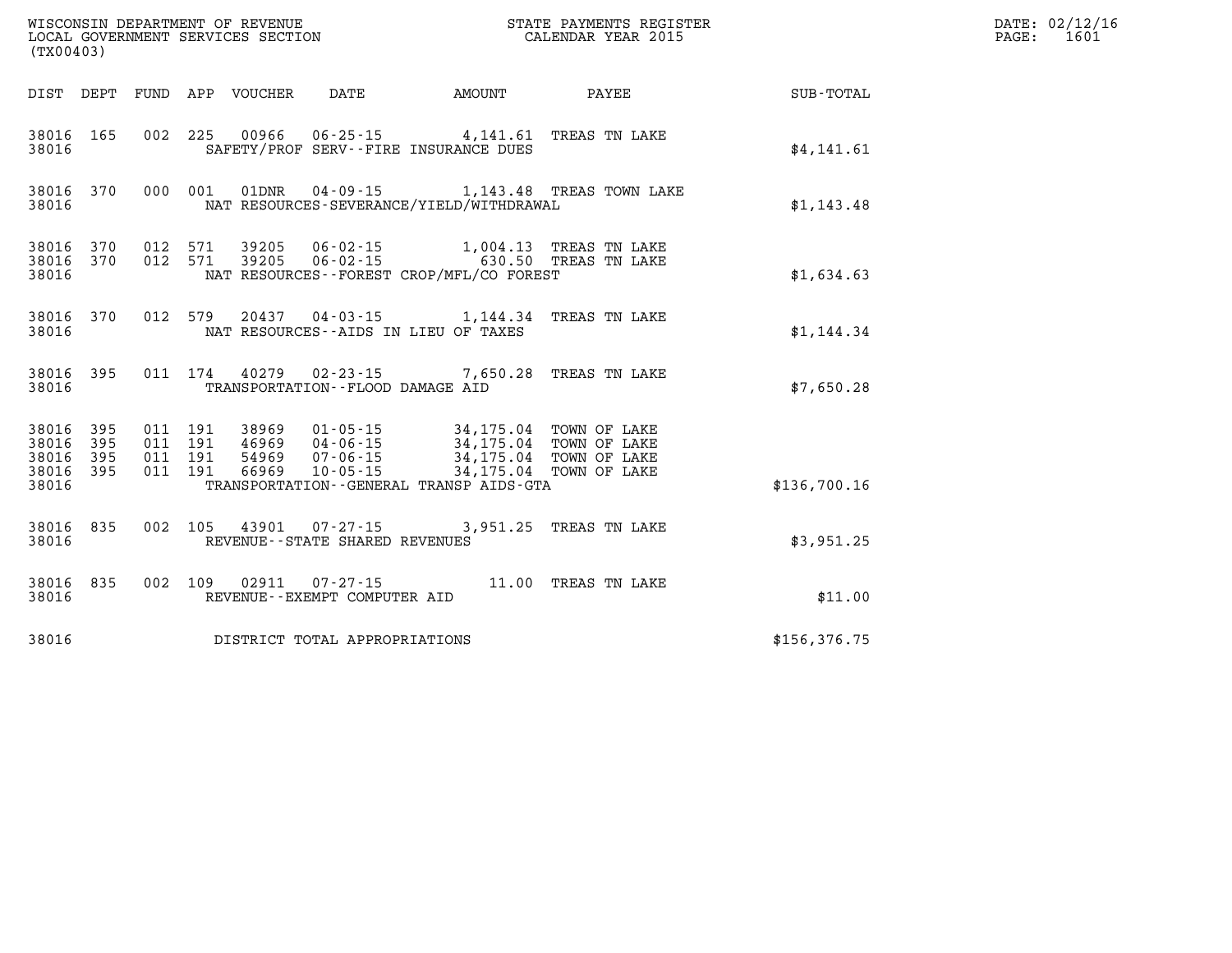WISCONSIN DEPARTMENT OF REVENUE
LOCAL GOVERNMENT SERVICES SECTION
(TX00403)

STATE PAYMENTS REGISTER
CALENDAR YEAR 2015

DATE: 02/12/16
PAGE: 1601

| DIST | DEPT | FUND | APP | VOUCHER | DATE | AMOUNT | PAYEE | SUB-TOTAL |
|---|---|---|---|---|---|---|---|---|
| 38016 | 165 | 002 | 225 | 00966 | 06-25-15 | 4,141.61 | TREAS TN LAKE | |
| 38016 | | | | SAFETY/PROF SERV--FIRE INSURANCE DUES | | | | $4,141.61 |
| 38016 | 370 | 000 | 001 | 01DNR | 04-09-15 | 1,143.48 | TREAS TOWN LAKE | |
| 38016 | | | | NAT RESOURCES-SEVERANCE/YIELD/WITHDRAWAL | | | | $1,143.48 |
| 38016 | 370 | 012 | 571 | 39205 | 06-02-15 | 1,004.13 | TREAS TN LAKE | |
| 38016 | 370 | 012 | 571 | 39205 | 06-02-15 | 630.50 | TREAS TN LAKE | |
| 38016 | | | | NAT RESOURCES--FOREST CROP/MFL/CO FOREST | | | | $1,634.63 |
| 38016 | 370 | 012 | 579 | 20437 | 04-03-15 | 1,144.34 | TREAS TN LAKE | |
| 38016 | | | | NAT RESOURCES--AIDS IN LIEU OF TAXES | | | | $1,144.34 |
| 38016 | 395 | 011 | 174 | 40279 | 02-23-15 | 7,650.28 | TREAS TN LAKE | |
| 38016 | | | | TRANSPORTATION--FLOOD DAMAGE AID | | | | $7,650.28 |
| 38016 | 395 | 011 | 191 | 38969 | 01-05-15 | 34,175.04 | TOWN OF LAKE | |
| 38016 | 395 | 011 | 191 | 46969 | 04-06-15 | 34,175.04 | TOWN OF LAKE | |
| 38016 | 395 | 011 | 191 | 54969 | 07-06-15 | 34,175.04 | TOWN OF LAKE | |
| 38016 | 395 | 011 | 191 | 66969 | 10-05-15 | 34,175.04 | TOWN OF LAKE | |
| 38016 | | | | TRANSPORTATION--GENERAL TRANSP AIDS-GTA | | | | $136,700.16 |
| 38016 | 835 | 002 | 105 | 43901 | 07-27-15 | 3,951.25 | TREAS TN LAKE | |
| 38016 | | | | REVENUE--STATE SHARED REVENUES | | | | $3,951.25 |
| 38016 | 835 | 002 | 109 | 02911 | 07-27-15 | 11.00 | TREAS TN LAKE | |
| 38016 | | | | REVENUE--EXEMPT COMPUTER AID | | | | $11.00 |
| 38016 | | | | DISTRICT TOTAL APPROPRIATIONS | | | | $156,376.75 |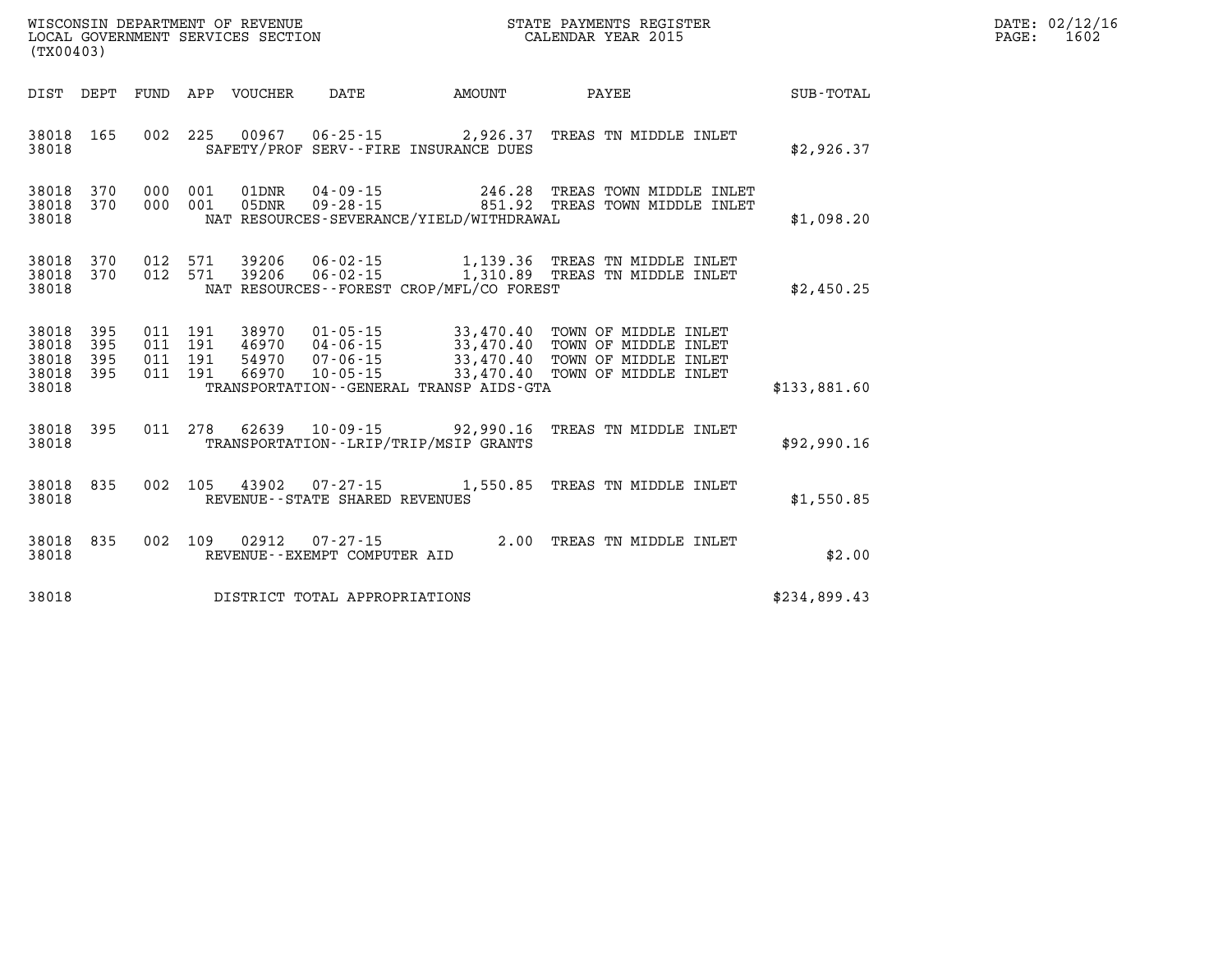WISCONSIN DEPARTMENT OF REVENUE
LOCAL GOVERNMENT SERVICES SECTION
(TX00403)

STATE PAYMENTS REGISTER
CALENDAR YEAR 2015

DATE: 02/12/16
PAGE: 1602

| DIST | DEPT | FUND | APP | VOUCHER | DATE | AMOUNT | PAYEE | SUB-TOTAL |
|---|---|---|---|---|---|---|---|---|
| 38018 | 165 | 002 | 225 | 00967 | 06-25-15 | 2,926.37 | TREAS TN MIDDLE INLET | |
| 38018 | | | | SAFETY/PROF SERV--FIRE INSURANCE DUES | | | | $2,926.37 |
| 38018 | 370 | 000 | 001 | 01DNR | 04-09-15 | 246.28 | TREAS TOWN MIDDLE INLET | |
| 38018 | 370 | 000 | 001 | 05DNR | 09-28-15 | 851.92 | TREAS TOWN MIDDLE INLET | |
| 38018 | | | | NAT RESOURCES-SEVERANCE/YIELD/WITHDRAWAL | | | | $1,098.20 |
| 38018 | 370 | 012 | 571 | 39206 | 06-02-15 | 1,139.36 | TREAS TN MIDDLE INLET | |
| 38018 | 370 | 012 | 571 | 39206 | 06-02-15 | 1,310.89 | TREAS TN MIDDLE INLET | |
| 38018 | | | | NAT RESOURCES--FOREST CROP/MFL/CO FOREST | | | | $2,450.25 |
| 38018 | 395 | 011 | 191 | 38970 | 01-05-15 | 33,470.40 | TOWN OF MIDDLE INLET | |
| 38018 | 395 | 011 | 191 | 46970 | 04-06-15 | 33,470.40 | TOWN OF MIDDLE INLET | |
| 38018 | 395 | 011 | 191 | 54970 | 07-06-15 | 33,470.40 | TOWN OF MIDDLE INLET | |
| 38018 | 395 | 011 | 191 | 66970 | 10-05-15 | 33,470.40 | TOWN OF MIDDLE INLET | |
| 38018 | | | | TRANSPORTATION--GENERAL TRANSP AIDS-GTA | | | | $133,881.60 |
| 38018 | 395 | 011 | 278 | 62639 | 10-09-15 | 92,990.16 | TREAS TN MIDDLE INLET | |
| 38018 | | | | TRANSPORTATION--LRIP/TRIP/MSIP GRANTS | | | | $92,990.16 |
| 38018 | 835 | 002 | 105 | 43902 | 07-27-15 | 1,550.85 | TREAS TN MIDDLE INLET | |
| 38018 | | | | REVENUE--STATE SHARED REVENUES | | | | $1,550.85 |
| 38018 | 835 | 002 | 109 | 02912 | 07-27-15 | 2.00 | TREAS TN MIDDLE INLET | |
| 38018 | | | | REVENUE--EXEMPT COMPUTER AID | | | | $2.00 |
| 38018 | | | | DISTRICT TOTAL APPROPRIATIONS | | | | $234,899.43 |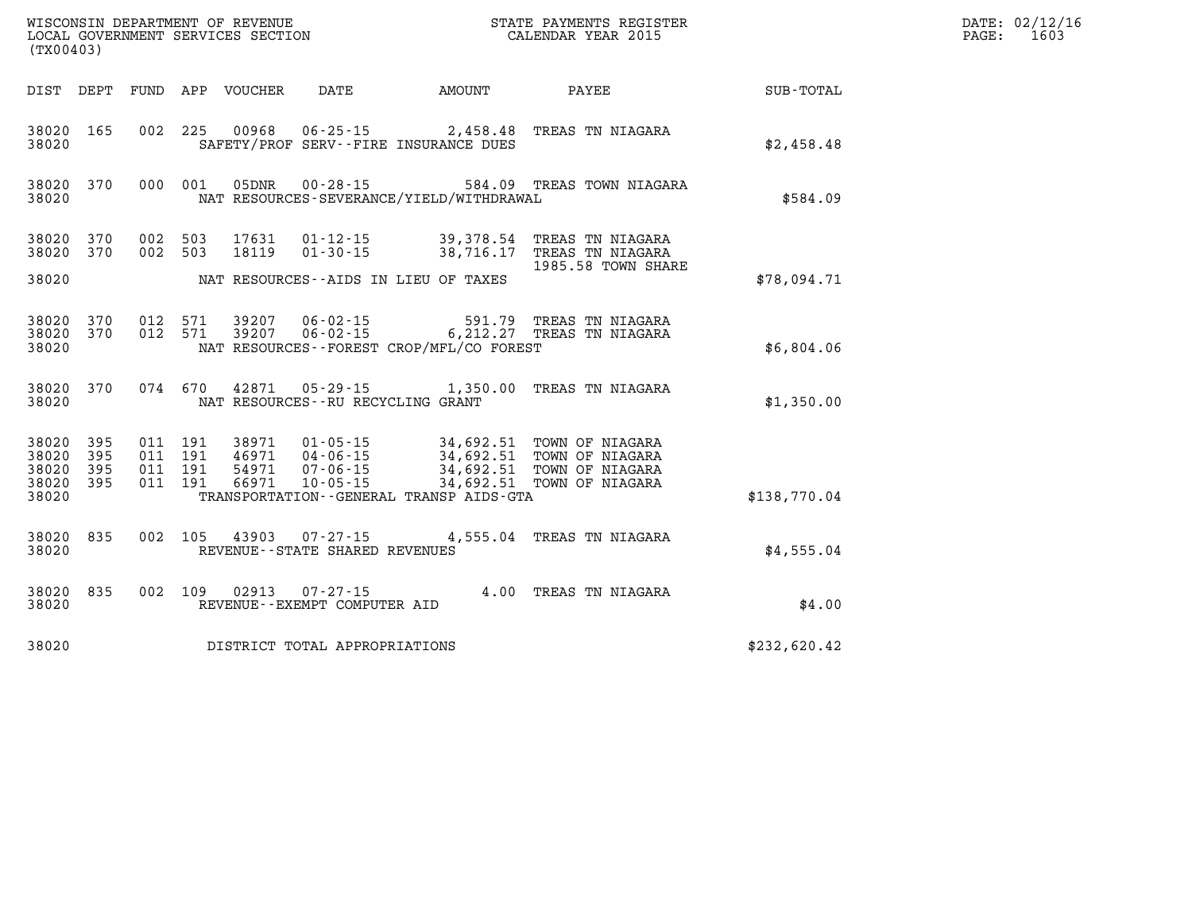WISCONSIN DEPARTMENT OF REVENUE
LOCAL GOVERNMENT SERVICES SECTION
(TX00403)

STATE PAYMENTS REGISTER
CALENDAR YEAR 2015

DATE: 02/12/16
PAGE: 1603

| DIST | DEPT | FUND | APP | VOUCHER | DATE | AMOUNT | PAYEE | SUB-TOTAL |
|---|---|---|---|---|---|---|---|---|
| 38020 | 165 | 002 | 225 | 00968 | 06-25-15 | 2,458.48 | TREAS TN NIAGARA | |
| 38020 | | | | | SAFETY/PROF SERV--FIRE INSURANCE DUES | | | $2,458.48 |
| 38020 | 370 | 000 | 001 | 05DNR | 00-28-15 | 584.09 | TREAS TOWN NIAGARA | |
| 38020 | | | | | NAT RESOURCES-SEVERANCE/YIELD/WITHDRAWAL | | | $584.09 |
| 38020 | 370 | 002 | 503 | 17631 | 01-12-15 | 39,378.54 | TREAS TN NIAGARA | |
| 38020 | 370 | 002 | 503 | 18119 | 01-30-15 | 38,716.17 | TREAS TN NIAGARA 1985.58 TOWN SHARE | |
| 38020 | | | | | NAT RESOURCES--AIDS IN LIEU OF TAXES | | | $78,094.71 |
| 38020 | 370 | 012 | 571 | 39207 | 06-02-15 | 591.79 | TREAS TN NIAGARA | |
| 38020 | 370 | 012 | 571 | 39207 | 06-02-15 | 6,212.27 | TREAS TN NIAGARA | |
| 38020 | | | | | NAT RESOURCES--FOREST CROP/MFL/CO FOREST | | | $6,804.06 |
| 38020 | 370 | 074 | 670 | 42871 | 05-29-15 | 1,350.00 | TREAS TN NIAGARA | |
| 38020 | | | | | NAT RESOURCES--RU RECYCLING GRANT | | | $1,350.00 |
| 38020 | 395 | 011 | 191 | 38971 | 01-05-15 | 34,692.51 | TOWN OF NIAGARA | |
| 38020 | 395 | 011 | 191 | 46971 | 04-06-15 | 34,692.51 | TOWN OF NIAGARA | |
| 38020 | 395 | 011 | 191 | 54971 | 07-06-15 | 34,692.51 | TOWN OF NIAGARA | |
| 38020 | 395 | 011 | 191 | 66971 | 10-05-15 | 34,692.51 | TOWN OF NIAGARA | |
| 38020 | | | | | TRANSPORTATION--GENERAL TRANSP AIDS-GTA | | | $138,770.04 |
| 38020 | 835 | 002 | 105 | 43903 | 07-27-15 | 4,555.04 | TREAS TN NIAGARA | |
| 38020 | | | | | REVENUE--STATE SHARED REVENUES | | | $4,555.04 |
| 38020 | 835 | 002 | 109 | 02913 | 07-27-15 | 4.00 | TREAS TN NIAGARA | |
| 38020 | | | | | REVENUE--EXEMPT COMPUTER AID | | | $4.00 |
| 38020 | | | | | DISTRICT TOTAL APPROPRIATIONS | | | $232,620.42 |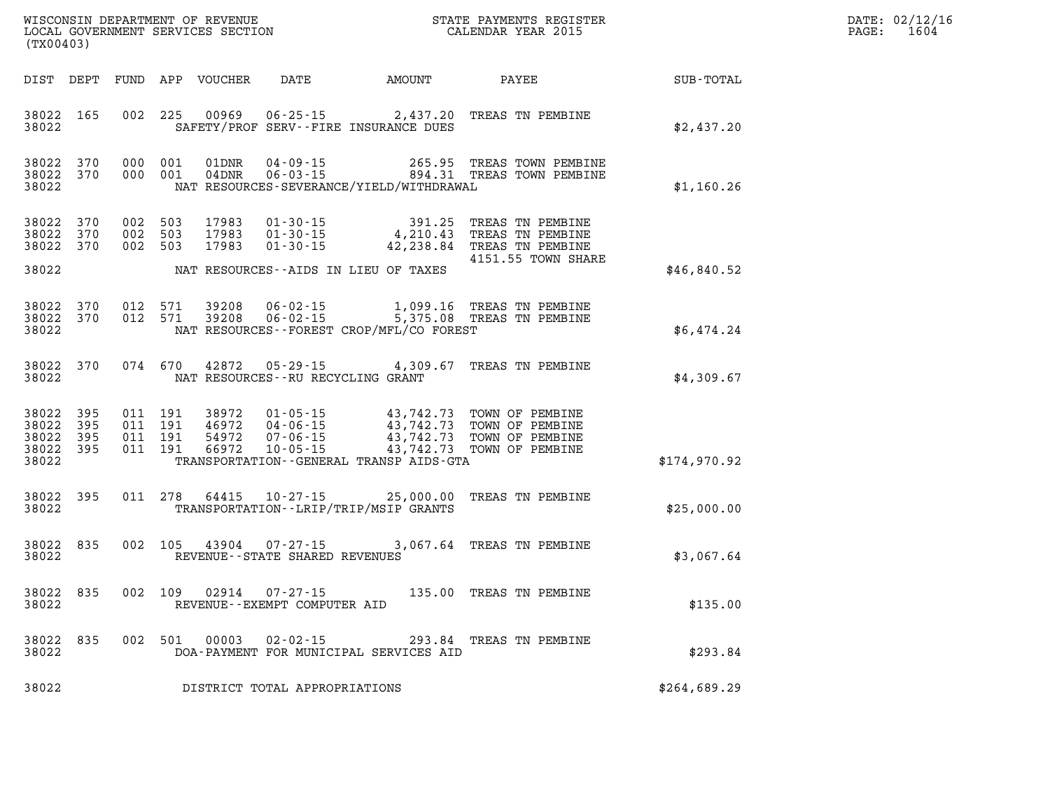WISCONSIN DEPARTMENT OF REVENUE
LOCAL GOVERNMENT SERVICES SECTION
(TX00403)

STATE PAYMENTS REGISTER
CALENDAR YEAR 2015

DATE: 02/12/16
PAGE: 1604

| DIST | DEPT | FUND | APP | VOUCHER | DATE | AMOUNT | PAYEE | SUB-TOTAL |
|---|---|---|---|---|---|---|---|---|
| 38022 | 165 | 002 | 225 | 00969 | 06-25-15 | 2,437.20 | TREAS TN PEMBINE | |
| 38022 | | | | | SAFETY/PROF SERV--FIRE INSURANCE DUES | | | $2,437.20 |
| 38022 | 370 | 000 | 001 | 01DNR | 04-09-15 | 265.95 | TREAS TOWN PEMBINE | |
| 38022 | 370 | 000 | 001 | 04DNR | 06-03-15 | 894.31 | TREAS TOWN PEMBINE | |
| 38022 | | | | | NAT RESOURCES-SEVERANCE/YIELD/WITHDRAWAL | | | $1,160.26 |
| 38022 | 370 | 002 | 503 | 17983 | 01-30-15 | 391.25 | TREAS TN PEMBINE | |
| 38022 | 370 | 002 | 503 | 17983 | 01-30-15 | 4,210.43 | TREAS TN PEMBINE | |
| 38022 | 370 | 002 | 503 | 17983 | 01-30-15 | 42,238.84 | TREAS TN PEMBINE 4151.55 TOWN SHARE | |
| 38022 | | | | | NAT RESOURCES--AIDS IN LIEU OF TAXES | | | $46,840.52 |
| 38022 | 370 | 012 | 571 | 39208 | 06-02-15 | 1,099.16 | TREAS TN PEMBINE | |
| 38022 | 370 | 012 | 571 | 39208 | 06-02-15 | 5,375.08 | TREAS TN PEMBINE | |
| 38022 | | | | | NAT RESOURCES--FOREST CROP/MFL/CO FOREST | | | $6,474.24 |
| 38022 | 370 | 074 | 670 | 42872 | 05-29-15 | 4,309.67 | TREAS TN PEMBINE | |
| 38022 | | | | | NAT RESOURCES--RU RECYCLING GRANT | | | $4,309.67 |
| 38022 | 395 | 011 | 191 | 38972 | 01-05-15 | 43,742.73 | TOWN OF PEMBINE | |
| 38022 | 395 | 011 | 191 | 46972 | 04-06-15 | 43,742.73 | TOWN OF PEMBINE | |
| 38022 | 395 | 011 | 191 | 54972 | 07-06-15 | 43,742.73 | TOWN OF PEMBINE | |
| 38022 | 395 | 011 | 191 | 66972 | 10-05-15 | 43,742.73 | TOWN OF PEMBINE | |
| 38022 | | | | | TRANSPORTATION--GENERAL TRANSP AIDS-GTA | | | $174,970.92 |
| 38022 | 395 | 011 | 278 | 64415 | 10-27-15 | 25,000.00 | TREAS TN PEMBINE | |
| 38022 | | | | | TRANSPORTATION--LRIP/TRIP/MSIP GRANTS | | | $25,000.00 |
| 38022 | 835 | 002 | 105 | 43904 | 07-27-15 | 3,067.64 | TREAS TN PEMBINE | |
| 38022 | | | | | REVENUE--STATE SHARED REVENUES | | | $3,067.64 |
| 38022 | 835 | 002 | 109 | 02914 | 07-27-15 | 135.00 | TREAS TN PEMBINE | |
| 38022 | | | | | REVENUE--EXEMPT COMPUTER AID | | | $135.00 |
| 38022 | 835 | 002 | 501 | 00003 | 02-02-15 | 293.84 | TREAS TN PEMBINE | |
| 38022 | | | | | DOA-PAYMENT FOR MUNICIPAL SERVICES AID | | | $293.84 |
| 38022 | | | | | DISTRICT TOTAL APPROPRIATIONS | | | $264,689.29 |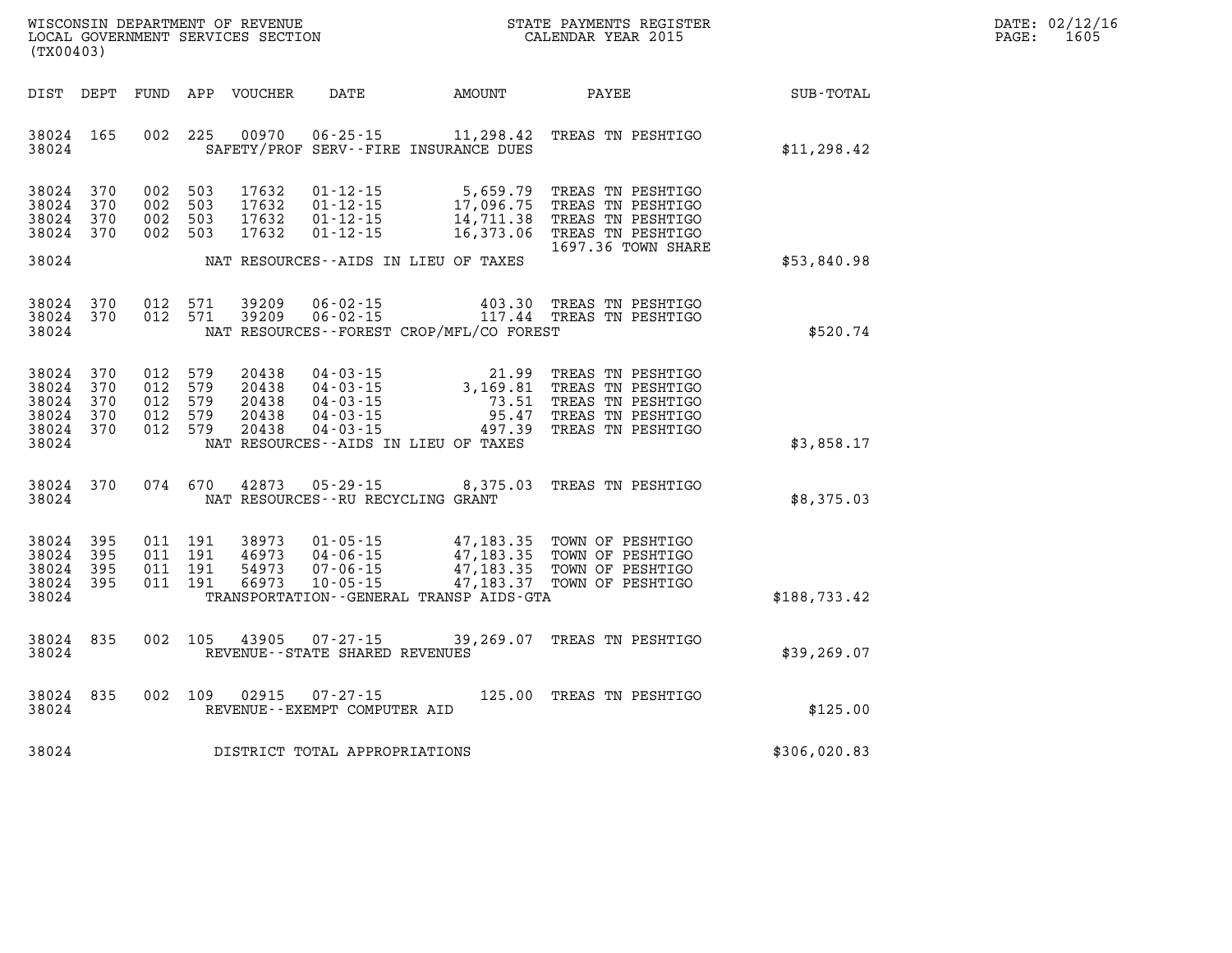WISCONSIN DEPARTMENT OF REVENUE
LOCAL GOVERNMENT SERVICES SECTION
(TX00403)

STATE PAYMENTS REGISTER
CALENDAR YEAR 2015

DATE: 02/12/16
PAGE: 1605

| DIST | DEPT | FUND | APP | VOUCHER | DATE | AMOUNT | PAYEE | SUB-TOTAL |
|---|---|---|---|---|---|---|---|---|
| 38024 | 165 | 002 | 225 | 00970 | 06-25-15 | 11,298.42 | TREAS TN PESHTIGO | |
| 38024 | | | | | SAFETY/PROF SERV--FIRE INSURANCE DUES | | | $11,298.42 |
| 38024 | 370 | 002 | 503 | 17632 | 01-12-15 | 5,659.79 | TREAS TN PESHTIGO | |
| 38024 | 370 | 002 | 503 | 17632 | 01-12-15 | 17,096.75 | TREAS TN PESHTIGO | |
| 38024 | 370 | 002 | 503 | 17632 | 01-12-15 | 14,711.38 | TREAS TN PESHTIGO | |
| 38024 | 370 | 002 | 503 | 17632 | 01-12-15 | 16,373.06 | TREAS TN PESHTIGO 1697.36 TOWN SHARE | |
| 38024 | | | | | NAT RESOURCES--AIDS IN LIEU OF TAXES | | | $53,840.98 |
| 38024 | 370 | 012 | 571 | 39209 | 06-02-15 | 403.30 | TREAS TN PESHTIGO | |
| 38024 | 370 | 012 | 571 | 39209 | 06-02-15 | 117.44 | TREAS TN PESHTIGO | |
| 38024 | | | | | NAT RESOURCES--FOREST CROP/MFL/CO FOREST | | | $520.74 |
| 38024 | 370 | 012 | 579 | 20438 | 04-03-15 | 21.99 | TREAS TN PESHTIGO | |
| 38024 | 370 | 012 | 579 | 20438 | 04-03-15 | 3,169.81 | TREAS TN PESHTIGO | |
| 38024 | 370 | 012 | 579 | 20438 | 04-03-15 | 73.51 | TREAS TN PESHTIGO | |
| 38024 | 370 | 012 | 579 | 20438 | 04-03-15 | 95.47 | TREAS TN PESHTIGO | |
| 38024 | 370 | 012 | 579 | 20438 | 04-03-15 | 497.39 | TREAS TN PESHTIGO | |
| 38024 | | | | | NAT RESOURCES--AIDS IN LIEU OF TAXES | | | $3,858.17 |
| 38024 | 370 | 074 | 670 | 42873 | 05-29-15 | 8,375.03 | TREAS TN PESHTIGO | |
| 38024 | | | | | NAT RESOURCES--RU RECYCLING GRANT | | | $8,375.03 |
| 38024 | 395 | 011 | 191 | 38973 | 01-05-15 | 47,183.35 | TOWN OF PESHTIGO | |
| 38024 | 395 | 011 | 191 | 46973 | 04-06-15 | 47,183.35 | TOWN OF PESHTIGO | |
| 38024 | 395 | 011 | 191 | 54973 | 07-06-15 | 47,183.35 | TOWN OF PESHTIGO | |
| 38024 | 395 | 011 | 191 | 66973 | 10-05-15 | 47,183.37 | TOWN OF PESHTIGO | |
| 38024 | | | | | TRANSPORTATION--GENERAL TRANSP AIDS-GTA | | | $188,733.42 |
| 38024 | 835 | 002 | 105 | 43905 | 07-27-15 | 39,269.07 | TREAS TN PESHTIGO | |
| 38024 | | | | | REVENUE--STATE SHARED REVENUES | | | $39,269.07 |
| 38024 | 835 | 002 | 109 | 02915 | 07-27-15 | 125.00 | TREAS TN PESHTIGO | |
| 38024 | | | | | REVENUE--EXEMPT COMPUTER AID | | | $125.00 |
| 38024 | | | | | DISTRICT TOTAL APPROPRIATIONS | | | $306,020.83 |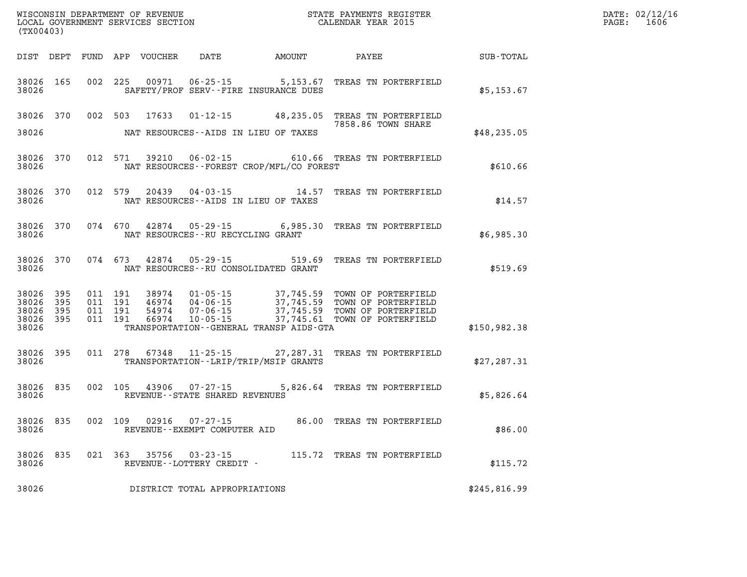WISCONSIN DEPARTMENT OF REVENUE
LOCAL GOVERNMENT SERVICES SECTION
(TX00403)

STATE PAYMENTS REGISTER
CALENDAR YEAR 2015

| DIST | DEPT | FUND | APP | VOUCHER | DATE | AMOUNT | PAYEE | SUB-TOTAL |
|---|---|---|---|---|---|---|---|---|
| 38026 | 165 | 002 | 225 | 00971 | 06-25-15 | 5,153.67 | TREAS TN PORTERFIELD | |
| 38026 | | | | SAFETY/PROF SERV--FIRE INSURANCE DUES | | | | $5,153.67 |
| 38026 | 370 | 002 | 503 | 17633 | 01-12-15 | 48,235.05 | TREAS TN PORTERFIELD 7858.86 TOWN SHARE | |
| 38026 | | | | NAT RESOURCES--AIDS IN LIEU OF TAXES | | | | $48,235.05 |
| 38026 | 370 | 012 | 571 | 39210 | 06-02-15 | 610.66 | TREAS TN PORTERFIELD | |
| 38026 | | | | NAT RESOURCES--FOREST CROP/MFL/CO FOREST | | | | $610.66 |
| 38026 | 370 | 012 | 579 | 20439 | 04-03-15 | 14.57 | TREAS TN PORTERFIELD | |
| 38026 | | | | NAT RESOURCES--AIDS IN LIEU OF TAXES | | | | $14.57 |
| 38026 | 370 | 074 | 670 | 42874 | 05-29-15 | 6,985.30 | TREAS TN PORTERFIELD | |
| 38026 | | | | NAT RESOURCES--RU RECYCLING GRANT | | | | $6,985.30 |
| 38026 | 370 | 074 | 673 | 42874 | 05-29-15 | 519.69 | TREAS TN PORTERFIELD | |
| 38026 | | | | NAT RESOURCES--RU CONSOLIDATED GRANT | | | | $519.69 |
| 38026 | 395 | 011 | 191 | 38974 | 01-05-15 | 37,745.59 | TOWN OF PORTERFIELD | |
| 38026 | 395 | 011 | 191 | 46974 | 04-06-15 | 37,745.59 | TOWN OF PORTERFIELD | |
| 38026 | 395 | 011 | 191 | 54974 | 07-06-15 | 37,745.59 | TOWN OF PORTERFIELD | |
| 38026 | 395 | 011 | 191 | 66974 | 10-05-15 | 37,745.61 | TOWN OF PORTERFIELD | |
| 38026 | | | | TRANSPORTATION--GENERAL TRANSP AIDS-GTA | | | | $150,982.38 |
| 38026 | 395 | 011 | 278 | 67348 | 11-25-15 | 27,287.31 | TREAS TN PORTERFIELD | |
| 38026 | | | | TRANSPORTATION--LRIP/TRIP/MSIP GRANTS | | | | $27,287.31 |
| 38026 | 835 | 002 | 105 | 43906 | 07-27-15 | 5,826.64 | TREAS TN PORTERFIELD | |
| 38026 | | | | REVENUE--STATE SHARED REVENUES | | | | $5,826.64 |
| 38026 | 835 | 002 | 109 | 02916 | 07-27-15 | 86.00 | TREAS TN PORTERFIELD | |
| 38026 | | | | REVENUE--EXEMPT COMPUTER AID | | | | $86.00 |
| 38026 | 835 | 021 | 363 | 35756 | 03-23-15 | 115.72 | TREAS TN PORTERFIELD | |
| 38026 | | | | REVENUE--LOTTERY CREDIT - | | | | $115.72 |
| 38026 | | | | DISTRICT TOTAL APPROPRIATIONS | | | | $245,816.99 |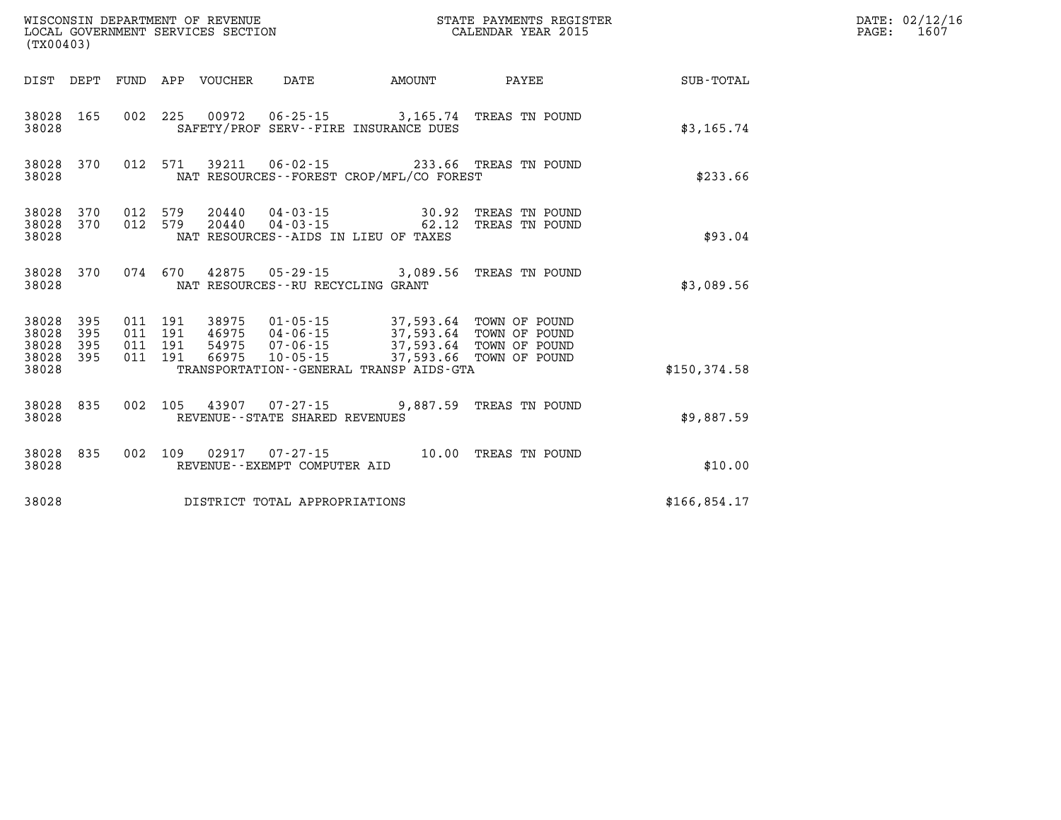WISCONSIN DEPARTMENT OF REVENUE
LOCAL GOVERNMENT SERVICES SECTION
(TX00403)

STATE PAYMENTS REGISTER
CALENDAR YEAR 2015

DATE: 02/12/16
PAGE: 1607

| DIST | DEPT | FUND | APP | VOUCHER | DATE | AMOUNT | PAYEE | SUB-TOTAL |
|---|---|---|---|---|---|---|---|---|
| 38028 | 165 | 002 | 225 | 00972 | 06-25-15 | 3,165.74 | TREAS TN POUND | |
| 38028 | | | | SAFETY/PROF SERV--FIRE INSURANCE DUES | | | | $3,165.74 |
| 38028 | 370 | 012 | 571 | 39211 | 06-02-15 | 233.66 | TREAS TN POUND | |
| 38028 | | | | NAT RESOURCES--FOREST CROP/MFL/CO FOREST | | | | $233.66 |
| 38028 | 370 | 012 | 579 | 20440 | 04-03-15 | 30.92 | TREAS TN POUND | |
| 38028 | 370 | 012 | 579 | 20440 | 04-03-15 | 62.12 | TREAS TN POUND | |
| 38028 | | | | NAT RESOURCES--AIDS IN LIEU OF TAXES | | | | $93.04 |
| 38028 | 370 | 074 | 670 | 42875 | 05-29-15 | 3,089.56 | TREAS TN POUND | |
| 38028 | | | | NAT RESOURCES--RU RECYCLING GRANT | | | | $3,089.56 |
| 38028 | 395 | 011 | 191 | 38975 | 01-05-15 | 37,593.64 | TOWN OF POUND | |
| 38028 | 395 | 011 | 191 | 46975 | 04-06-15 | 37,593.64 | TOWN OF POUND | |
| 38028 | 395 | 011 | 191 | 54975 | 07-06-15 | 37,593.64 | TOWN OF POUND | |
| 38028 | 395 | 011 | 191 | 66975 | 10-05-15 | 37,593.66 | TOWN OF POUND | |
| 38028 | | | | TRANSPORTATION--GENERAL TRANSP AIDS-GTA | | | | $150,374.58 |
| 38028 | 835 | 002 | 105 | 43907 | 07-27-15 | 9,887.59 | TREAS TN POUND | |
| 38028 | | | | REVENUE--STATE SHARED REVENUES | | | | $9,887.59 |
| 38028 | 835 | 002 | 109 | 02917 | 07-27-15 | 10.00 | TREAS TN POUND | |
| 38028 | | | | REVENUE--EXEMPT COMPUTER AID | | | | $10.00 |
| 38028 | | | | DISTRICT TOTAL APPROPRIATIONS | | | | $166,854.17 |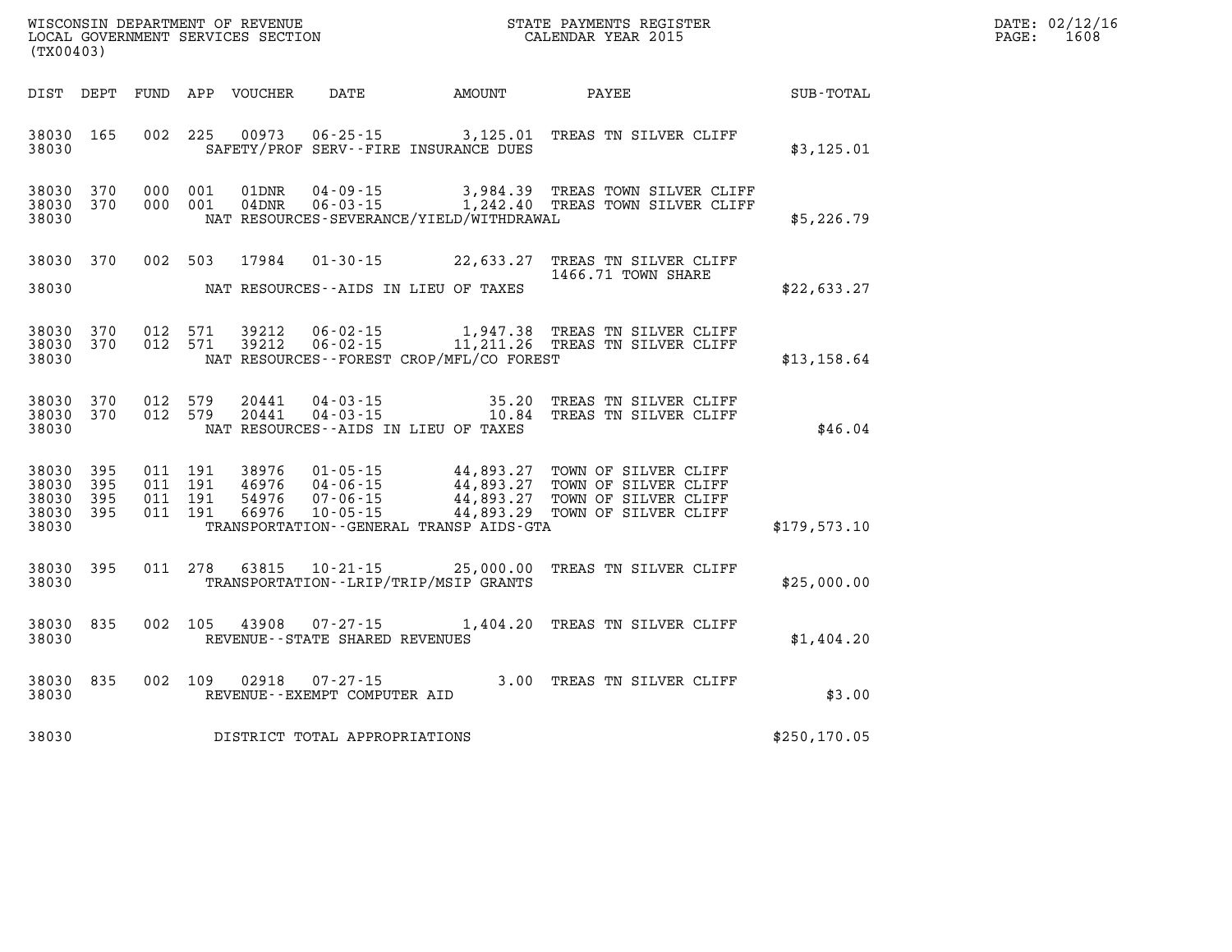WISCONSIN DEPARTMENT OF REVENUE
LOCAL GOVERNMENT SERVICES SECTION
(TX00403)

STATE PAYMENTS REGISTER
CALENDAR YEAR 2015

DATE: 02/12/16
PAGE: 1608

| DIST | DEPT | FUND | APP | VOUCHER | DATE | AMOUNT | PAYEE | SUB-TOTAL |
|---|---|---|---|---|---|---|---|---|
| 38030 | 165 | 002 | 225 | 00973 | 06-25-15 | 3,125.01 | TREAS TN SILVER CLIFF | |
| 38030 | | | | | SAFETY/PROF SERV--FIRE INSURANCE DUES | | | $3,125.01 |
| 38030 | 370 | 000 | 001 | 01DNR | 04-09-15 | 3,984.39 | TREAS TOWN SILVER CLIFF | |
| 38030 | 370 | 000 | 001 | 04DNR | 06-03-15 | 1,242.40 | TREAS TOWN SILVER CLIFF | |
| 38030 | | | | | NAT RESOURCES-SEVERANCE/YIELD/WITHDRAWAL | | | $5,226.79 |
| 38030 | 370 | 002 | 503 | 17984 | 01-30-15 | 22,633.27 | TREAS TN SILVER CLIFF 1466.71 TOWN SHARE | |
| 38030 | | | | | NAT RESOURCES--AIDS IN LIEU OF TAXES | | | $22,633.27 |
| 38030 | 370 | 012 | 571 | 39212 | 06-02-15 | 1,947.38 | TREAS TN SILVER CLIFF | |
| 38030 | 370 | 012 | 571 | 39212 | 06-02-15 | 11,211.26 | TREAS TN SILVER CLIFF | |
| 38030 | | | | | NAT RESOURCES--FOREST CROP/MFL/CO FOREST | | | $13,158.64 |
| 38030 | 370 | 012 | 579 | 20441 | 04-03-15 | 35.20 | TREAS TN SILVER CLIFF | |
| 38030 | 370 | 012 | 579 | 20441 | 04-03-15 | 10.84 | TREAS TN SILVER CLIFF | |
| 38030 | | | | | NAT RESOURCES--AIDS IN LIEU OF TAXES | | | $46.04 |
| 38030 | 395 | 011 | 191 | 38976 | 01-05-15 | 44,893.27 | TOWN OF SILVER CLIFF | |
| 38030 | 395 | 011 | 191 | 46976 | 04-06-15 | 44,893.27 | TOWN OF SILVER CLIFF | |
| 38030 | 395 | 011 | 191 | 54976 | 07-06-15 | 44,893.27 | TOWN OF SILVER CLIFF | |
| 38030 | 395 | 011 | 191 | 66976 | 10-05-15 | 44,893.29 | TOWN OF SILVER CLIFF | |
| 38030 | | | | | TRANSPORTATION--GENERAL TRANSP AIDS-GTA | | | $179,573.10 |
| 38030 | 395 | 011 | 278 | 63815 | 10-21-15 | 25,000.00 | TREAS TN SILVER CLIFF | |
| 38030 | | | | | TRANSPORTATION--LRIP/TRIP/MSIP GRANTS | | | $25,000.00 |
| 38030 | 835 | 002 | 105 | 43908 | 07-27-15 | 1,404.20 | TREAS TN SILVER CLIFF | |
| 38030 | | | | | REVENUE--STATE SHARED REVENUES | | | $1,404.20 |
| 38030 | 835 | 002 | 109 | 02918 | 07-27-15 | 3.00 | TREAS TN SILVER CLIFF | |
| 38030 | | | | | REVENUE--EXEMPT COMPUTER AID | | | $3.00 |
| 38030 | | | | | DISTRICT TOTAL APPROPRIATIONS | | | $250,170.05 |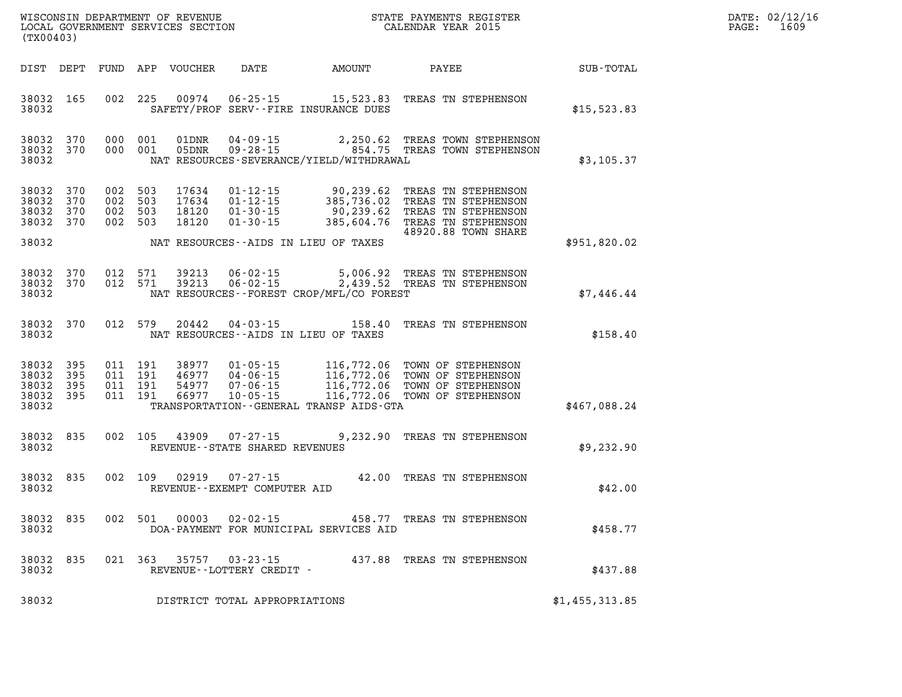WISCONSIN DEPARTMENT OF REVENUE
LOCAL GOVERNMENT SERVICES SECTION
(TX00403)

STATE PAYMENTS REGISTER
CALENDAR YEAR 2015

DATE: 02/12/16

| DIST | DEPT | FUND | APP | VOUCHER | DATE | AMOUNT | PAYEE | SUB-TOTAL |
|---|---|---|---|---|---|---|---|---|
| 38032 | 165 | 002 | 225 | 00974 | 06-25-15 | 15,523.83 | TREAS TN STEPHENSON | |
| 38032 | | | | | SAFETY/PROF SERV--FIRE INSURANCE DUES | | | $15,523.83 |
| 38032 | 370 | 000 | 001 | 01DNR | 04-09-15 | 2,250.62 | TREAS TOWN STEPHENSON | |
| 38032 | 370 | 000 | 001 | 05DNR | 09-28-15 | 854.75 | TREAS TOWN STEPHENSON | |
| 38032 | | | | | NAT RESOURCES-SEVERANCE/YIELD/WITHDRAWAL | | | $3,105.37 |
| 38032 | 370 | 002 | 503 | 17634 | 01-12-15 | 90,239.62 | TREAS TN STEPHENSON | |
| 38032 | 370 | 002 | 503 | 17634 | 01-12-15 | 385,736.02 | TREAS TN STEPHENSON | |
| 38032 | 370 | 002 | 503 | 18120 | 01-30-15 | 90,239.62 | TREAS TN STEPHENSON | |
| 38032 | 370 | 002 | 503 | 18120 | 01-30-15 | 385,604.76 | TREAS TN STEPHENSON 48920.88 TOWN SHARE | |
| 38032 | | | | | NAT RESOURCES--AIDS IN LIEU OF TAXES | | | $951,820.02 |
| 38032 | 370 | 012 | 571 | 39213 | 06-02-15 | 5,006.92 | TREAS TN STEPHENSON | |
| 38032 | 370 | 012 | 571 | 39213 | 06-02-15 | 2,439.52 | TREAS TN STEPHENSON | |
| 38032 | | | | | NAT RESOURCES--FOREST CROP/MFL/CO FOREST | | | $7,446.44 |
| 38032 | 370 | 012 | 579 | 20442 | 04-03-15 | 158.40 | TREAS TN STEPHENSON | |
| 38032 | | | | | NAT RESOURCES--AIDS IN LIEU OF TAXES | | | $158.40 |
| 38032 | 395 | 011 | 191 | 38977 | 01-05-15 | 116,772.06 | TOWN OF STEPHENSON | |
| 38032 | 395 | 011 | 191 | 46977 | 04-06-15 | 116,772.06 | TOWN OF STEPHENSON | |
| 38032 | 395 | 011 | 191 | 54977 | 07-06-15 | 116,772.06 | TOWN OF STEPHENSON | |
| 38032 | 395 | 011 | 191 | 66977 | 10-05-15 | 116,772.06 | TOWN OF STEPHENSON | |
| 38032 | | | | | TRANSPORTATION--GENERAL TRANSP AIDS-GTA | | | $467,088.24 |
| 38032 | 835 | 002 | 105 | 43909 | 07-27-15 | 9,232.90 | TREAS TN STEPHENSON | |
| 38032 | | | | | REVENUE--STATE SHARED REVENUES | | | $9,232.90 |
| 38032 | 835 | 002 | 109 | 02919 | 07-27-15 | 42.00 | TREAS TN STEPHENSON | |
| 38032 | | | | | REVENUE--EXEMPT COMPUTER AID | | | $42.00 |
| 38032 | 835 | 002 | 501 | 00003 | 02-02-15 | 458.77 | TREAS TN STEPHENSON | |
| 38032 | | | | | DOA-PAYMENT FOR MUNICIPAL SERVICES AID | | | $458.77 |
| 38032 | 835 | 021 | 363 | 35757 | 03-23-15 | 437.88 | TREAS TN STEPHENSON | |
| 38032 | | | | | REVENUE--LOTTERY CREDIT - | | | $437.88 |
| 38032 | | | | | DISTRICT TOTAL APPROPRIATIONS | | | $1,455,313.85 |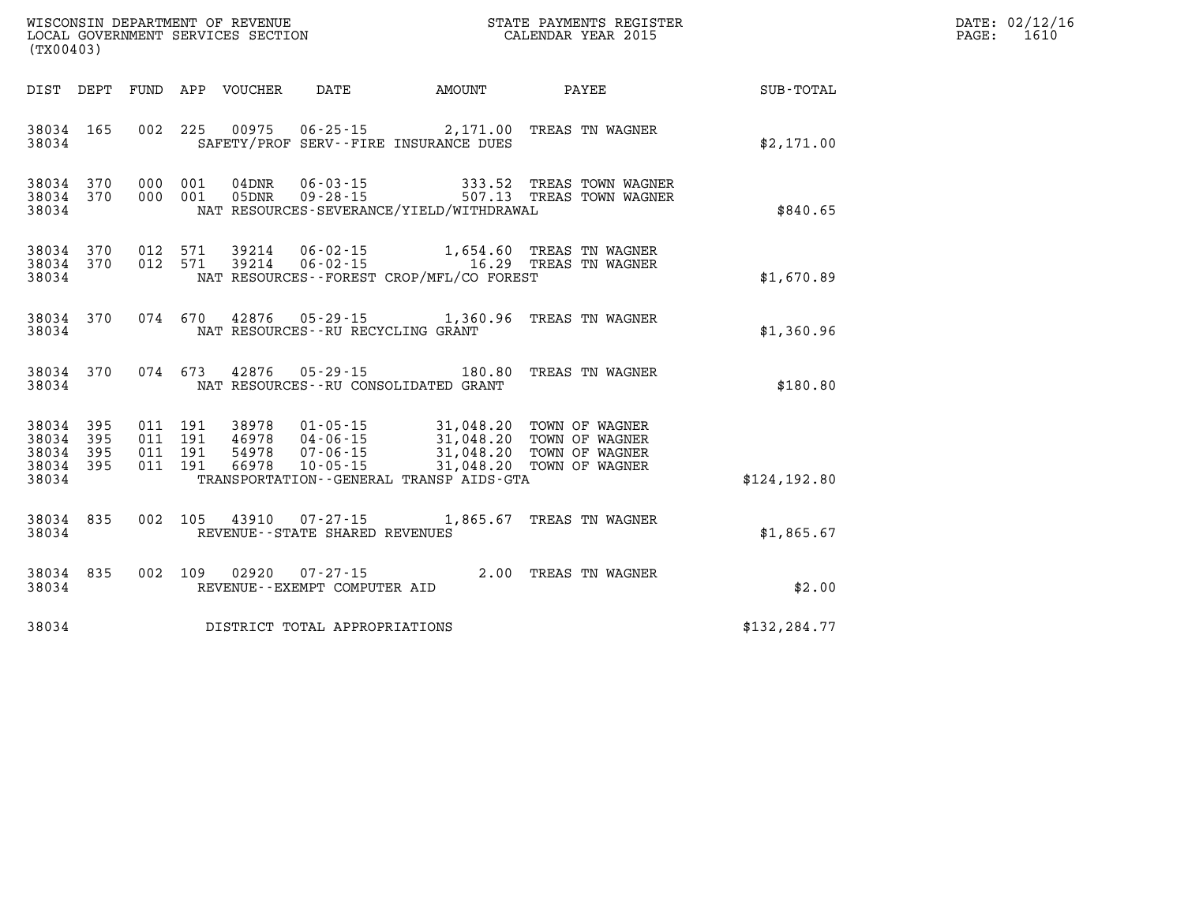WISCONSIN DEPARTMENT OF REVENUE
LOCAL GOVERNMENT SERVICES SECTION
(TX00403)

STATE PAYMENTS REGISTER
CALENDAR YEAR 2015

DATE: 02/12/16
PAGE: 1610

| DIST | DEPT | FUND | APP | VOUCHER | DATE | AMOUNT | PAYEE | SUB-TOTAL |
|---|---|---|---|---|---|---|---|---|
| 38034 | 165 | 002 | 225 | 00975 | 06-25-15 | 2,171.00 | TREAS TN WAGNER | |
| 38034 | | | | SAFETY/PROF SERV--FIRE INSURANCE DUES | | | | $2,171.00 |
| 38034 | 370 | 000 | 001 | 04DNR | 06-03-15 | 333.52 | TREAS TOWN WAGNER | |
| 38034 | 370 | 000 | 001 | 05DNR | 09-28-15 | 507.13 | TREAS TOWN WAGNER | |
| 38034 | | | | NAT RESOURCES-SEVERANCE/YIELD/WITHDRAWAL | | | | $840.65 |
| 38034 | 370 | 012 | 571 | 39214 | 06-02-15 | 1,654.60 | TREAS TN WAGNER | |
| 38034 | 370 | 012 | 571 | 39214 | 06-02-15 | 16.29 | TREAS TN WAGNER | |
| 38034 | | | | NAT RESOURCES--FOREST CROP/MFL/CO FOREST | | | | $1,670.89 |
| 38034 | 370 | 074 | 670 | 42876 | 05-29-15 | 1,360.96 | TREAS TN WAGNER | |
| 38034 | | | | NAT RESOURCES--RU RECYCLING GRANT | | | | $1,360.96 |
| 38034 | 370 | 074 | 673 | 42876 | 05-29-15 | 180.80 | TREAS TN WAGNER | |
| 38034 | | | | NAT RESOURCES--RU CONSOLIDATED GRANT | | | | $180.80 |
| 38034 | 395 | 011 | 191 | 38978 | 01-05-15 | 31,048.20 | TOWN OF WAGNER | |
| 38034 | 395 | 011 | 191 | 46978 | 04-06-15 | 31,048.20 | TOWN OF WAGNER | |
| 38034 | 395 | 011 | 191 | 54978 | 07-06-15 | 31,048.20 | TOWN OF WAGNER | |
| 38034 | 395 | 011 | 191 | 66978 | 10-05-15 | 31,048.20 | TOWN OF WAGNER | |
| 38034 | | | | TRANSPORTATION--GENERAL TRANSP AIDS-GTA | | | | $124,192.80 |
| 38034 | 835 | 002 | 105 | 43910 | 07-27-15 | 1,865.67 | TREAS TN WAGNER | |
| 38034 | | | | REVENUE--STATE SHARED REVENUES | | | | $1,865.67 |
| 38034 | 835 | 002 | 109 | 02920 | 07-27-15 | 2.00 | TREAS TN WAGNER | |
| 38034 | | | | REVENUE--EXEMPT COMPUTER AID | | | | $2.00 |
| 38034 | | | | DISTRICT TOTAL APPROPRIATIONS | | | | $132,284.77 |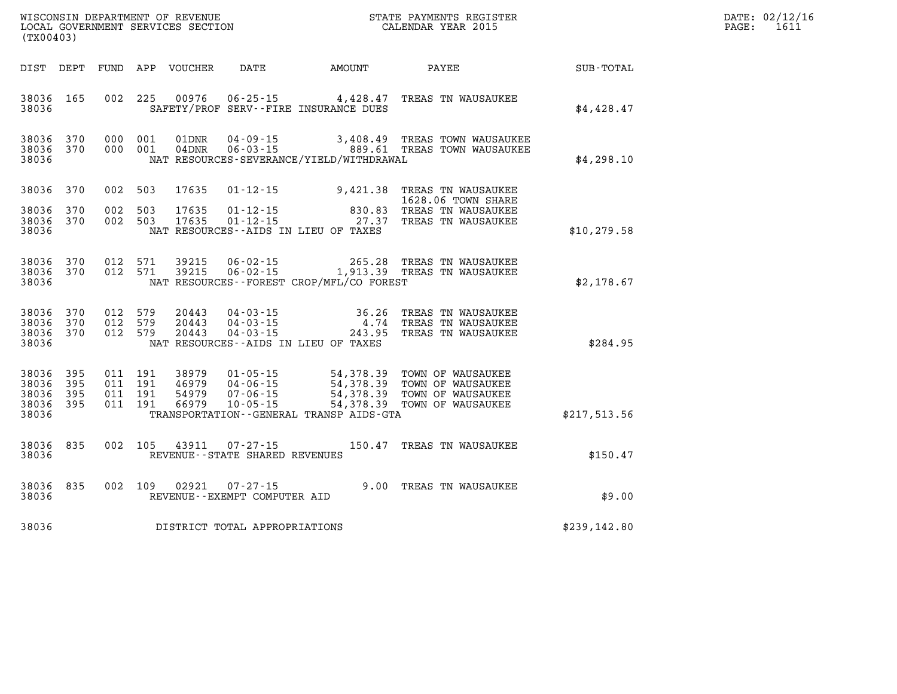WISCONSIN DEPARTMENT OF REVENUE
LOCAL GOVERNMENT SERVICES SECTION
(TX00403)

STATE PAYMENTS REGISTER
CALENDAR YEAR 2015

DATE: 02/12/16

| DIST | DEPT | FUND | APP | VOUCHER | DATE | AMOUNT | PAYEE | SUB-TOTAL |
|---|---|---|---|---|---|---|---|---|
| 38036 | 165 | 002 | 225 | 00976 | 06-25-15 | 4,428.47 | TREAS TN WAUSAUKEE | |
| 38036 | | | | | SAFETY/PROF SERV--FIRE INSURANCE DUES | | | $4,428.47 |
| 38036 | 370 | 000 | 001 | 01DNR | 04-09-15 | 3,408.49 | TREAS TOWN WAUSAUKEE | |
| 38036 | 370 | 000 | 001 | 04DNR | 06-03-15 | 889.61 | TREAS TOWN WAUSAUKEE | |
| 38036 | | | | | NAT RESOURCES-SEVERANCE/YIELD/WITHDRAWAL | | | $4,298.10 |
| 38036 | 370 | 002 | 503 | 17635 | 01-12-15 | 9,421.38 | TREAS TN WAUSAUKEE 1628.06 TOWN SHARE | |
| 38036 | 370 | 002 | 503 | 17635 | 01-12-15 | 830.83 | TREAS TN WAUSAUKEE | |
| 38036 | 370 | 002 | 503 | 17635 | 01-12-15 | 27.37 | TREAS TN WAUSAUKEE | |
| 38036 | | | | | NAT RESOURCES--AIDS IN LIEU OF TAXES | | | $10,279.58 |
| 38036 | 370 | 012 | 571 | 39215 | 06-02-15 | 265.28 | TREAS TN WAUSAUKEE | |
| 38036 | 370 | 012 | 571 | 39215 | 06-02-15 | 1,913.39 | TREAS TN WAUSAUKEE | |
| 38036 | | | | | NAT RESOURCES--FOREST CROP/MFL/CO FOREST | | | $2,178.67 |
| 38036 | 370 | 012 | 579 | 20443 | 04-03-15 | 36.26 | TREAS TN WAUSAUKEE | |
| 38036 | 370 | 012 | 579 | 20443 | 04-03-15 | 4.74 | TREAS TN WAUSAUKEE | |
| 38036 | 370 | 012 | 579 | 20443 | 04-03-15 | 243.95 | TREAS TN WAUSAUKEE | |
| 38036 | | | | | NAT RESOURCES--AIDS IN LIEU OF TAXES | | | $284.95 |
| 38036 | 395 | 011 | 191 | 38979 | 01-05-15 | 54,378.39 | TOWN OF WAUSAUKEE | |
| 38036 | 395 | 011 | 191 | 46979 | 04-06-15 | 54,378.39 | TOWN OF WAUSAUKEE | |
| 38036 | 395 | 011 | 191 | 54979 | 07-06-15 | 54,378.39 | TOWN OF WAUSAUKEE | |
| 38036 | 395 | 011 | 191 | 66979 | 10-05-15 | 54,378.39 | TOWN OF WAUSAUKEE | |
| 38036 | | | | | TRANSPORTATION--GENERAL TRANSP AIDS-GTA | | | $217,513.56 |
| 38036 | 835 | 002 | 105 | 43911 | 07-27-15 | 150.47 | TREAS TN WAUSAUKEE | |
| 38036 | | | | | REVENUE--STATE SHARED REVENUES | | | $150.47 |
| 38036 | 835 | 002 | 109 | 02921 | 07-27-15 | 9.00 | TREAS TN WAUSAUKEE | |
| 38036 | | | | | REVENUE--EXEMPT COMPUTER AID | | | $9.00 |
| 38036 | | | | | DISTRICT TOTAL APPROPRIATIONS | | | $239,142.80 |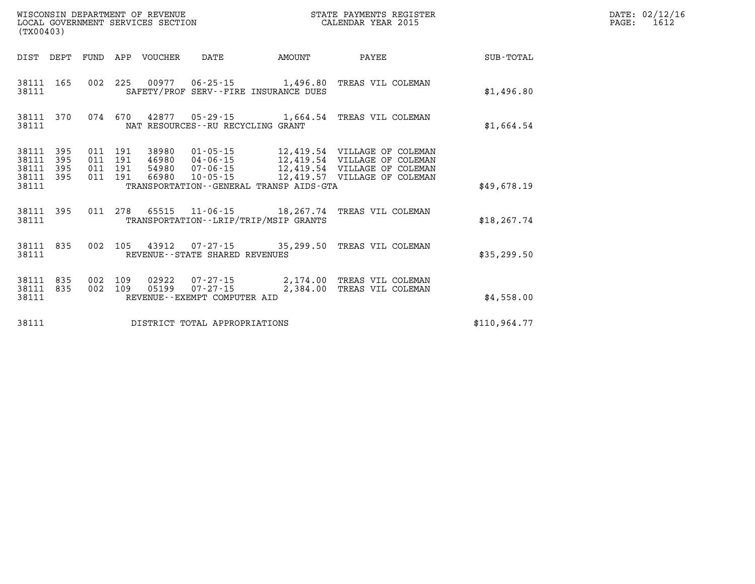WISCONSIN DEPARTMENT OF REVENUE
LOCAL GOVERNMENT SERVICES SECTION
(TX00403)

STATE PAYMENTS REGISTER
CALENDAR YEAR 2015

DATE: 02/12/16

| DIST | DEPT | FUND | APP | VOUCHER | DATE | AMOUNT | PAYEE | SUB-TOTAL |
|---|---|---|---|---|---|---|---|---|
| 38111 | 165 | 002 | 225 | 00977 | 06-25-15 | 1,496.80 | TREAS VIL COLEMAN | |
| 38111 | | | | SAFETY/PROF SERV--FIRE INSURANCE DUES | | | | $1,496.80 |
| 38111 | 370 | 074 | 670 | 42877 | 05-29-15 | 1,664.54 | TREAS VIL COLEMAN | |
| 38111 | | | | NAT RESOURCES--RU RECYCLING GRANT | | | | $1,664.54 |
| 38111 | 395 | 011 | 191 | 38980 | 01-05-15 | 12,419.54 | VILLAGE OF COLEMAN | |
| 38111 | 395 | 011 | 191 | 46980 | 04-06-15 | 12,419.54 | VILLAGE OF COLEMAN | |
| 38111 | 395 | 011 | 191 | 54980 | 07-06-15 | 12,419.54 | VILLAGE OF COLEMAN | |
| 38111 | 395 | 011 | 191 | 66980 | 10-05-15 | 12,419.57 | VILLAGE OF COLEMAN | |
| 38111 | | | | TRANSPORTATION--GENERAL TRANSP AIDS-GTA | | | | $49,678.19 |
| 38111 | 395 | 011 | 278 | 65515 | 11-06-15 | 18,267.74 | TREAS VIL COLEMAN | |
| 38111 | | | | TRANSPORTATION--LRIP/TRIP/MSIP GRANTS | | | | $18,267.74 |
| 38111 | 835 | 002 | 105 | 43912 | 07-27-15 | 35,299.50 | TREAS VIL COLEMAN | |
| 38111 | | | | REVENUE--STATE SHARED REVENUES | | | | $35,299.50 |
| 38111 | 835 | 002 | 109 | 02922 | 07-27-15 | 2,174.00 | TREAS VIL COLEMAN | |
| 38111 | 835 | 002 | 109 | 05199 | 07-27-15 | 2,384.00 | TREAS VIL COLEMAN | |
| 38111 | | | | REVENUE--EXEMPT COMPUTER AID | | | | $4,558.00 |
| 38111 | | | | DISTRICT TOTAL APPROPRIATIONS | | | | $110,964.77 |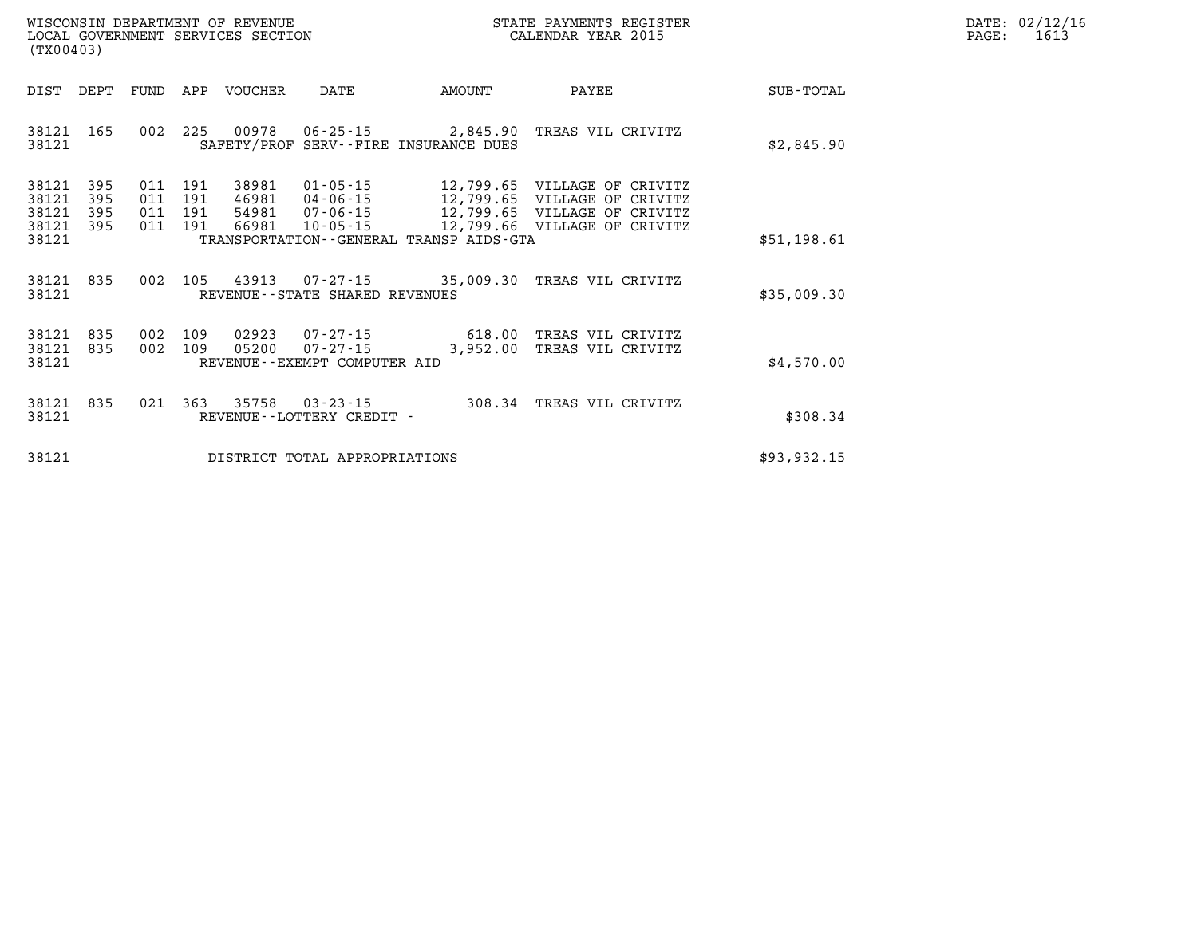WISCONSIN DEPARTMENT OF REVENUE
LOCAL GOVERNMENT SERVICES SECTION
(TX00403)

STATE PAYMENTS REGISTER
CALENDAR YEAR 2015

DATE: 02/12/16
PAGE: 1613

| DIST | DEPT | FUND | APP | VOUCHER | DATE | AMOUNT | PAYEE | SUB-TOTAL |
|---|---|---|---|---|---|---|---|---|
| 38121 | 165 | 002 | 225 | 00978 | 06-25-15 | 2,845.90 | TREAS VIL CRIVITZ | |
| 38121 | | | | SAFETY/PROF SERV--FIRE INSURANCE DUES | | | | $2,845.90 |
| 38121 | 395 | 011 | 191 | 38981 | 01-05-15 | 12,799.65 | VILLAGE OF CRIVITZ | |
| 38121 | 395 | 011 | 191 | 46981 | 04-06-15 | 12,799.65 | VILLAGE OF CRIVITZ | |
| 38121 | 395 | 011 | 191 | 54981 | 07-06-15 | 12,799.65 | VILLAGE OF CRIVITZ | |
| 38121 | 395 | 011 | 191 | 66981 | 10-05-15 | 12,799.66 | VILLAGE OF CRIVITZ | |
| 38121 | | | | TRANSPORTATION--GENERAL TRANSP AIDS-GTA | | | | $51,198.61 |
| 38121 | 835 | 002 | 105 | 43913 | 07-27-15 | 35,009.30 | TREAS VIL CRIVITZ | |
| 38121 | | | | REVENUE--STATE SHARED REVENUES | | | | $35,009.30 |
| 38121 | 835 | 002 | 109 | 02923 | 07-27-15 | 618.00 | TREAS VIL CRIVITZ | |
| 38121 | 835 | 002 | 109 | 05200 | 07-27-15 | 3,952.00 | TREAS VIL CRIVITZ | |
| 38121 | | | | REVENUE--EXEMPT COMPUTER AID | | | | $4,570.00 |
| 38121 | 835 | 021 | 363 | 35758 | 03-23-15 | 308.34 | TREAS VIL CRIVITZ | |
| 38121 | | | | REVENUE--LOTTERY CREDIT - | | | | $308.34 |
| 38121 | | | | DISTRICT TOTAL APPROPRIATIONS | | | | $93,932.15 |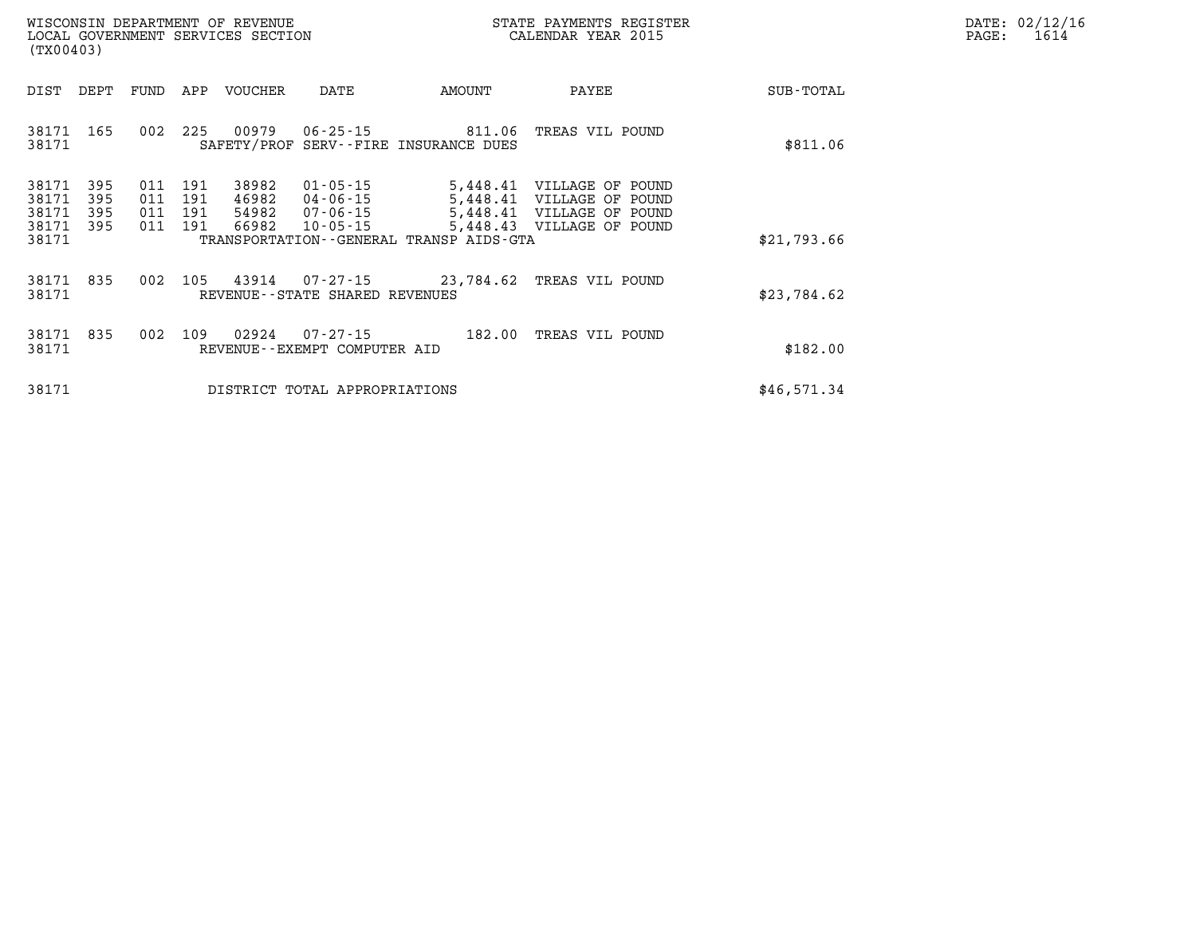WISCONSIN DEPARTMENT OF REVENUE
LOCAL GOVERNMENT SERVICES SECTION
(TX00403)

STATE PAYMENTS REGISTER
CALENDAR YEAR 2015

DATE: 02/12/16

| DIST | DEPT | FUND | APP | VOUCHER | DATE | AMOUNT | PAYEE | SUB-TOTAL |
|---|---|---|---|---|---|---|---|---|
| 38171 | 165 | 002 | 225 | 00979 | 06-25-15 | 811.06 | TREAS VIL POUND | |
| 38171 | | | | SAFETY/PROF SERV--FIRE INSURANCE DUES | | | | $811.06 |
| 38171 | 395 | 011 | 191 | 38982 | 01-05-15 | 5,448.41 | VILLAGE OF POUND | |
| 38171 | 395 | 011 | 191 | 46982 | 04-06-15 | 5,448.41 | VILLAGE OF POUND | |
| 38171 | 395 | 011 | 191 | 54982 | 07-06-15 | 5,448.41 | VILLAGE OF POUND | |
| 38171 | 395 | 011 | 191 | 66982 | 10-05-15 | 5,448.43 | VILLAGE OF POUND | |
| 38171 | | | | TRANSPORTATION--GENERAL TRANSP AIDS-GTA | | | | $21,793.66 |
| 38171 | 835 | 002 | 105 | 43914 | 07-27-15 | 23,784.62 | TREAS VIL POUND | |
| 38171 | | | | REVENUE--STATE SHARED REVENUES | | | | $23,784.62 |
| 38171 | 835 | 002 | 109 | 02924 | 07-27-15 | 182.00 | TREAS VIL POUND | |
| 38171 | | | | REVENUE--EXEMPT COMPUTER AID | | | | $182.00 |
| 38171 | | | | DISTRICT TOTAL APPROPRIATIONS | | | | $46,571.34 |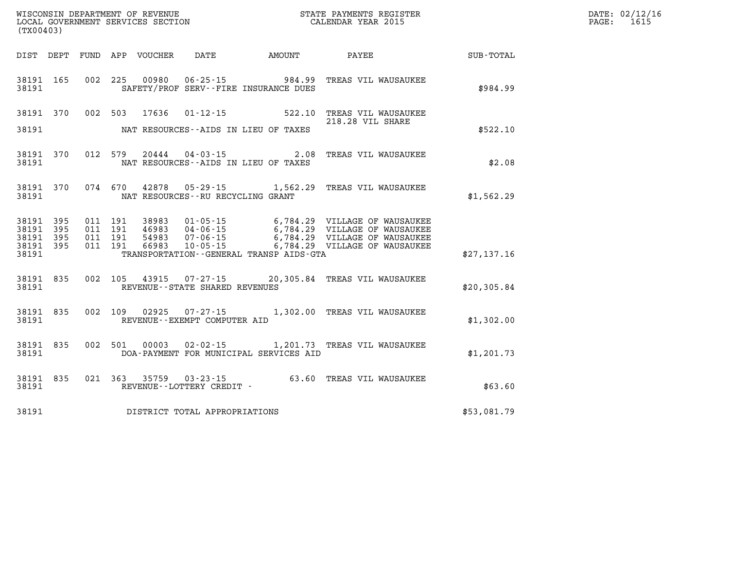WISCONSIN DEPARTMENT OF REVENUE
LOCAL GOVERNMENT SERVICES SECTION
(TX00403)

STATE PAYMENTS REGISTER
CALENDAR YEAR 2015

DATE: 02/12/16
PAGE: 1615

| DIST | DEPT | FUND | APP | VOUCHER | DATE | AMOUNT | PAYEE | SUB-TOTAL |
|---|---|---|---|---|---|---|---|---|
| 38191 | 165 | 002 | 225 | 00980 | 06-25-15 | 984.99 | TREAS VIL WAUSAUKEE | |
| 38191 | | | | | SAFETY/PROF SERV--FIRE INSURANCE DUES | | | $984.99 |
| 38191 | 370 | 002 | 503 | 17636 | 01-12-15 | 522.10 | TREAS VIL WAUSAUKEE 218.28 VIL SHARE | |
| 38191 | | | | | NAT RESOURCES--AIDS IN LIEU OF TAXES | | | $522.10 |
| 38191 | 370 | 012 | 579 | 20444 | 04-03-15 | 2.08 | TREAS VIL WAUSAUKEE | |
| 38191 | | | | | NAT RESOURCES--AIDS IN LIEU OF TAXES | | | $2.08 |
| 38191 | 370 | 074 | 670 | 42878 | 05-29-15 | 1,562.29 | TREAS VIL WAUSAUKEE | |
| 38191 | | | | | NAT RESOURCES--RU RECYCLING GRANT | | | $1,562.29 |
| 38191 | 395 | 011 | 191 | 38983 | 01-05-15 | 6,784.29 | VILLAGE OF WAUSAUKEE | |
| 38191 | 395 | 011 | 191 | 46983 | 04-06-15 | 6,784.29 | VILLAGE OF WAUSAUKEE | |
| 38191 | 395 | 011 | 191 | 54983 | 07-06-15 | 6,784.29 | VILLAGE OF WAUSAUKEE | |
| 38191 | 395 | 011 | 191 | 66983 | 10-05-15 | 6,784.29 | VILLAGE OF WAUSAUKEE | |
| 38191 | | | | | TRANSPORTATION--GENERAL TRANSP AIDS-GTA | | | $27,137.16 |
| 38191 | 835 | 002 | 105 | 43915 | 07-27-15 | 20,305.84 | TREAS VIL WAUSAUKEE | |
| 38191 | | | | | REVENUE--STATE SHARED REVENUES | | | $20,305.84 |
| 38191 | 835 | 002 | 109 | 02925 | 07-27-15 | 1,302.00 | TREAS VIL WAUSAUKEE | |
| 38191 | | | | | REVENUE--EXEMPT COMPUTER AID | | | $1,302.00 |
| 38191 | 835 | 002 | 501 | 00003 | 02-02-15 | 1,201.73 | TREAS VIL WAUSAUKEE | |
| 38191 | | | | | DOA-PAYMENT FOR MUNICIPAL SERVICES AID | | | $1,201.73 |
| 38191 | 835 | 021 | 363 | 35759 | 03-23-15 | 63.60 | TREAS VIL WAUSAUKEE | |
| 38191 | | | | | REVENUE--LOTTERY CREDIT - | | | $63.60 |
| 38191 | | | | | DISTRICT TOTAL APPROPRIATIONS | | | $53,081.79 |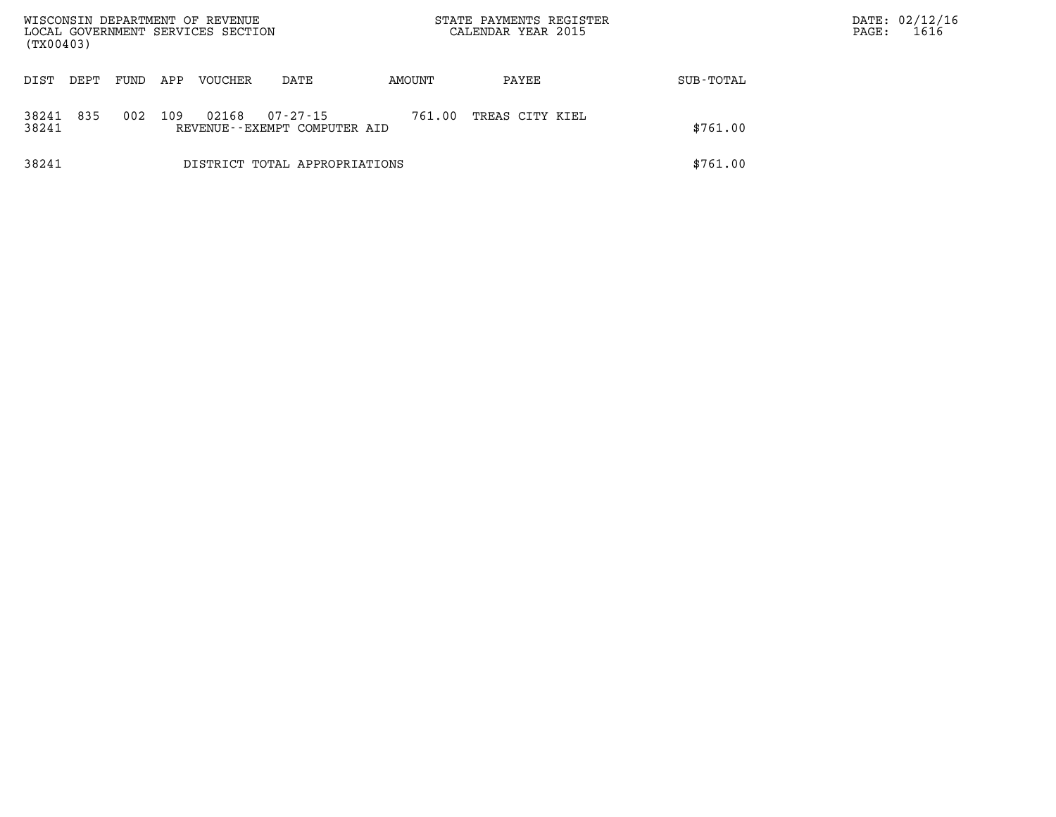WISCONSIN DEPARTMENT OF REVENUE
LOCAL GOVERNMENT SERVICES SECTION
(TX00403)

STATE PAYMENTS REGISTER
CALENDAR YEAR 2015

DATE: 02/12/16
PAGE: 1616

| DIST | DEPT | FUND | APP | VOUCHER | DATE | AMOUNT | PAYEE | SUB-TOTAL |
|---|---|---|---|---|---|---|---|---|
| 38241 | 835 | 002 | 109 | 02168 | 07-27-15 | 761.00 | TREAS CITY KIEL | |
| 38241 | | | | REVENUE--EXEMPT COMPUTER AID | | | | \$761.00 |
| 38241 | | | | DISTRICT TOTAL APPROPRIATIONS | | | | \$761.00 |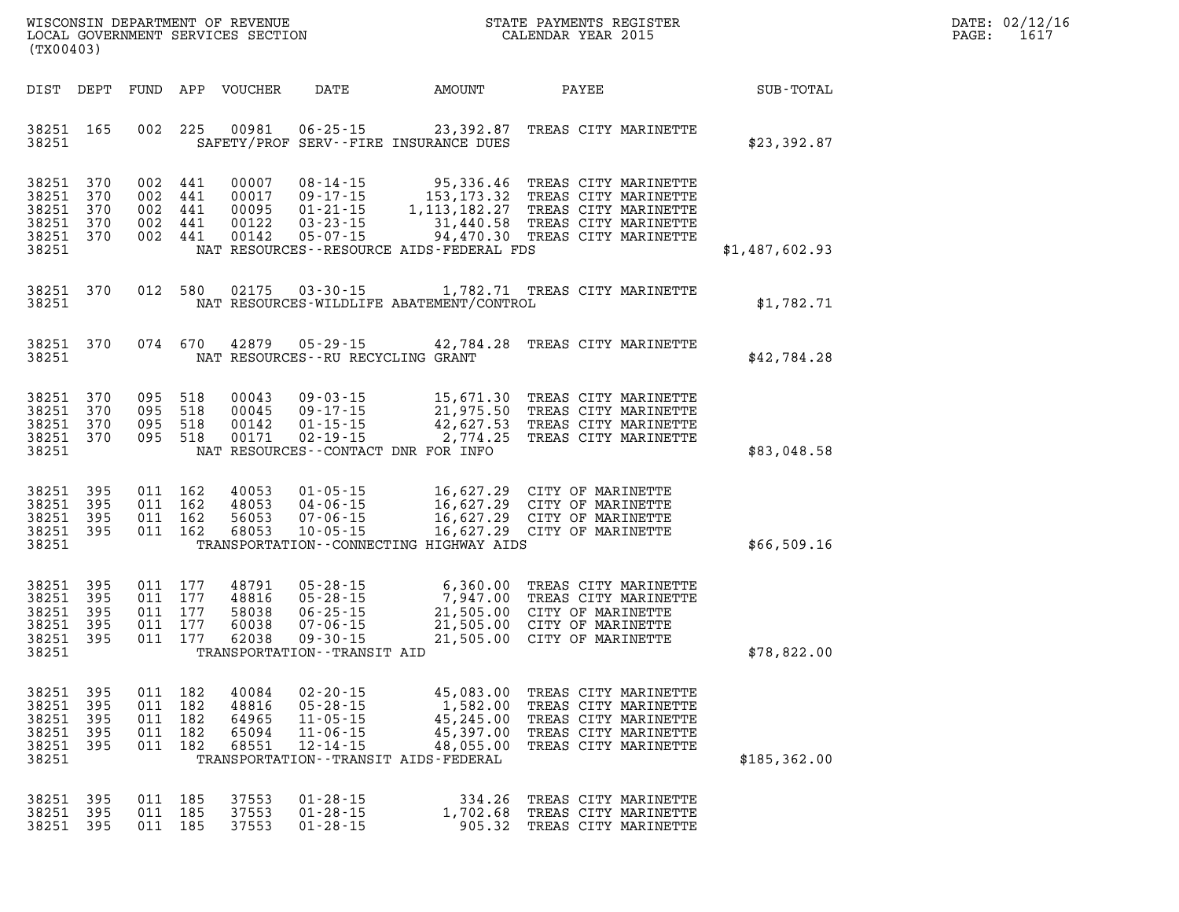WISCONSIN DEPARTMENT OF REVENUE
LOCAL GOVERNMENT SERVICES SECTION
(TX00403)

STATE PAYMENTS REGISTER
CALENDAR YEAR 2015

DATE: 02/12/16
PAGE: 1617

| DIST | DEPT | FUND | APP | VOUCHER | DATE | AMOUNT | PAYEE | SUB-TOTAL |
|---|---|---|---|---|---|---|---|---|
| 38251 | 165 | 002 | 225 | 00981 | 06-25-15 | 23,392.87 | TREAS CITY MARINETTE | |
| 38251 | | | | | SAFETY/PROF SERV--FIRE INSURANCE DUES | | | $23,392.87 |
| 38251 | 370 | 002 | 441 | 00007 | 08-14-15 | 95,336.46 | TREAS CITY MARINETTE | |
| 38251 | 370 | 002 | 441 | 00017 | 09-17-15 | 153,173.32 | TREAS CITY MARINETTE | |
| 38251 | 370 | 002 | 441 | 00095 | 01-21-15 | 1,113,182.27 | TREAS CITY MARINETTE | |
| 38251 | 370 | 002 | 441 | 00122 | 03-23-15 | 31,440.58 | TREAS CITY MARINETTE | |
| 38251 | 370 | 002 | 441 | 00142 | 05-07-15 | 94,470.30 | TREAS CITY MARINETTE | |
| 38251 | | | | | NAT RESOURCES--RESOURCE AIDS-FEDERAL FDS | | | $1,487,602.93 |
| 38251 | 370 | 012 | 580 | 02175 | 03-30-15 | 1,782.71 | TREAS CITY MARINETTE | |
| 38251 | | | | | NAT RESOURCES-WILDLIFE ABATEMENT/CONTROL | | | $1,782.71 |
| 38251 | 370 | 074 | 670 | 42879 | 05-29-15 | 42,784.28 | TREAS CITY MARINETTE | |
| 38251 | | | | | NAT RESOURCES--RU RECYCLING GRANT | | | $42,784.28 |
| 38251 | 370 | 095 | 518 | 00043 | 09-03-15 | 15,671.30 | TREAS CITY MARINETTE | |
| 38251 | 370 | 095 | 518 | 00045 | 09-17-15 | 21,975.50 | TREAS CITY MARINETTE | |
| 38251 | 370 | 095 | 518 | 00142 | 01-15-15 | 42,627.53 | TREAS CITY MARINETTE | |
| 38251 | 370 | 095 | 518 | 00171 | 02-19-15 | 2,774.25 | TREAS CITY MARINETTE | |
| 38251 | | | | | NAT RESOURCES--CONTACT DNR FOR INFO | | | $83,048.58 |
| 38251 | 395 | 011 | 162 | 40053 | 01-05-15 | 16,627.29 | CITY OF MARINETTE | |
| 38251 | 395 | 011 | 162 | 48053 | 04-06-15 | 16,627.29 | CITY OF MARINETTE | |
| 38251 | 395 | 011 | 162 | 56053 | 07-06-15 | 16,627.29 | CITY OF MARINETTE | |
| 38251 | 395 | 011 | 162 | 68053 | 10-05-15 | 16,627.29 | CITY OF MARINETTE | |
| 38251 | | | | | TRANSPORTATION--CONNECTING HIGHWAY AIDS | | | $66,509.16 |
| 38251 | 395 | 011 | 177 | 48791 | 05-28-15 | 6,360.00 | TREAS CITY MARINETTE | |
| 38251 | 395 | 011 | 177 | 48816 | 05-28-15 | 7,947.00 | TREAS CITY MARINETTE | |
| 38251 | 395 | 011 | 177 | 58038 | 06-25-15 | 21,505.00 | CITY OF MARINETTE | |
| 38251 | 395 | 011 | 177 | 60038 | 07-06-15 | 21,505.00 | CITY OF MARINETTE | |
| 38251 | 395 | 011 | 177 | 62038 | 09-30-15 | 21,505.00 | CITY OF MARINETTE | |
| 38251 | | | | | TRANSPORTATION--TRANSIT AID | | | $78,822.00 |
| 38251 | 395 | 011 | 182 | 40084 | 02-20-15 | 45,083.00 | TREAS CITY MARINETTE | |
| 38251 | 395 | 011 | 182 | 48816 | 05-28-15 | 1,582.00 | TREAS CITY MARINETTE | |
| 38251 | 395 | 011 | 182 | 64965 | 11-05-15 | 45,245.00 | TREAS CITY MARINETTE | |
| 38251 | 395 | 011 | 182 | 65094 | 11-06-15 | 45,397.00 | TREAS CITY MARINETTE | |
| 38251 | 395 | 011 | 182 | 68551 | 12-14-15 | 48,055.00 | TREAS CITY MARINETTE | |
| 38251 | | | | | TRANSPORTATION--TRANSIT AIDS-FEDERAL | | | $185,362.00 |
| 38251 | 395 | 011 | 185 | 37553 | 01-28-15 | 334.26 | TREAS CITY MARINETTE | |
| 38251 | 395 | 011 | 185 | 37553 | 01-28-15 | 1,702.68 | TREAS CITY MARINETTE | |
| 38251 | 395 | 011 | 185 | 37553 | 01-28-15 | 905.32 | TREAS CITY MARINETTE | |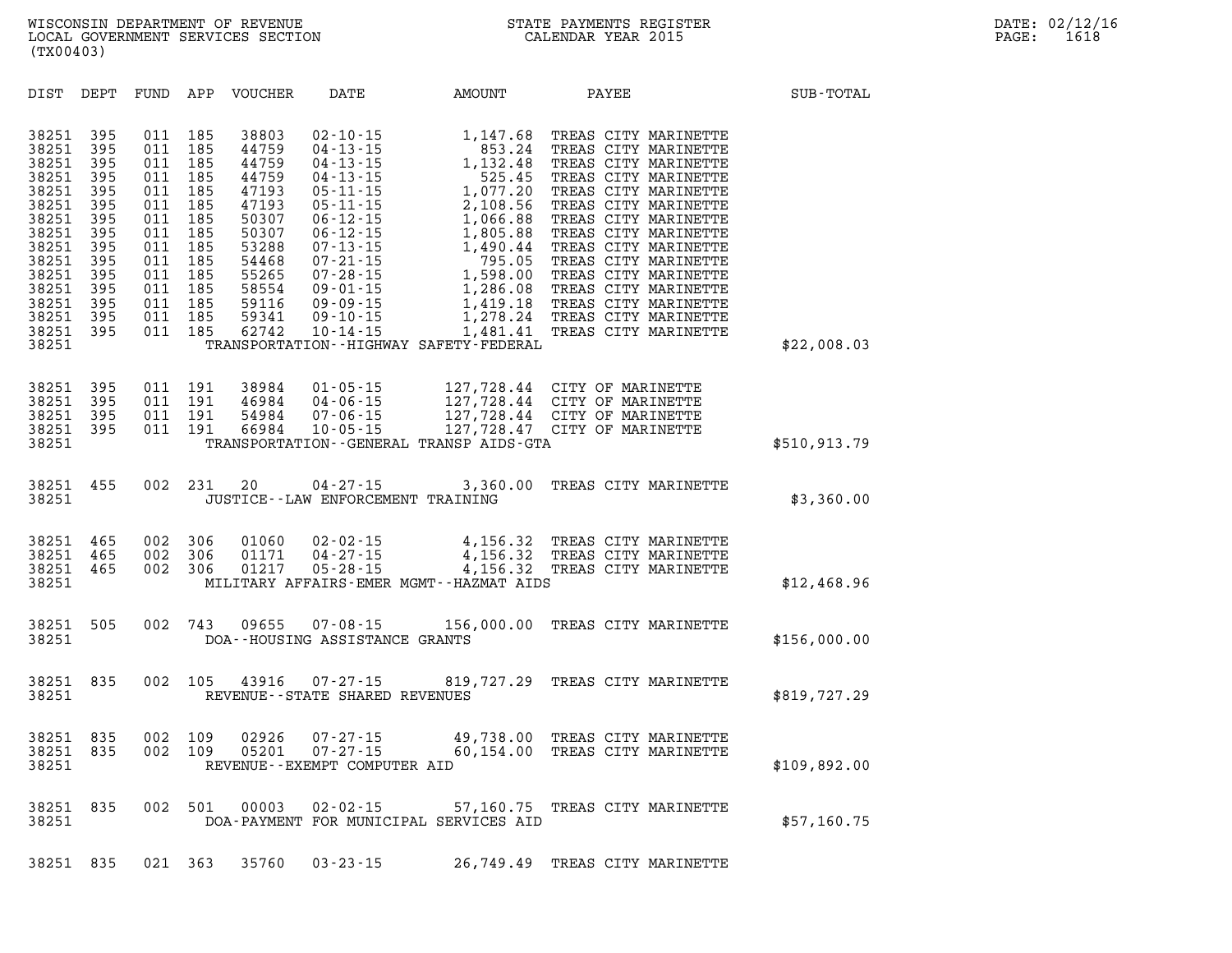WISCONSIN DEPARTMENT OF REVENUE
LOCAL GOVERNMENT SERVICES SECTION
(TX00403)

STATE PAYMENTS REGISTER
CALENDAR YEAR 2015

DATE: 02/12/16

| DIST | DEPT | FUND | APP | VOUCHER | DATE | AMOUNT | PAYEE | SUB-TOTAL |
|---|---|---|---|---|---|---|---|---|
| 38251 | 395 | 011 | 185 | 38803 | 02-10-15 | 1,147.68 | TREAS CITY MARINETTE | |
| 38251 | 395 | 011 | 185 | 44759 | 04-13-15 | 853.24 | TREAS CITY MARINETTE | |
| 38251 | 395 | 011 | 185 | 44759 | 04-13-15 | 1,132.48 | TREAS CITY MARINETTE | |
| 38251 | 395 | 011 | 185 | 44759 | 04-13-15 | 525.45 | TREAS CITY MARINETTE | |
| 38251 | 395 | 011 | 185 | 47193 | 05-11-15 | 1,077.20 | TREAS CITY MARINETTE | |
| 38251 | 395 | 011 | 185 | 47193 | 05-11-15 | 2,108.56 | TREAS CITY MARINETTE | |
| 38251 | 395 | 011 | 185 | 50307 | 06-12-15 | 1,066.88 | TREAS CITY MARINETTE | |
| 38251 | 395 | 011 | 185 | 50307 | 06-12-15 | 1,805.88 | TREAS CITY MARINETTE | |
| 38251 | 395 | 011 | 185 | 53288 | 07-13-15 | 1,490.44 | TREAS CITY MARINETTE | |
| 38251 | 395 | 011 | 185 | 54468 | 07-21-15 | 795.05 | TREAS CITY MARINETTE | |
| 38251 | 395 | 011 | 185 | 55265 | 07-28-15 | 1,598.00 | TREAS CITY MARINETTE | |
| 38251 | 395 | 011 | 185 | 58554 | 09-01-15 | 1,286.08 | TREAS CITY MARINETTE | |
| 38251 | 395 | 011 | 185 | 59116 | 09-09-15 | 1,419.18 | TREAS CITY MARINETTE | |
| 38251 | 395 | 011 | 185 | 59341 | 09-10-15 | 1,278.24 | TREAS CITY MARINETTE | |
| 38251 | 395 | 011 | 185 | 62742 | 10-14-15 | 1,481.41 | TREAS CITY MARINETTE | |
| 38251 | | | | | TRANSPORTATION--HIGHWAY SAFETY-FEDERAL | | | $22,008.03 |
| 38251 | 395 | 011 | 191 | 38984 | 01-05-15 | 127,728.44 | CITY OF MARINETTE | |
| 38251 | 395 | 011 | 191 | 46984 | 04-06-15 | 127,728.44 | CITY OF MARINETTE | |
| 38251 | 395 | 011 | 191 | 54984 | 07-06-15 | 127,728.44 | CITY OF MARINETTE | |
| 38251 | 395 | 011 | 191 | 66984 | 10-05-15 | 127,728.47 | CITY OF MARINETTE | |
| 38251 | | | | | TRANSPORTATION--GENERAL TRANSP AIDS-GTA | | | $510,913.79 |
| 38251 | 455 | 002 | 231 | 20 | 04-27-15 | 3,360.00 | TREAS CITY MARINETTE | |
| 38251 | | | | | JUSTICE--LAW ENFORCEMENT TRAINING | | | $3,360.00 |
| 38251 | 465 | 002 | 306 | 01060 | 02-02-15 | 4,156.32 | TREAS CITY MARINETTE | |
| 38251 | 465 | 002 | 306 | 01171 | 04-27-15 | 4,156.32 | TREAS CITY MARINETTE | |
| 38251 | 465 | 002 | 306 | 01217 | 05-28-15 | 4,156.32 | TREAS CITY MARINETTE | |
| 38251 | | | | | MILITARY AFFAIRS-EMER MGMT--HAZMAT AIDS | | | $12,468.96 |
| 38251 | 505 | 002 | 743 | 09655 | 07-08-15 | 156,000.00 | TREAS CITY MARINETTE | |
| 38251 | | | | | DOA--HOUSING ASSISTANCE GRANTS | | | $156,000.00 |
| 38251 | 835 | 002 | 105 | 43916 | 07-27-15 | 819,727.29 | TREAS CITY MARINETTE | |
| 38251 | | | | | REVENUE--STATE SHARED REVENUES | | | $819,727.29 |
| 38251 | 835 | 002 | 109 | 02926 | 07-27-15 | 49,738.00 | TREAS CITY MARINETTE | |
| 38251 | 835 | 002 | 109 | 05201 | 07-27-15 | 60,154.00 | TREAS CITY MARINETTE | |
| 38251 | | | | | REVENUE--EXEMPT COMPUTER AID | | | $109,892.00 |
| 38251 | 835 | 002 | 501 | 00003 | 02-02-15 | 57,160.75 | TREAS CITY MARINETTE | |
| 38251 | | | | | DOA-PAYMENT FOR MUNICIPAL SERVICES AID | | | $57,160.75 |
| 38251 | 835 | 021 | 363 | 35760 | 03-23-15 | 26,749.49 | TREAS CITY MARINETTE | |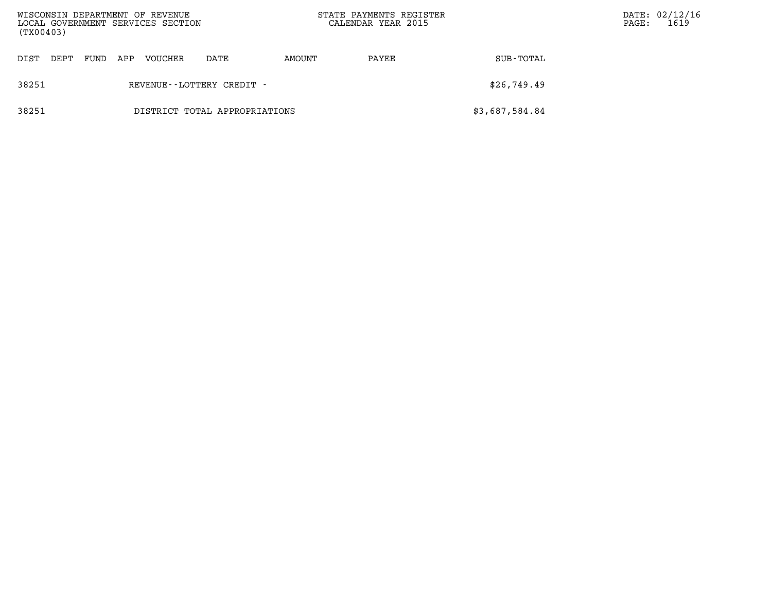| DIST | DEPT | FUND | APP | VOUCHER | DATE | AMOUNT | PAYEE | SUB-TOTAL |
|---|---|---|---|---|---|---|---|---|
| 38251 | | | | REVENUE--LOTTERY CREDIT - | | | | $26,749.49 |
| 38251 | | | | DISTRICT TOTAL APPROPRIATIONS | | | | $3,687,584.84 |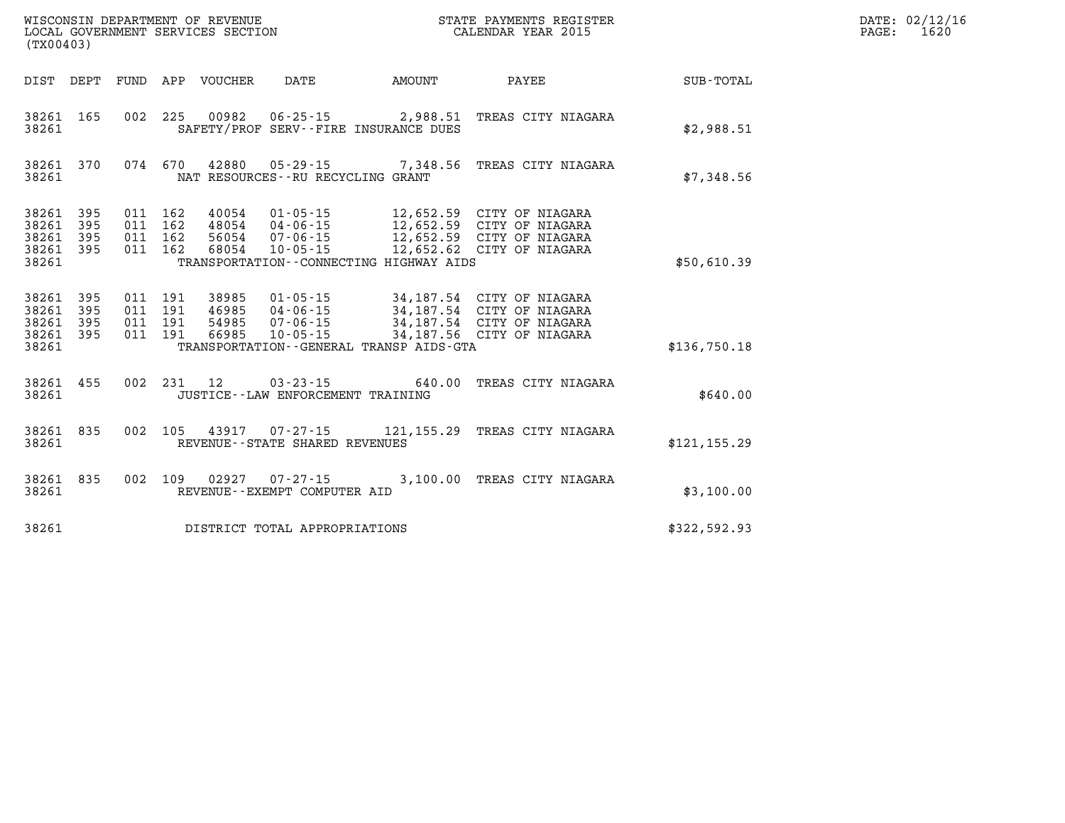WISCONSIN DEPARTMENT OF REVENUE
LOCAL GOVERNMENT SERVICES SECTION
(TX00403)

STATE PAYMENTS REGISTER
CALENDAR YEAR 2015

DATE: 02/12/16
PAGE: 1620

| DIST | DEPT | FUND | APP | VOUCHER | DATE | AMOUNT | PAYEE | SUB-TOTAL |
|---|---|---|---|---|---|---|---|---|
| 38261 | 165 | 002 | 225 | 00982 | 06-25-15 | 2,988.51 | TREAS CITY NIAGARA | |
| 38261 | | | | SAFETY/PROF SERV--FIRE INSURANCE DUES | | | | $2,988.51 |
| 38261 | 370 | 074 | 670 | 42880 | 05-29-15 | 7,348.56 | TREAS CITY NIAGARA | |
| 38261 | | | | NAT RESOURCES--RU RECYCLING GRANT | | | | $7,348.56 |
| 38261 | 395 | 011 | 162 | 40054 | 01-05-15 | 12,652.59 | CITY OF NIAGARA | |
| 38261 | 395 | 011 | 162 | 48054 | 04-06-15 | 12,652.59 | CITY OF NIAGARA | |
| 38261 | 395 | 011 | 162 | 56054 | 07-06-15 | 12,652.59 | CITY OF NIAGARA | |
| 38261 | 395 | 011 | 162 | 68054 | 10-05-15 | 12,652.62 | CITY OF NIAGARA | |
| 38261 | | | | TRANSPORTATION--CONNECTING HIGHWAY AIDS | | | | $50,610.39 |
| 38261 | 395 | 011 | 191 | 38985 | 01-05-15 | 34,187.54 | CITY OF NIAGARA | |
| 38261 | 395 | 011 | 191 | 46985 | 04-06-15 | 34,187.54 | CITY OF NIAGARA | |
| 38261 | 395 | 011 | 191 | 54985 | 07-06-15 | 34,187.54 | CITY OF NIAGARA | |
| 38261 | 395 | 011 | 191 | 66985 | 10-05-15 | 34,187.56 | CITY OF NIAGARA | |
| 38261 | | | | TRANSPORTATION--GENERAL TRANSP AIDS-GTA | | | | $136,750.18 |
| 38261 | 455 | 002 | 231 | 12 | 03-23-15 | 640.00 | TREAS CITY NIAGARA | |
| 38261 | | | | JUSTICE--LAW ENFORCEMENT TRAINING | | | | $640.00 |
| 38261 | 835 | 002 | 105 | 43917 | 07-27-15 | 121,155.29 | TREAS CITY NIAGARA | |
| 38261 | | | | REVENUE--STATE SHARED REVENUES | | | | $121,155.29 |
| 38261 | 835 | 002 | 109 | 02927 | 07-27-15 | 3,100.00 | TREAS CITY NIAGARA | |
| 38261 | | | | REVENUE--EXEMPT COMPUTER AID | | | | $3,100.00 |
| 38261 | | | | DISTRICT TOTAL APPROPRIATIONS | | | | $322,592.93 |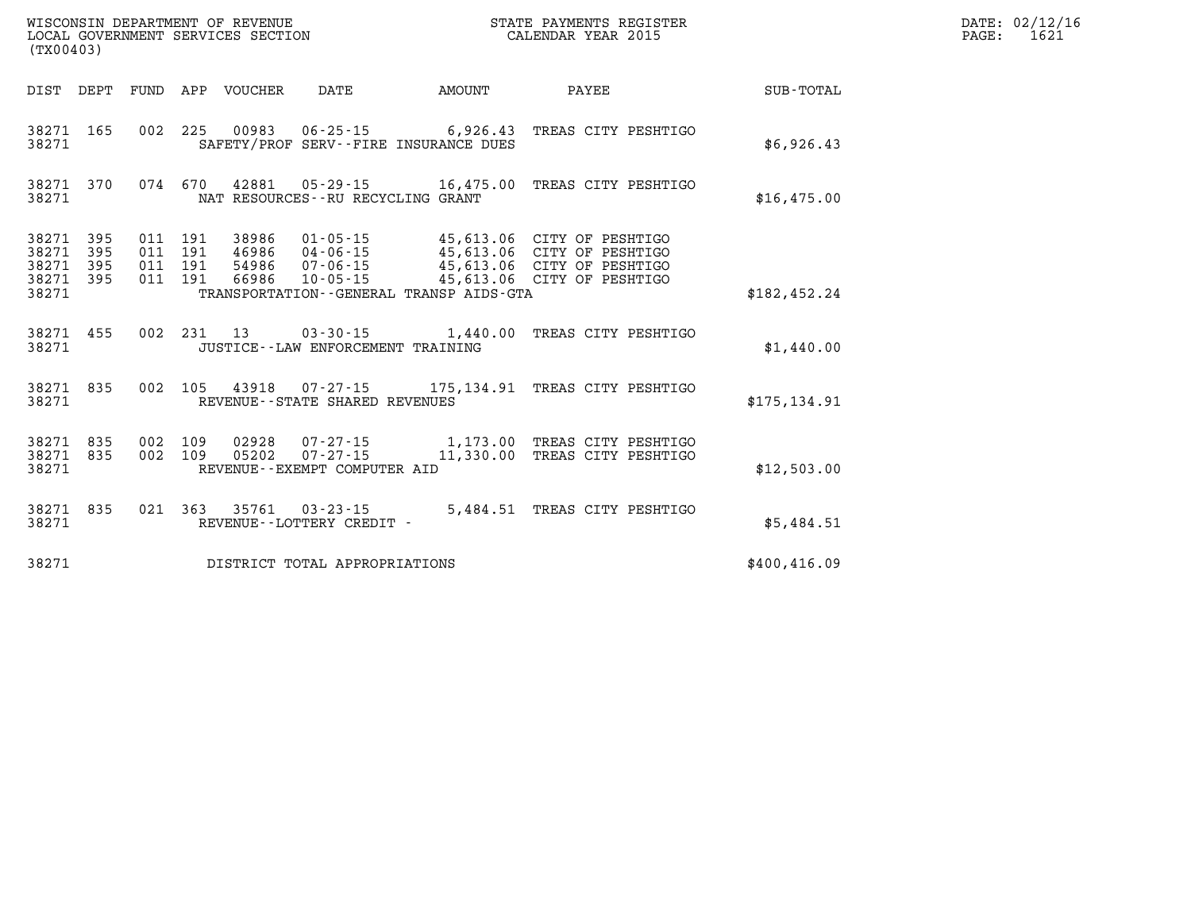WISCONSIN DEPARTMENT OF REVENUE
LOCAL GOVERNMENT SERVICES SECTION
(TX00403)

STATE PAYMENTS REGISTER
CALENDAR YEAR 2015

DATE: 02/12/16

| DIST | DEPT | FUND | APP | VOUCHER | DATE | AMOUNT | PAYEE | SUB-TOTAL |
|---|---|---|---|---|---|---|---|---|
| 38271 | 165 | 002 | 225 | 00983 | 06-25-15 | 6,926.43 | TREAS CITY PESHTIGO | |
| 38271 | | | | | SAFETY/PROF SERV--FIRE INSURANCE DUES | | | $6,926.43 |
| 38271 | 370 | 074 | 670 | 42881 | 05-29-15 | 16,475.00 | TREAS CITY PESHTIGO | |
| 38271 | | | | | NAT RESOURCES--RU RECYCLING GRANT | | | $16,475.00 |
| 38271 | 395 | 011 | 191 | 38986 | 01-05-15 | 45,613.06 | CITY OF PESHTIGO | |
| 38271 | 395 | 011 | 191 | 46986 | 04-06-15 | 45,613.06 | CITY OF PESHTIGO | |
| 38271 | 395 | 011 | 191 | 54986 | 07-06-15 | 45,613.06 | CITY OF PESHTIGO | |
| 38271 | 395 | 011 | 191 | 66986 | 10-05-15 | 45,613.06 | CITY OF PESHTIGO | |
| 38271 | | | | | TRANSPORTATION--GENERAL TRANSP AIDS-GTA | | | $182,452.24 |
| 38271 | 455 | 002 | 231 | 13 | 03-30-15 | 1,440.00 | TREAS CITY PESHTIGO | |
| 38271 | | | | | JUSTICE--LAW ENFORCEMENT TRAINING | | | $1,440.00 |
| 38271 | 835 | 002 | 105 | 43918 | 07-27-15 | 175,134.91 | TREAS CITY PESHTIGO | |
| 38271 | | | | | REVENUE--STATE SHARED REVENUES | | | $175,134.91 |
| 38271 | 835 | 002 | 109 | 02928 | 07-27-15 | 1,173.00 | TREAS CITY PESHTIGO | |
| 38271 | 835 | 002 | 109 | 05202 | 07-27-15 | 11,330.00 | TREAS CITY PESHTIGO | |
| 38271 | | | | | REVENUE--EXEMPT COMPUTER AID | | | $12,503.00 |
| 38271 | 835 | 021 | 363 | 35761 | 03-23-15 | 5,484.51 | TREAS CITY PESHTIGO | |
| 38271 | | | | | REVENUE--LOTTERY CREDIT - | | | $5,484.51 |
| 38271 | | | | | DISTRICT TOTAL APPROPRIATIONS | | | $400,416.09 |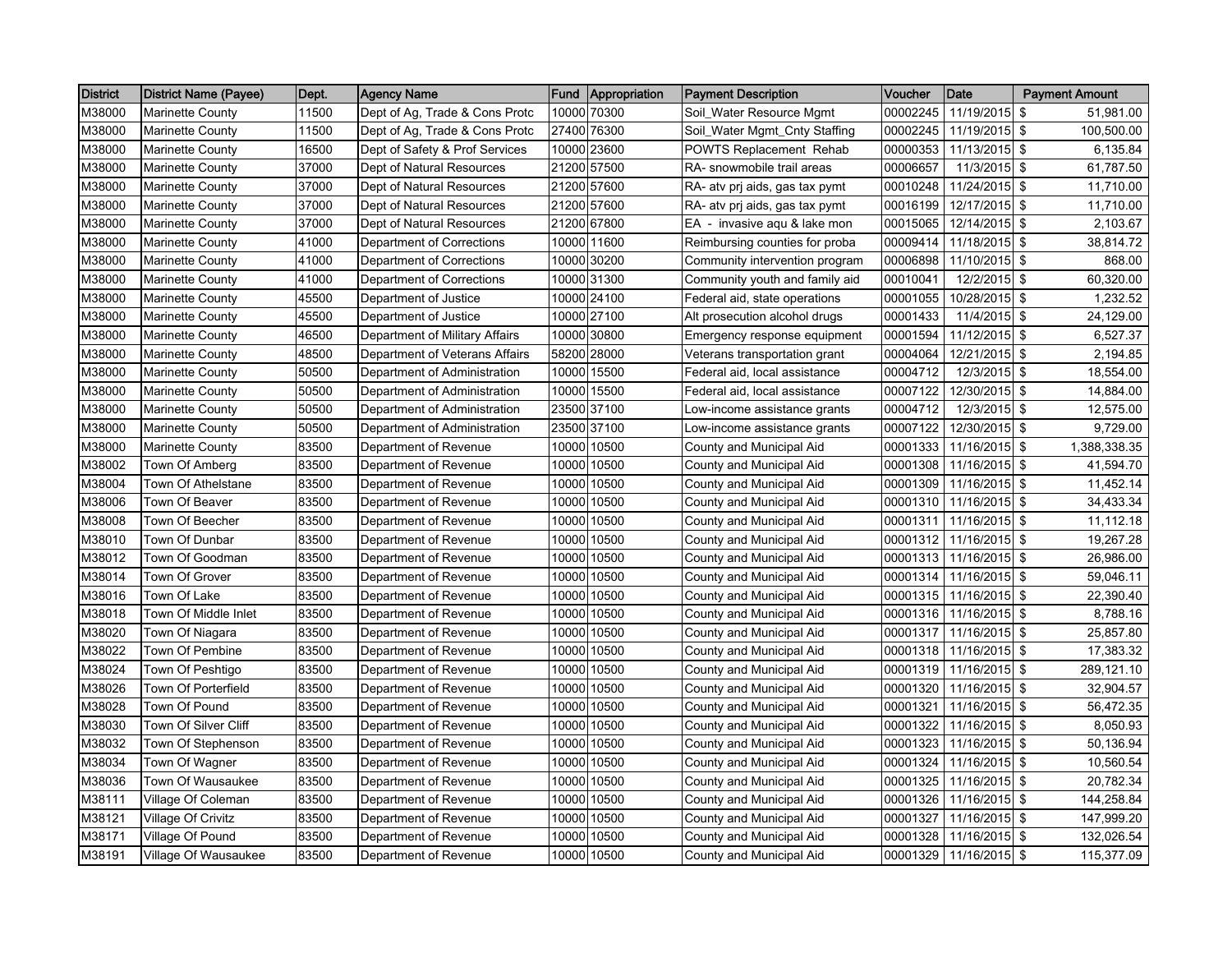| District | District Name (Payee) | Dept. | Agency Name | Fund | Appropriation | Payment Description | Voucher | Date | Payment Amount |
|---|---|---|---|---|---|---|---|---|---|
| M38000 | Marinette County | 11500 | Dept of Ag, Trade & Cons Protc | 10000 | 70300 | Soil_Water Resource Mgmt | 00002245 | 11/19/2015 | $ 51,981.00 |
| M38000 | Marinette County | 11500 | Dept of Ag, Trade & Cons Protc | 27400 | 76300 | Soil_Water Mgmt_Cnty Staffing | 00002245 | 11/19/2015 | $ 100,500.00 |
| M38000 | Marinette County | 16500 | Dept of Safety & Prof Services | 10000 | 23600 | POWTS Replacement Rehab | 00000353 | 11/13/2015 | $ 6,135.84 |
| M38000 | Marinette County | 37000 | Dept of Natural Resources | 21200 | 57500 | RA- snowmobile trail areas | 00006657 | 11/3/2015 | $ 61,787.50 |
| M38000 | Marinette County | 37000 | Dept of Natural Resources | 21200 | 57600 | RA- atv prj aids, gas tax pymt | 00010248 | 11/24/2015 | $ 11,710.00 |
| M38000 | Marinette County | 37000 | Dept of Natural Resources | 21200 | 57600 | RA- atv prj aids, gas tax pymt | 00016199 | 12/17/2015 | $ 11,710.00 |
| M38000 | Marinette County | 37000 | Dept of Natural Resources | 21200 | 67800 | EA - invasive aqu & lake mon | 00015065 | 12/14/2015 | $ 2,103.67 |
| M38000 | Marinette County | 41000 | Department of Corrections | 10000 | 11600 | Reimbursing counties for proba | 00009414 | 11/18/2015 | $ 38,814.72 |
| M38000 | Marinette County | 41000 | Department of Corrections | 10000 | 30200 | Community intervention program | 00006898 | 11/10/2015 | $ 868.00 |
| M38000 | Marinette County | 41000 | Department of Corrections | 10000 | 31300 | Community youth and family aid | 00010041 | 12/2/2015 | $ 60,320.00 |
| M38000 | Marinette County | 45500 | Department of Justice | 10000 | 24100 | Federal aid, state operations | 00001055 | 10/28/2015 | $ 1,232.52 |
| M38000 | Marinette County | 45500 | Department of Justice | 10000 | 27100 | Alt prosecution alcohol drugs | 00001433 | 11/4/2015 | $ 24,129.00 |
| M38000 | Marinette County | 46500 | Department of Military Affairs | 10000 | 30800 | Emergency response equipment | 00001594 | 11/12/2015 | $ 6,527.37 |
| M38000 | Marinette County | 48500 | Department of Veterans Affairs | 58200 | 28000 | Veterans transportation grant | 00004064 | 12/21/2015 | $ 2,194.85 |
| M38000 | Marinette County | 50500 | Department of Administration | 10000 | 15500 | Federal aid, local assistance | 00004712 | 12/3/2015 | $ 18,554.00 |
| M38000 | Marinette County | 50500 | Department of Administration | 10000 | 15500 | Federal aid, local assistance | 00007122 | 12/30/2015 | $ 14,884.00 |
| M38000 | Marinette County | 50500 | Department of Administration | 23500 | 37100 | Low-income assistance grants | 00004712 | 12/3/2015 | $ 12,575.00 |
| M38000 | Marinette County | 50500 | Department of Administration | 23500 | 37100 | Low-income assistance grants | 00007122 | 12/30/2015 | $ 9,729.00 |
| M38000 | Marinette County | 83500 | Department of Revenue | 10000 | 10500 | County and Municipal Aid | 00001333 | 11/16/2015 | $ 1,388,338.35 |
| M38002 | Town Of Amberg | 83500 | Department of Revenue | 10000 | 10500 | County and Municipal Aid | 00001308 | 11/16/2015 | $ 41,594.70 |
| M38004 | Town Of Athelstane | 83500 | Department of Revenue | 10000 | 10500 | County and Municipal Aid | 00001309 | 11/16/2015 | $ 11,452.14 |
| M38006 | Town Of Beaver | 83500 | Department of Revenue | 10000 | 10500 | County and Municipal Aid | 00001310 | 11/16/2015 | $ 34,433.34 |
| M38008 | Town Of Beecher | 83500 | Department of Revenue | 10000 | 10500 | County and Municipal Aid | 00001311 | 11/16/2015 | $ 11,112.18 |
| M38010 | Town Of Dunbar | 83500 | Department of Revenue | 10000 | 10500 | County and Municipal Aid | 00001312 | 11/16/2015 | $ 19,267.28 |
| M38012 | Town Of Goodman | 83500 | Department of Revenue | 10000 | 10500 | County and Municipal Aid | 00001313 | 11/16/2015 | $ 26,986.00 |
| M38014 | Town Of Grover | 83500 | Department of Revenue | 10000 | 10500 | County and Municipal Aid | 00001314 | 11/16/2015 | $ 59,046.11 |
| M38016 | Town Of Lake | 83500 | Department of Revenue | 10000 | 10500 | County and Municipal Aid | 00001315 | 11/16/2015 | $ 22,390.40 |
| M38018 | Town Of Middle Inlet | 83500 | Department of Revenue | 10000 | 10500 | County and Municipal Aid | 00001316 | 11/16/2015 | $ 8,788.16 |
| M38020 | Town Of Niagara | 83500 | Department of Revenue | 10000 | 10500 | County and Municipal Aid | 00001317 | 11/16/2015 | $ 25,857.80 |
| M38022 | Town Of Pembine | 83500 | Department of Revenue | 10000 | 10500 | County and Municipal Aid | 00001318 | 11/16/2015 | $ 17,383.32 |
| M38024 | Town Of Peshtigo | 83500 | Department of Revenue | 10000 | 10500 | County and Municipal Aid | 00001319 | 11/16/2015 | $ 289,121.10 |
| M38026 | Town Of Porterfield | 83500 | Department of Revenue | 10000 | 10500 | County and Municipal Aid | 00001320 | 11/16/2015 | $ 32,904.57 |
| M38028 | Town Of Pound | 83500 | Department of Revenue | 10000 | 10500 | County and Municipal Aid | 00001321 | 11/16/2015 | $ 56,472.35 |
| M38030 | Town Of Silver Cliff | 83500 | Department of Revenue | 10000 | 10500 | County and Municipal Aid | 00001322 | 11/16/2015 | $ 8,050.93 |
| M38032 | Town Of Stephenson | 83500 | Department of Revenue | 10000 | 10500 | County and Municipal Aid | 00001323 | 11/16/2015 | $ 50,136.94 |
| M38034 | Town Of Wagner | 83500 | Department of Revenue | 10000 | 10500 | County and Municipal Aid | 00001324 | 11/16/2015 | $ 10,560.54 |
| M38036 | Town Of Wausaukee | 83500 | Department of Revenue | 10000 | 10500 | County and Municipal Aid | 00001325 | 11/16/2015 | $ 20,782.34 |
| M38111 | Village Of Coleman | 83500 | Department of Revenue | 10000 | 10500 | County and Municipal Aid | 00001326 | 11/16/2015 | $ 144,258.84 |
| M38121 | Village Of Crivitz | 83500 | Department of Revenue | 10000 | 10500 | County and Municipal Aid | 00001327 | 11/16/2015 | $ 147,999.20 |
| M38171 | Village Of Pound | 83500 | Department of Revenue | 10000 | 10500 | County and Municipal Aid | 00001328 | 11/16/2015 | $ 132,026.54 |
| M38191 | Village Of Wausaukee | 83500 | Department of Revenue | 10000 | 10500 | County and Municipal Aid | 00001329 | 11/16/2015 | $ 115,377.09 |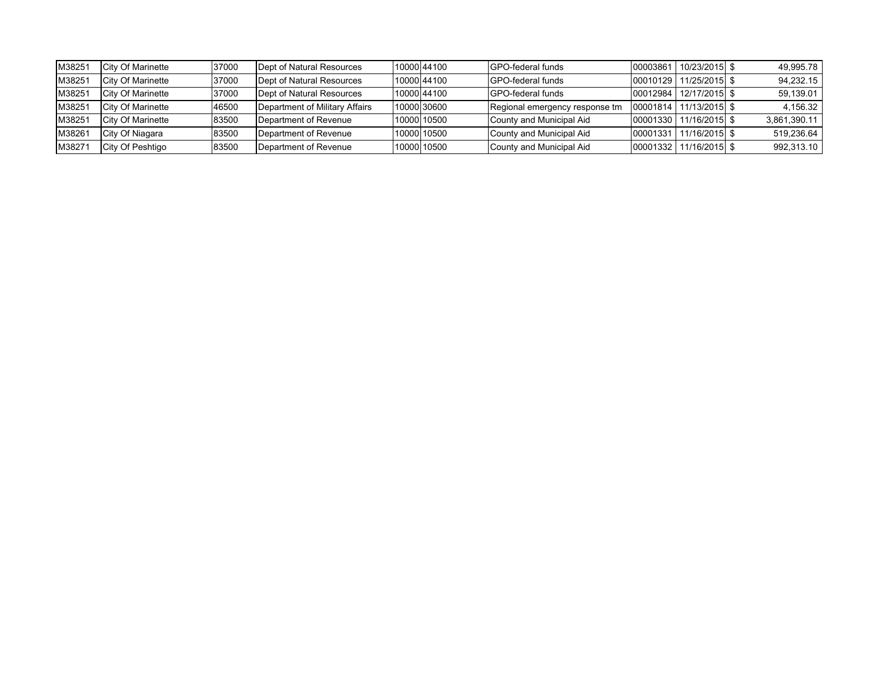| | | | | | | | | | | |
|---|---|---|---|---|---|---|---|---|---|---|
| M38251 | City Of Marinette | 37000 | Dept of Natural Resources | 10000 | 44100 | GPO-federal funds | 00003861 | 10/23/2015 | $ | 49,995.78 |
| M38251 | City Of Marinette | 37000 | Dept of Natural Resources | 10000 | 44100 | GPO-federal funds | 00010129 | 11/25/2015 | $ | 94,232.15 |
| M38251 | City Of Marinette | 37000 | Dept of Natural Resources | 10000 | 44100 | GPO-federal funds | 00012984 | 12/17/2015 | $ | 59,139.01 |
| M38251 | City Of Marinette | 46500 | Department of Military Affairs | 10000 | 30600 | Regional emergency response tm | 00001814 | 11/13/2015 | $ | 4,156.32 |
| M38251 | City Of Marinette | 83500 | Department of Revenue | 10000 | 10500 | County and Municipal Aid | 00001330 | 11/16/2015 | $ | 3,861,390.11 |
| M38261 | City Of Niagara | 83500 | Department of Revenue | 10000 | 10500 | County and Municipal Aid | 00001331 | 11/16/2015 | $ | 519,236.64 |
| M38271 | City Of Peshtigo | 83500 | Department of Revenue | 10000 | 10500 | County and Municipal Aid | 00001332 | 11/16/2015 | $ | 992,313.10 |